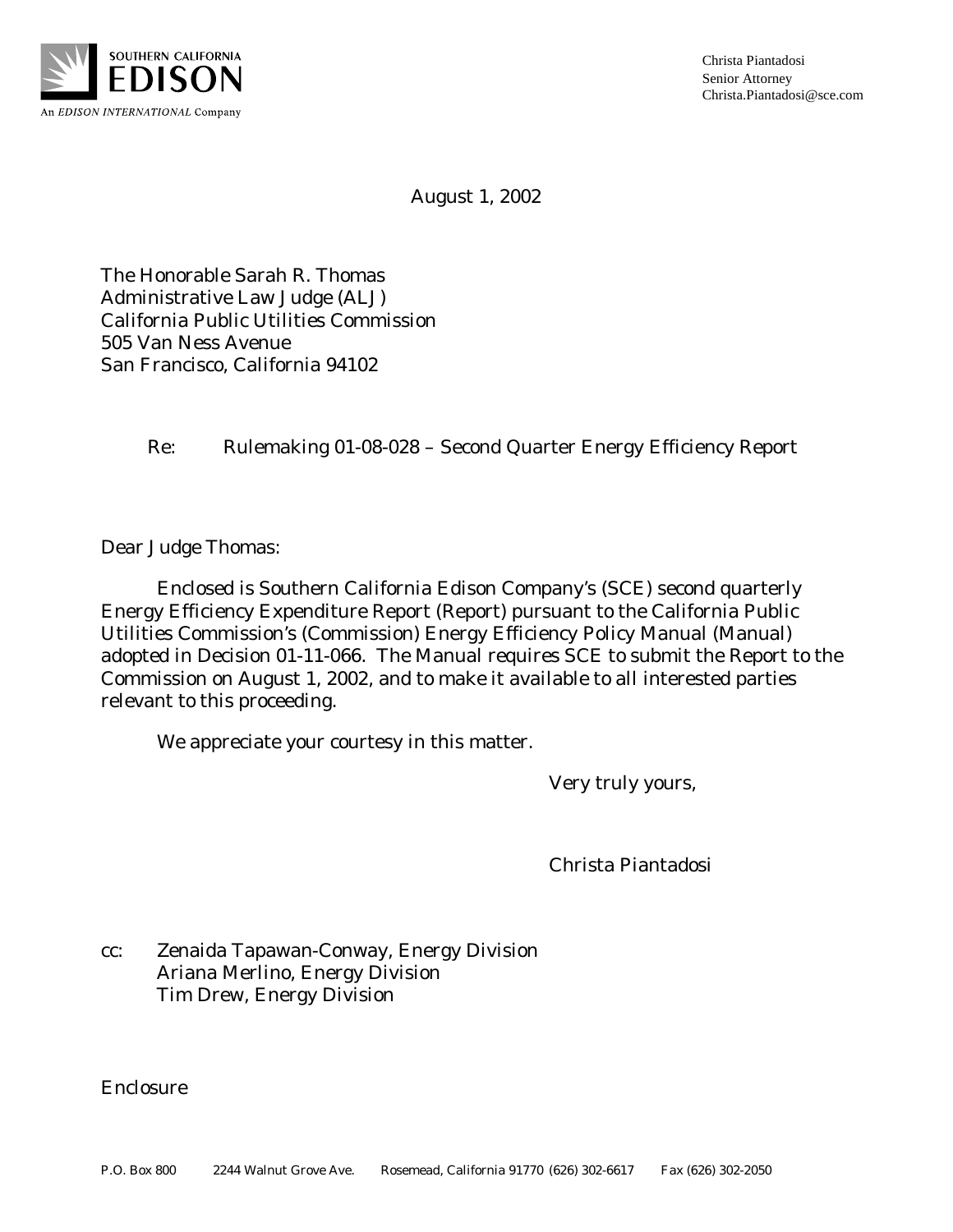SOUTHERN CALIFORNIA
EDISON
An *EDISON INTERNATIONAL* Company

Christa Piantadosi
Senior Attorney
Christa.Piantadosi@sce.com

August 1, 2002

The Honorable Sarah R. Thomas
Administrative Law Judge (ALJ)
California Public Utilities Commission
505 Van Ness Avenue
San Francisco, California 94102

Re: Rulemaking 01-08-028 – Second Quarter Energy Efficiency Report

Dear Judge Thomas:

Enclosed is Southern California Edison Company's (SCE) second quarterly Energy Efficiency Expenditure Report (Report) pursuant to the California Public Utilities Commission's (Commission) Energy Efficiency Policy Manual (Manual) adopted in Decision 01-11-066. The Manual requires SCE to submit the Report to the Commission on August 1, 2002, and to make it available to all interested parties relevant to this proceeding.

We appreciate your courtesy in this matter.

Very truly yours,

Christa Piantadosi

cc: Zenaida Tapawan-Conway, Energy Division
Ariana Merlino, Energy Division
Tim Drew, Energy Division

Enclosure

P.O. Box 800 2244 Walnut Grove Ave. Rosemead, California 91770 (626) 302-6617 Fax (626) 302-2050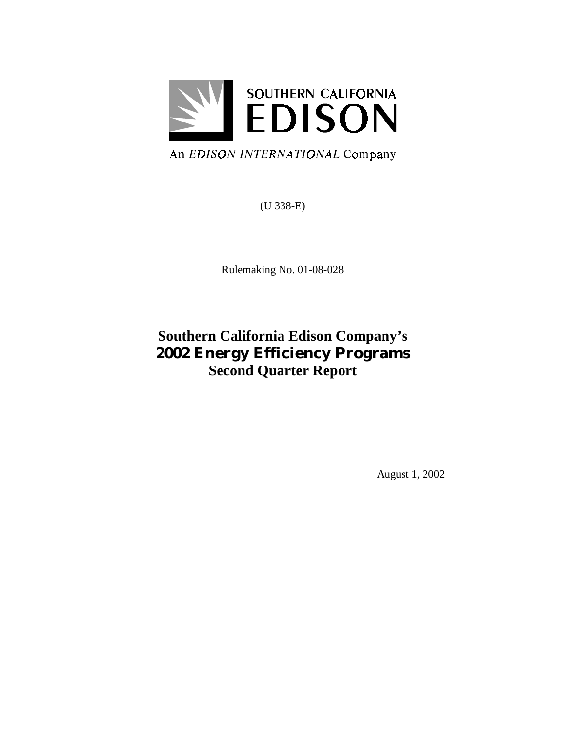SOUTHERN CALIFORNIA
EDISON

An *EDISON INTERNATIONAL* Company

(U 338-E)

Rulemaking No. 01-08-028

# Southern California Edison Company's
# 2002 Energy Efficiency Programs
# Second Quarter Report

August 1, 2002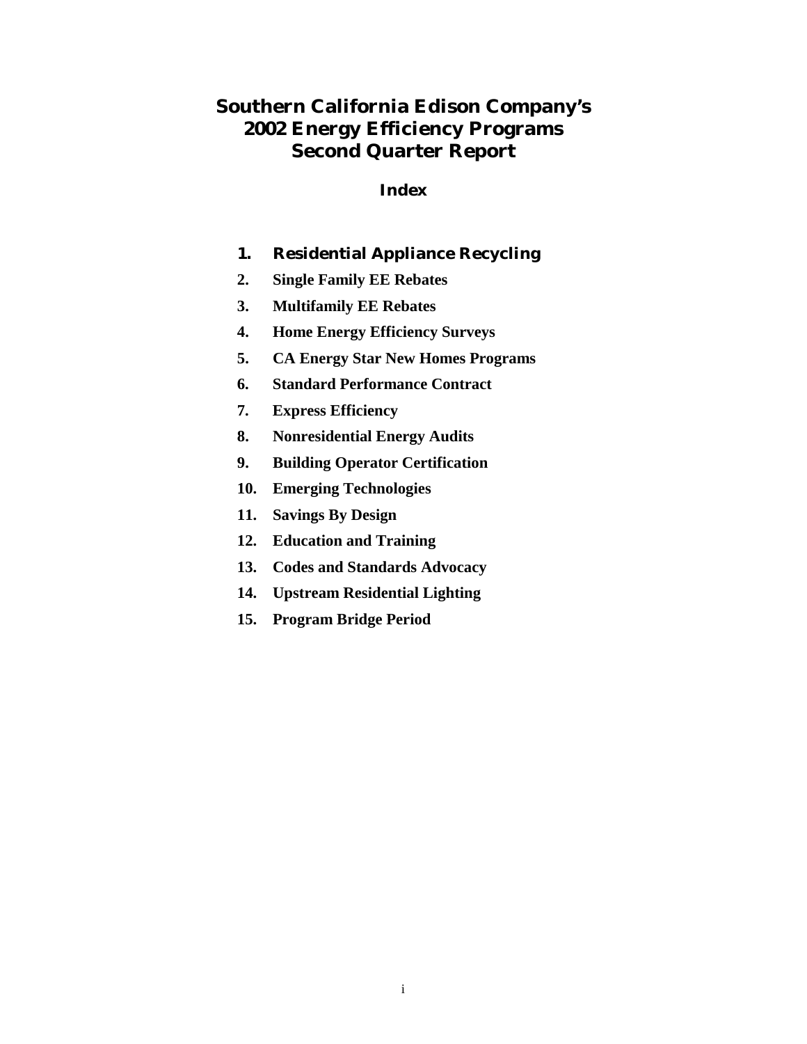# Southern California Edison Company's 2002 Energy Efficiency Programs Second Quarter Report

## Index

1. **Residential Appliance Recycling**
2. **Single Family EE Rebates**
3. **Multifamily EE Rebates**
4. **Home Energy Efficiency Surveys**
5. **CA Energy Star New Homes Programs**
6. **Standard Performance Contract**
7. **Express Efficiency**
8. **Nonresidential Energy Audits**
9. **Building Operator Certification**
10. **Emerging Technologies**
11. **Savings By Design**
12. **Education and Training**
13. **Codes and Standards Advocacy**
14. **Upstream Residential Lighting**
15. **Program Bridge Period**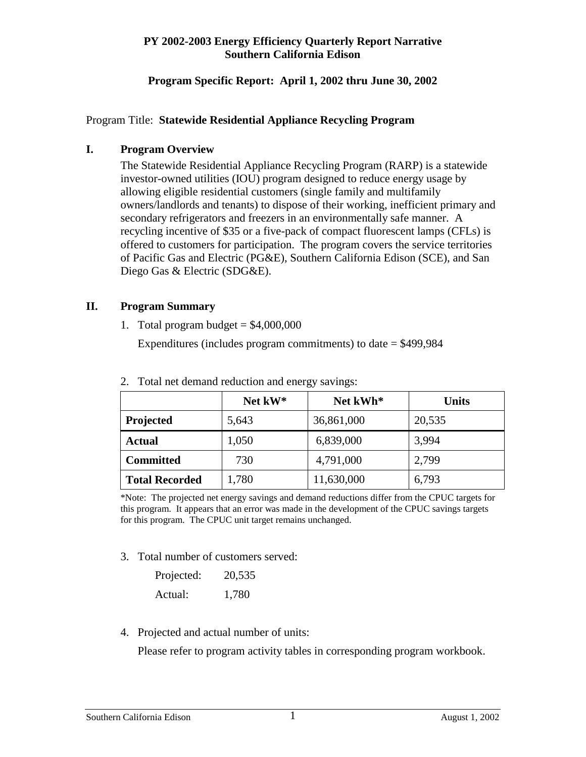**PY 2002-2003 Energy Efficiency Quarterly Report Narrative**
**Southern California Edison**

**Program Specific Report: April 1, 2002 thru June 30, 2002**

Program Title: **Statewide Residential Appliance Recycling Program**

## I. Program Overview

The Statewide Residential Appliance Recycling Program (RARP) is a statewide investor-owned utilities (IOU) program designed to reduce energy usage by allowing eligible residential customers (single family and multifamily owners/landlords and tenants) to dispose of their working, inefficient primary and secondary refrigerators and freezers in an environmentally safe manner. A recycling incentive of $35 or a five-pack of compact fluorescent lamps (CFLs) is offered to customers for participation. The program covers the service territories of Pacific Gas and Electric (PG&E), Southern California Edison (SCE), and San Diego Gas & Electric (SDG&E).

## II. Program Summary

1. Total program budget = $4,000,000

   Expenditures (includes program commitments) to date = $499,984

2. Total net demand reduction and energy savings:

| | Net kW* | Net kWh* | Units |
|---|---|---|---|
| **Projected** | 5,643 | 36,861,000 | 20,535 |
| **Actual** | 1,050 | 6,839,000 | 3,994 |
| **Committed** | 730 | 4,791,000 | 2,799 |
| **Total Recorded** | 1,780 | 11,630,000 | 6,793 |

*Note: The projected net energy savings and demand reductions differ from the CPUC targets for this program. It appears that an error was made in the development of the CPUC savings targets for this program. The CPUC unit target remains unchanged.

3. Total number of customers served:

   Projected: 20,535

   Actual: 1,780

4. Projected and actual number of units:

   Please refer to program activity tables in corresponding program workbook.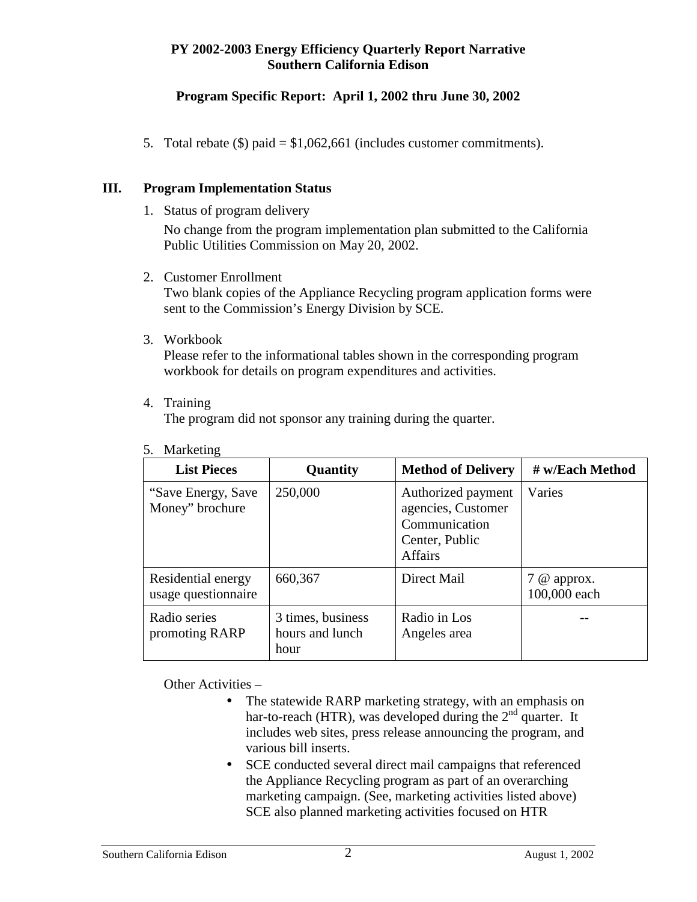**PY 2002-2003 Energy Efficiency Quarterly Report Narrative**
**Southern California Edison**

**Program Specific Report: April 1, 2002 thru June 30, 2002**

5. Total rebate ($) paid = $1,062,661 (includes customer commitments).

## III. Program Implementation Status

1. Status of program delivery

   No change from the program implementation plan submitted to the California Public Utilities Commission on May 20, 2002.

2. Customer Enrollment

   Two blank copies of the Appliance Recycling program application forms were sent to the Commission's Energy Division by SCE.

3. Workbook

   Please refer to the informational tables shown in the corresponding program workbook for details on program expenditures and activities.

4. Training

   The program did not sponsor any training during the quarter.

5. Marketing

| List Pieces | Quantity | Method of Delivery | # w/Each Method |
|---|---|---|---|
| "Save Energy, Save Money" brochure | 250,000 | Authorized payment agencies, Customer Communication Center, Public Affairs | Varies |
| Residential energy usage questionnaire | 660,367 | Direct Mail | 7 @ approx. 100,000 each |
| Radio series promoting RARP | 3 times, business hours and lunch hour | Radio in Los Angeles area | -- |

Other Activities –

- The statewide RARP marketing strategy, with an emphasis on har-to-reach (HTR), was developed during the 2nd quarter. It includes web sites, press release announcing the program, and various bill inserts.
- SCE conducted several direct mail campaigns that referenced the Appliance Recycling program as part of an overarching marketing campaign. (See, marketing activities listed above) SCE also planned marketing activities focused on HTR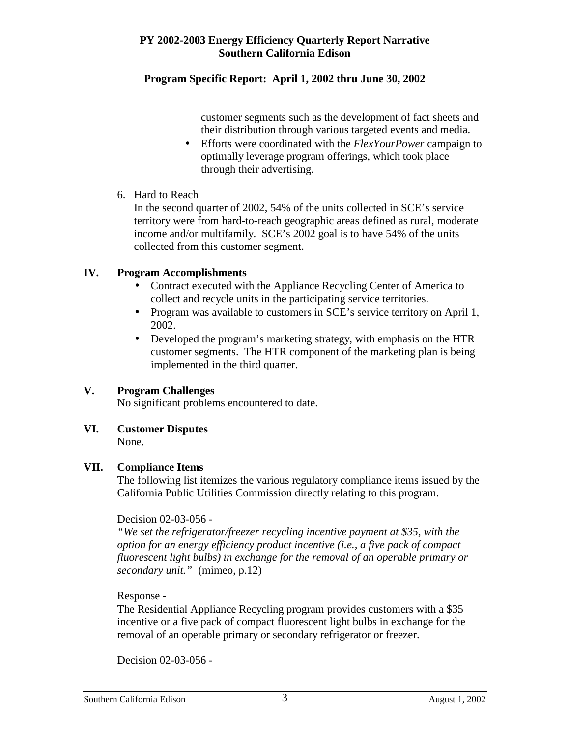customer segments such as the development of fact sheets and their distribution through various targeted events and media.
- Efforts were coordinated with the *FlexYourPower* campaign to optimally leverage program offerings, which took place through their advertising.

6. Hard to Reach
   In the second quarter of 2002, 54% of the units collected in SCE's service territory were from hard-to-reach geographic areas defined as rural, moderate income and/or multifamily. SCE's 2002 goal is to have 54% of the units collected from this customer segment.

## IV. Program Accomplishments

- Contract executed with the Appliance Recycling Center of America to collect and recycle units in the participating service territories.
- Program was available to customers in SCE's service territory on April 1, 2002.
- Developed the program's marketing strategy, with emphasis on the HTR customer segments. The HTR component of the marketing plan is being implemented in the third quarter.

## V. Program Challenges

No significant problems encountered to date.

## VI. Customer Disputes

None.

## VII. Compliance Items

The following list itemizes the various regulatory compliance items issued by the California Public Utilities Commission directly relating to this program.

Decision 02-03-056 -
*"We set the refrigerator/freezer recycling incentive payment at $35, with the option for an energy efficiency product incentive (i.e., a five pack of compact fluorescent light bulbs) in exchange for the removal of an operable primary or secondary unit."* (mimeo, p.12)

Response -
The Residential Appliance Recycling program provides customers with a $35 incentive or a five pack of compact fluorescent light bulbs in exchange for the removal of an operable primary or secondary refrigerator or freezer.

Decision 02-03-056 -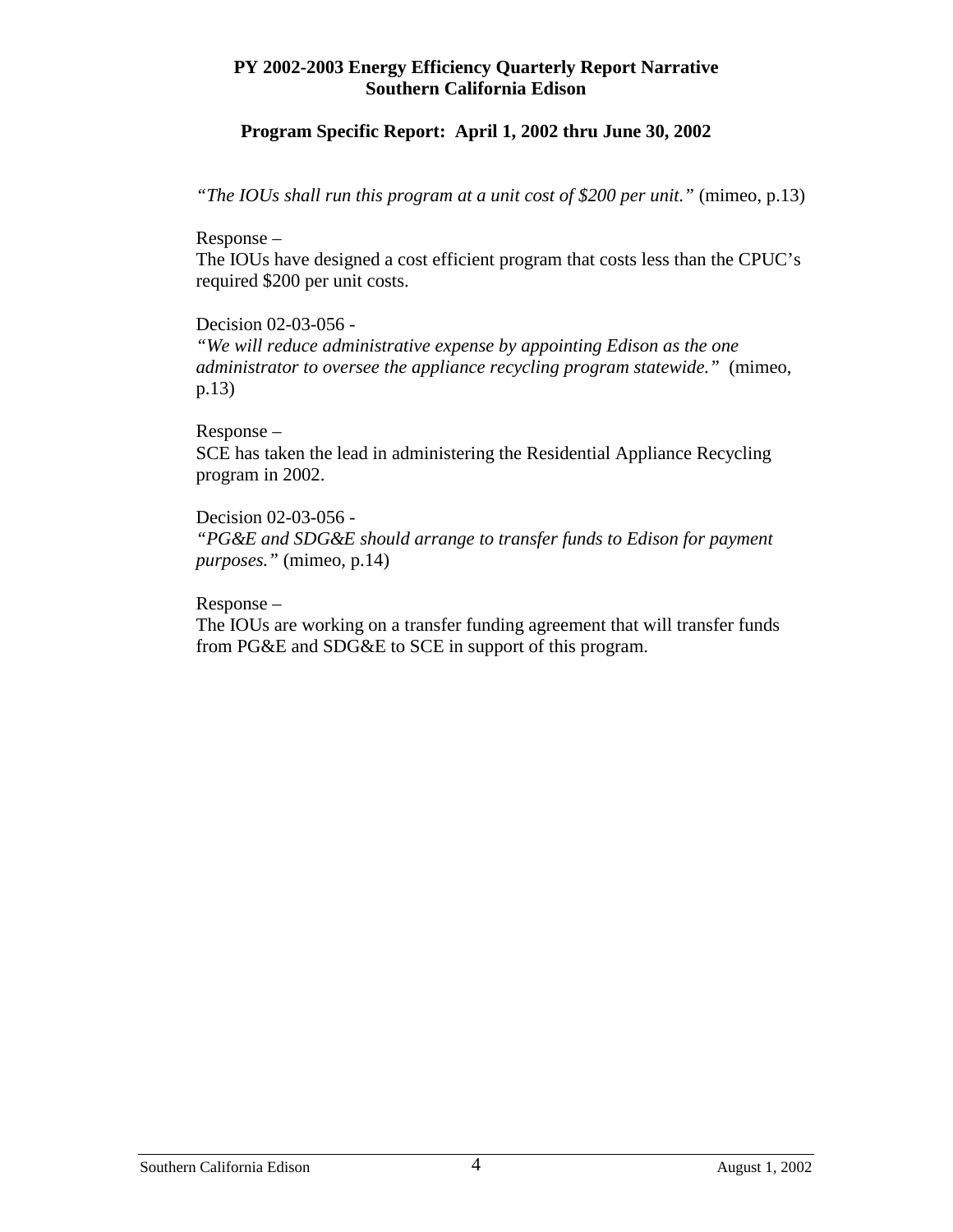*"The IOUs shall run this program at a unit cost of $200 per unit."* (mimeo, p.13)

Response –
The IOUs have designed a cost efficient program that costs less than the CPUC's required $200 per unit costs.

Decision 02-03-056 -
*"We will reduce administrative expense by appointing Edison as the one administrator to oversee the appliance recycling program statewide."* (mimeo, p.13)

Response –
SCE has taken the lead in administering the Residential Appliance Recycling program in 2002.

Decision 02-03-056 -
*"PG&E and SDG&E should arrange to transfer funds to Edison for payment purposes."* (mimeo, p.14)

Response –
The IOUs are working on a transfer funding agreement that will transfer funds from PG&E and SDG&E to SCE in support of this program.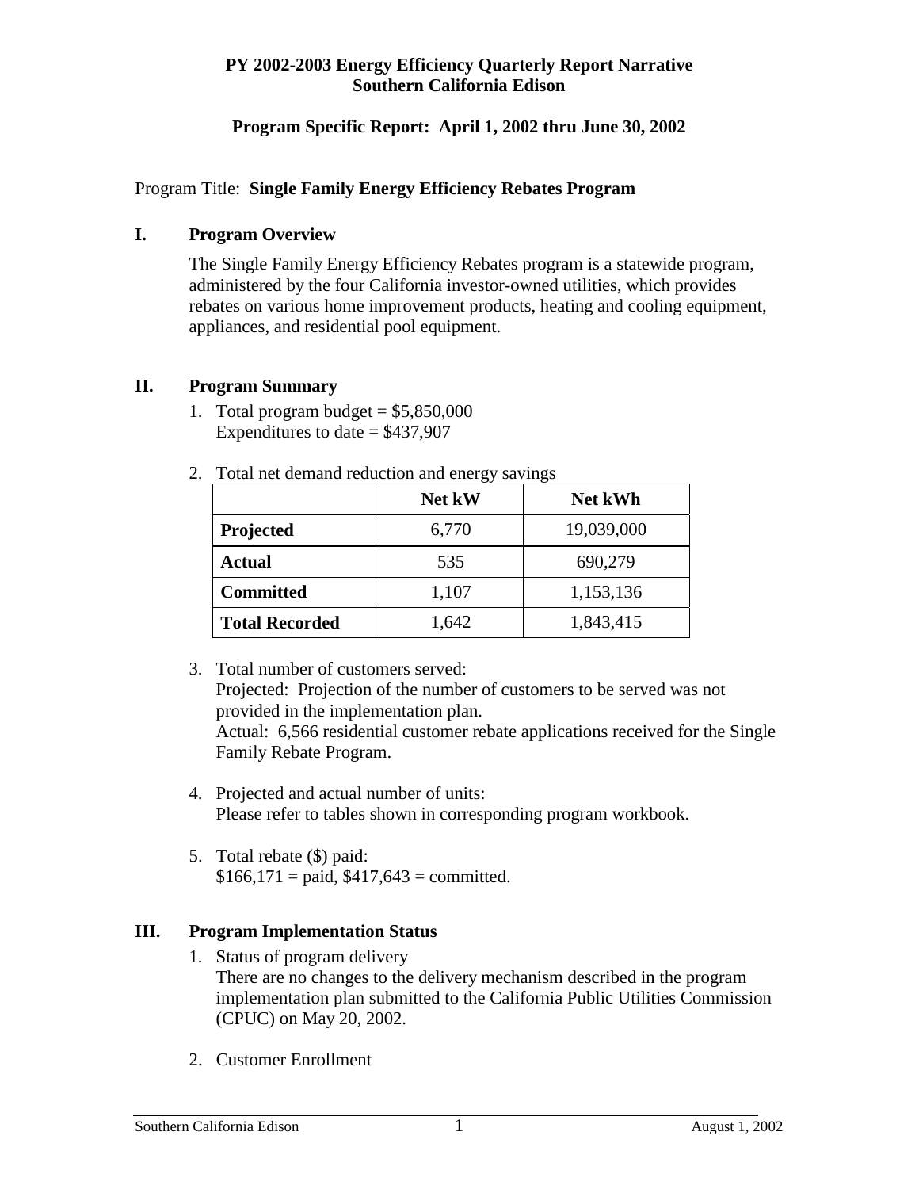**PY 2002-2003 Energy Efficiency Quarterly Report Narrative**
**Southern California Edison**

**Program Specific Report: April 1, 2002 thru June 30, 2002**

Program Title: **Single Family Energy Efficiency Rebates Program**

## I. Program Overview

The Single Family Energy Efficiency Rebates program is a statewide program, administered by the four California investor-owned utilities, which provides rebates on various home improvement products, heating and cooling equipment, appliances, and residential pool equipment.

## II. Program Summary

1. Total program budget = $5,850,000
   Expenditures to date = $437,907

2. Total net demand reduction and energy savings

| | Net kW | Net kWh |
|---|---|---|
| **Projected** | 6,770 | 19,039,000 |
| **Actual** | 535 | 690,279 |
| **Committed** | 1,107 | 1,153,136 |
| **Total Recorded** | 1,642 | 1,843,415 |

3. Total number of customers served:
   Projected: Projection of the number of customers to be served was not provided in the implementation plan.
   Actual: 6,566 residential customer rebate applications received for the Single Family Rebate Program.

4. Projected and actual number of units:
   Please refer to tables shown in corresponding program workbook.

5. Total rebate ($) paid:
   $166,171 = paid, $417,643 = committed.

## III. Program Implementation Status

1. Status of program delivery
   There are no changes to the delivery mechanism described in the program implementation plan submitted to the California Public Utilities Commission (CPUC) on May 20, 2002.

2. Customer Enrollment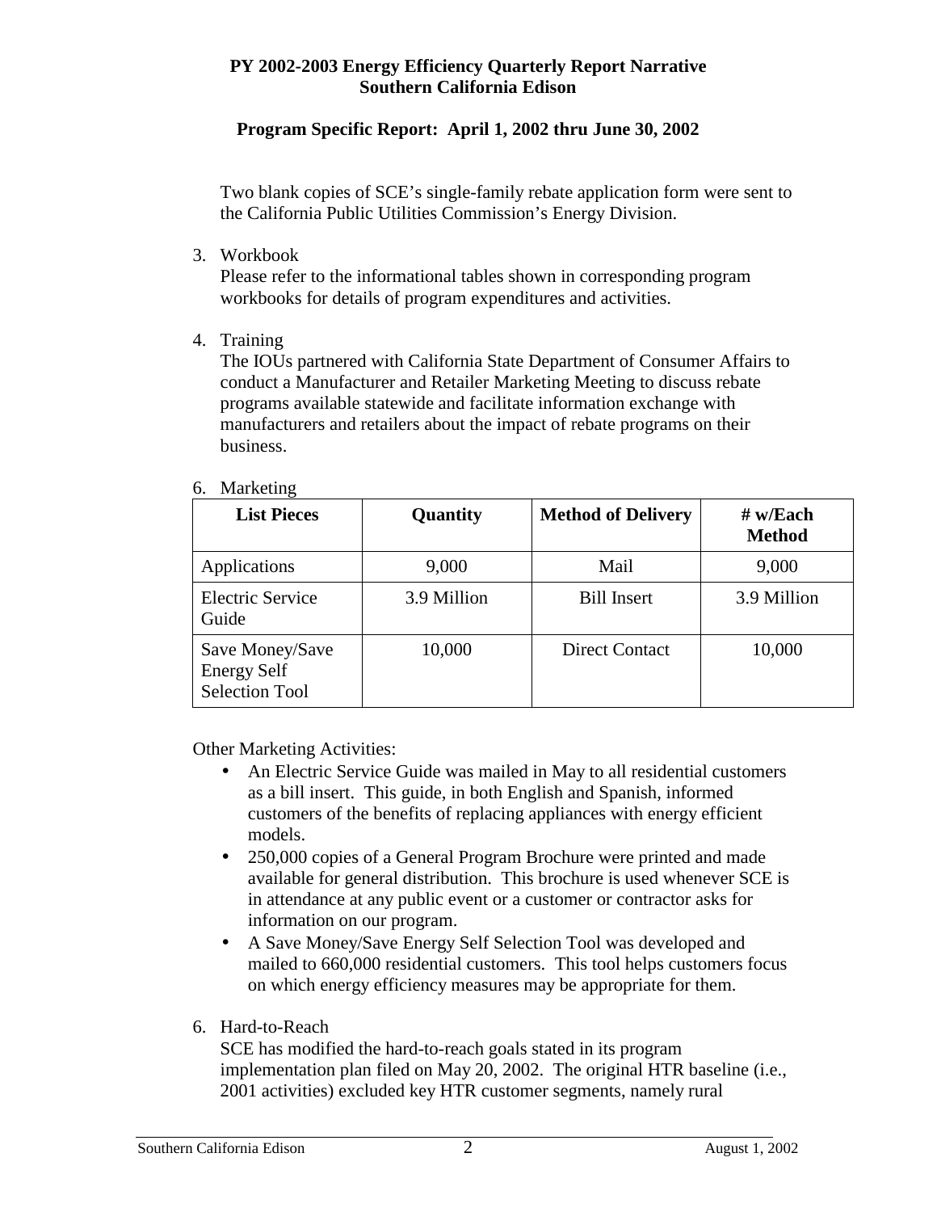Two blank copies of SCE's single-family rebate application form were sent to the California Public Utilities Commission's Energy Division.

3. Workbook
   Please refer to the informational tables shown in corresponding program workbooks for details of program expenditures and activities.

4. Training
   The IOUs partnered with California State Department of Consumer Affairs to conduct a Manufacturer and Retailer Marketing Meeting to discuss rebate programs available statewide and facilitate information exchange with manufacturers and retailers about the impact of rebate programs on their business.

6. Marketing

| List Pieces | Quantity | Method of Delivery | # w/Each Method |
|---|---|---|---|
| Applications | 9,000 | Mail | 9,000 |
| Electric Service Guide | 3.9 Million | Bill Insert | 3.9 Million |
| Save Money/Save Energy Self Selection Tool | 10,000 | Direct Contact | 10,000 |

Other Marketing Activities:

- An Electric Service Guide was mailed in May to all residential customers as a bill insert. This guide, in both English and Spanish, informed customers of the benefits of replacing appliances with energy efficient models.
- 250,000 copies of a General Program Brochure were printed and made available for general distribution. This brochure is used whenever SCE is in attendance at any public event or a customer or contractor asks for information on our program.
- A Save Money/Save Energy Self Selection Tool was developed and mailed to 660,000 residential customers. This tool helps customers focus on which energy efficiency measures may be appropriate for them.

6. Hard-to-Reach
   SCE has modified the hard-to-reach goals stated in its program implementation plan filed on May 20, 2002. The original HTR baseline (i.e., 2001 activities) excluded key HTR customer segments, namely rural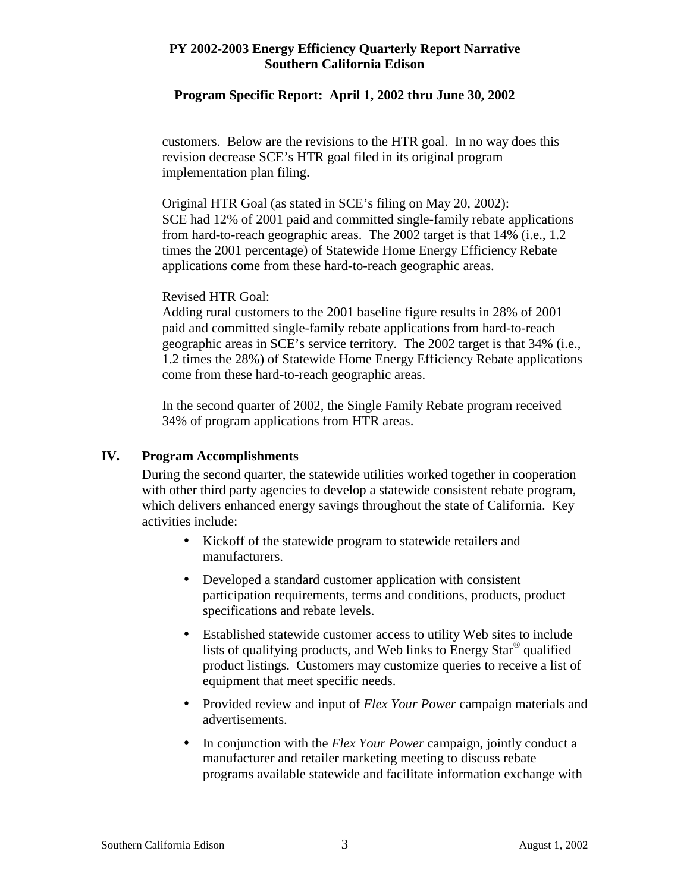customers. Below are the revisions to the HTR goal. In no way does this revision decrease SCE's HTR goal filed in its original program implementation plan filing.

Original HTR Goal (as stated in SCE's filing on May 20, 2002):
SCE had 12% of 2001 paid and committed single-family rebate applications from hard-to-reach geographic areas. The 2002 target is that 14% (i.e., 1.2 times the 2001 percentage) of Statewide Home Energy Efficiency Rebate applications come from these hard-to-reach geographic areas.

Revised HTR Goal:
Adding rural customers to the 2001 baseline figure results in 28% of 2001 paid and committed single-family rebate applications from hard-to-reach geographic areas in SCE's service territory. The 2002 target is that 34% (i.e., 1.2 times the 28%) of Statewide Home Energy Efficiency Rebate applications come from these hard-to-reach geographic areas.

In the second quarter of 2002, the Single Family Rebate program received 34% of program applications from HTR areas.

## IV. Program Accomplishments

During the second quarter, the statewide utilities worked together in cooperation with other third party agencies to develop a statewide consistent rebate program, which delivers enhanced energy savings throughout the state of California. Key activities include:

- Kickoff of the statewide program to statewide retailers and manufacturers.
- Developed a standard customer application with consistent participation requirements, terms and conditions, products, product specifications and rebate levels.
- Established statewide customer access to utility Web sites to include lists of qualifying products, and Web links to Energy Star® qualified product listings. Customers may customize queries to receive a list of equipment that meet specific needs.
- Provided review and input of *Flex Your Power* campaign materials and advertisements.
- In conjunction with the *Flex Your Power* campaign, jointly conduct a manufacturer and retailer marketing meeting to discuss rebate programs available statewide and facilitate information exchange with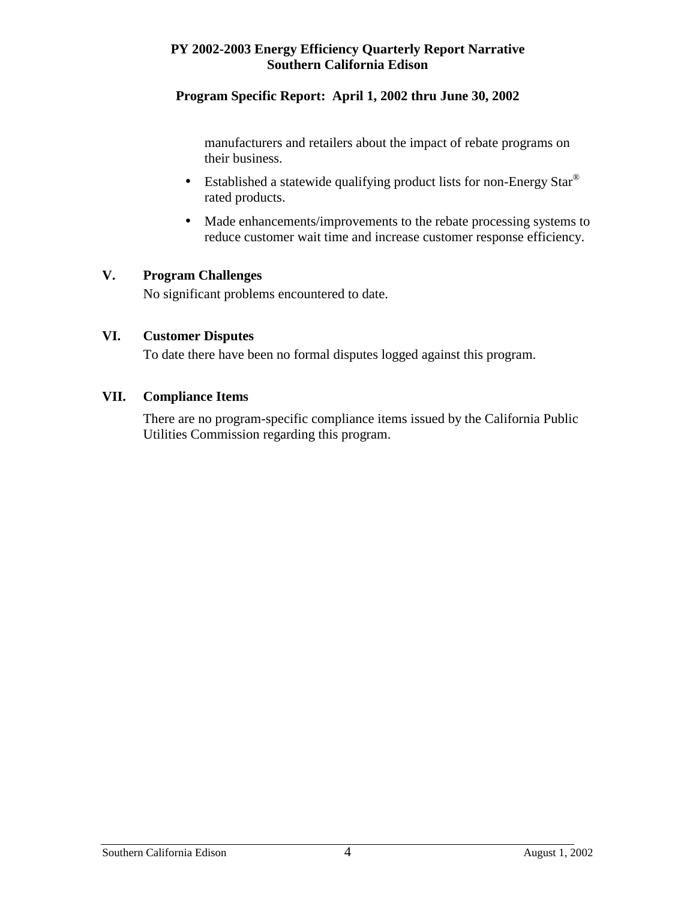manufacturers and retailers about the impact of rebate programs on their business.

- Established a statewide qualifying product lists for non-Energy Star® rated products.
- Made enhancements/improvements to the rebate processing systems to reduce customer wait time and increase customer response efficiency.

## V. Program Challenges

No significant problems encountered to date.

## VI. Customer Disputes

To date there have been no formal disputes logged against this program.

## VII. Compliance Items

There are no program-specific compliance items issued by the California Public Utilities Commission regarding this program.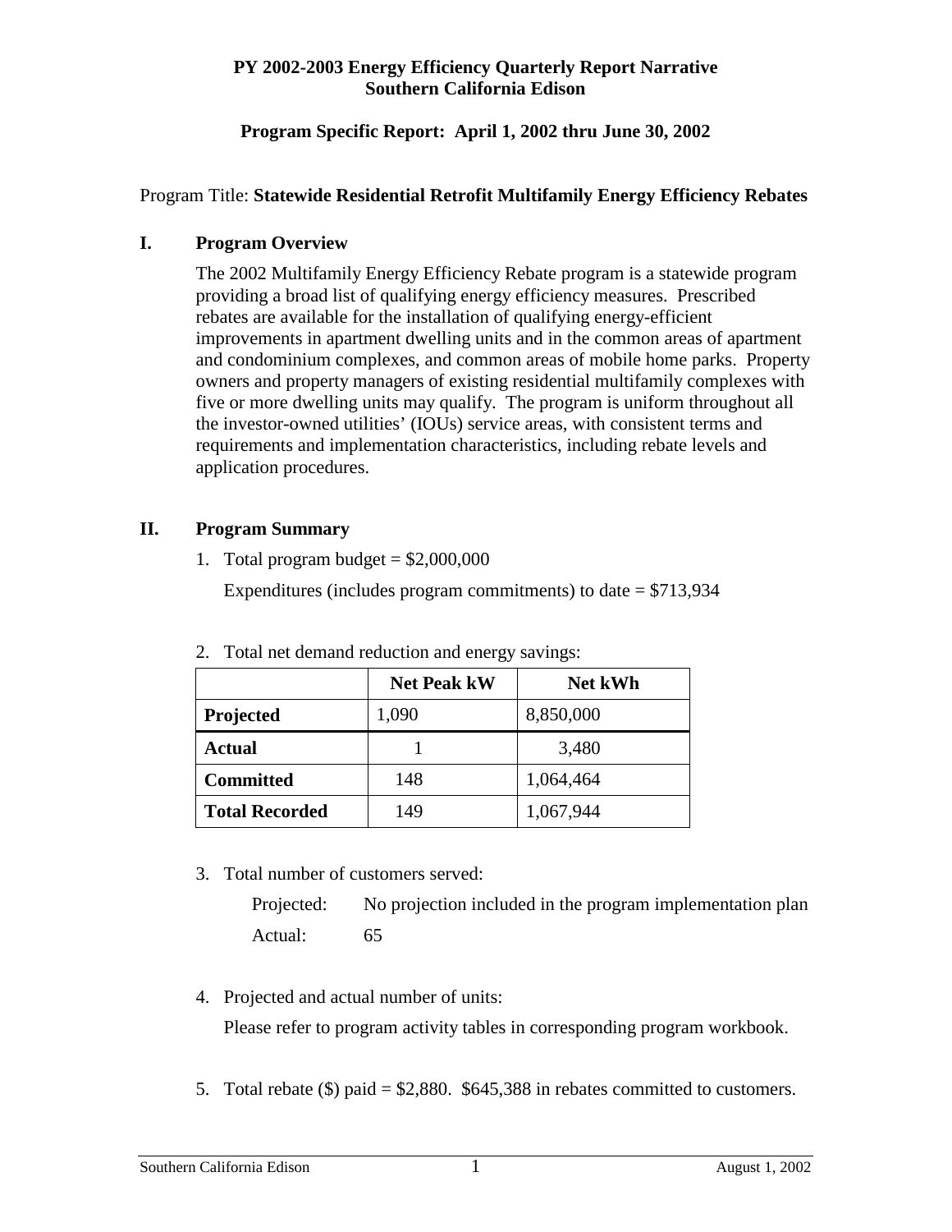**PY 2002-2003 Energy Efficiency Quarterly Report Narrative**
**Southern California Edison**

**Program Specific Report: April 1, 2002 thru June 30, 2002**

Program Title: **Statewide Residential Retrofit Multifamily Energy Efficiency Rebates**

## I. Program Overview

The 2002 Multifamily Energy Efficiency Rebate program is a statewide program providing a broad list of qualifying energy efficiency measures. Prescribed rebates are available for the installation of qualifying energy-efficient improvements in apartment dwelling units and in the common areas of apartment and condominium complexes, and common areas of mobile home parks. Property owners and property managers of existing residential multifamily complexes with five or more dwelling units may qualify. The program is uniform throughout all the investor-owned utilities' (IOUs) service areas, with consistent terms and requirements and implementation characteristics, including rebate levels and application procedures.

## II. Program Summary

1. Total program budget = $2,000,000

   Expenditures (includes program commitments) to date = $713,934

2. Total net demand reduction and energy savings:

| | Net Peak kW | Net kWh |
|---|---|---|
| **Projected** | 1,090 | 8,850,000 |
| **Actual** | 1 | 3,480 |
| **Committed** | 148 | 1,064,464 |
| **Total Recorded** | 149 | 1,067,944 |

3. Total number of customers served:

   Projected: No projection included in the program implementation plan

   Actual: 65

4. Projected and actual number of units:

   Please refer to program activity tables in corresponding program workbook.

5. Total rebate ($) paid = $2,880. $645,388 in rebates committed to customers.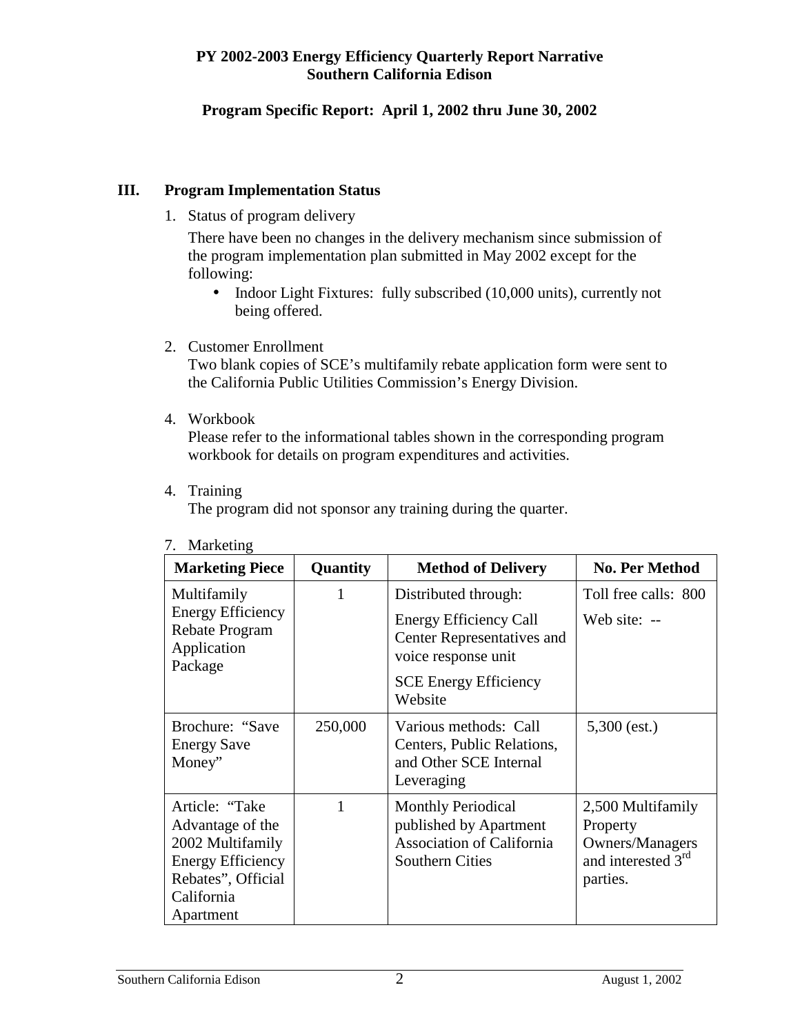**PY 2002-2003 Energy Efficiency Quarterly Report Narrative**
**Southern California Edison**

**Program Specific Report: April 1, 2002 thru June 30, 2002**

## III. Program Implementation Status

1. Status of program delivery

   There have been no changes in the delivery mechanism since submission of the program implementation plan submitted in May 2002 except for the following:

   - Indoor Light Fixtures: fully subscribed (10,000 units), currently not being offered.

2. Customer Enrollment
   Two blank copies of SCE's multifamily rebate application form were sent to the California Public Utilities Commission's Energy Division.

4. Workbook
   Please refer to the informational tables shown in the corresponding program workbook for details on program expenditures and activities.

4. Training
   The program did not sponsor any training during the quarter.

7. Marketing

| Marketing Piece | Quantity | Method of Delivery | No. Per Method |
|---|---|---|---|
| Multifamily Energy Efficiency Rebate Program Application Package | 1 | Distributed through: Energy Efficiency Call Center Representatives and voice response unit; SCE Energy Efficiency Website | Toll free calls: 800; Web site: -- |
| Brochure: "Save Energy Save Money" | 250,000 | Various methods: Call Centers, Public Relations, and Other SCE Internal Leveraging | 5,300 (est.) |
| Article: "Take Advantage of the 2002 Multifamily Energy Efficiency Rebates", Official California Apartment | 1 | Monthly Periodical published by Apartment Association of California Southern Cities | 2,500 Multifamily Property Owners/Managers and interested 3rd parties. |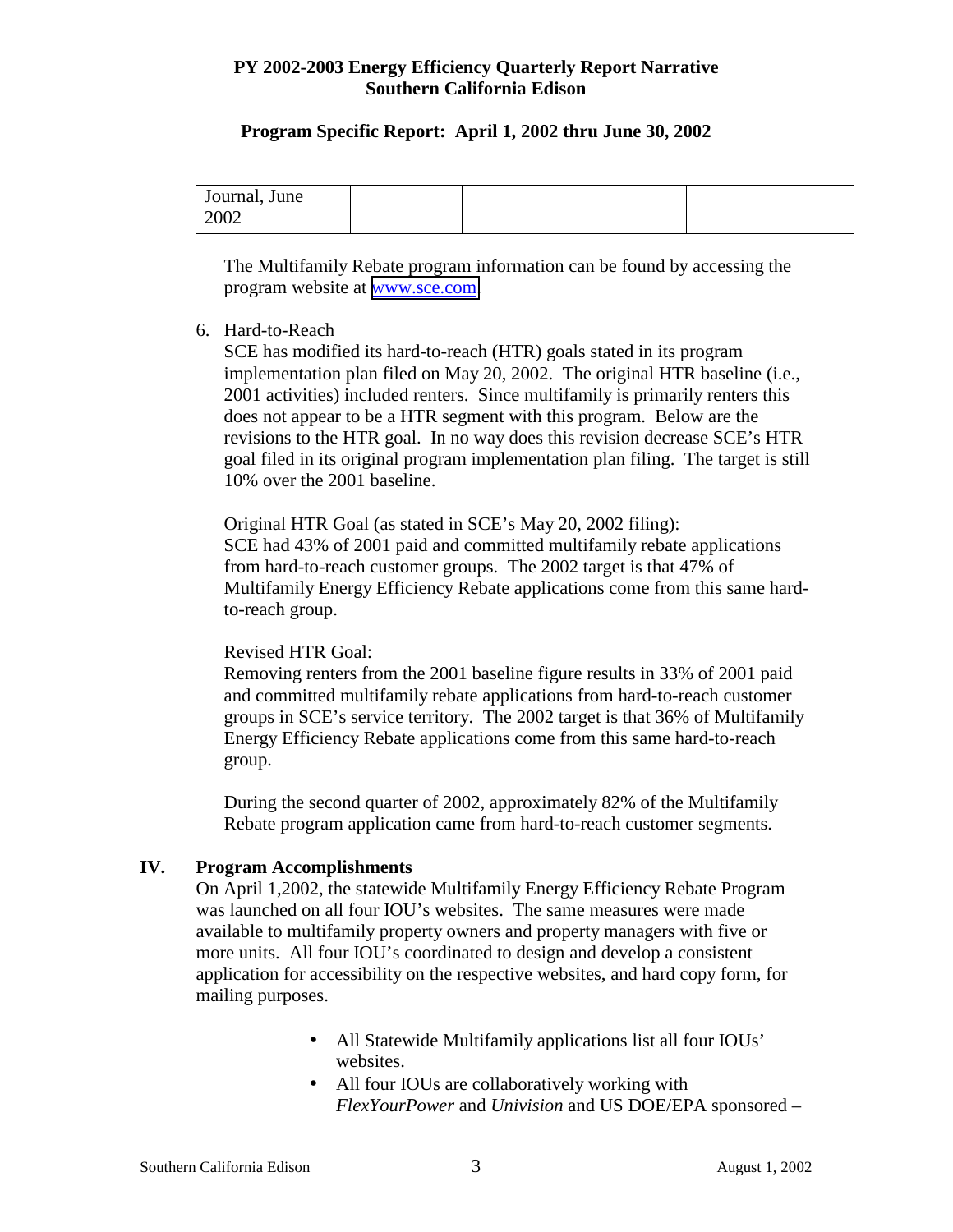| Journal, June 2002 | | | |
|---|---|---|---|

The Multifamily Rebate program information can be found by accessing the program website at www.sce.com

6. Hard-to-Reach

   SCE has modified its hard-to-reach (HTR) goals stated in its program implementation plan filed on May 20, 2002. The original HTR baseline (i.e., 2001 activities) included renters. Since multifamily is primarily renters this does not appear to be a HTR segment with this program. Below are the revisions to the HTR goal. In no way does this revision decrease SCE's HTR goal filed in its original program implementation plan filing. The target is still 10% over the 2001 baseline.

   Original HTR Goal (as stated in SCE's May 20, 2002 filing):
   SCE had 43% of 2001 paid and committed multifamily rebate applications from hard-to-reach customer groups. The 2002 target is that 47% of Multifamily Energy Efficiency Rebate applications come from this same hard-to-reach group.

   Revised HTR Goal:
   Removing renters from the 2001 baseline figure results in 33% of 2001 paid and committed multifamily rebate applications from hard-to-reach customer groups in SCE's service territory. The 2002 target is that 36% of Multifamily Energy Efficiency Rebate applications come from this same hard-to-reach group.

   During the second quarter of 2002, approximately 82% of the Multifamily Rebate program application came from hard-to-reach customer segments.

## IV. Program Accomplishments

On April 1,2002, the statewide Multifamily Energy Efficiency Rebate Program was launched on all four IOU's websites. The same measures were made available to multifamily property owners and property managers with five or more units. All four IOU's coordinated to design and develop a consistent application for accessibility on the respective websites, and hard copy form, for mailing purposes.

- All Statewide Multifamily applications list all four IOUs' websites.
- All four IOUs are collaboratively working with *FlexYourPower* and *Univision* and US DOE/EPA sponsored –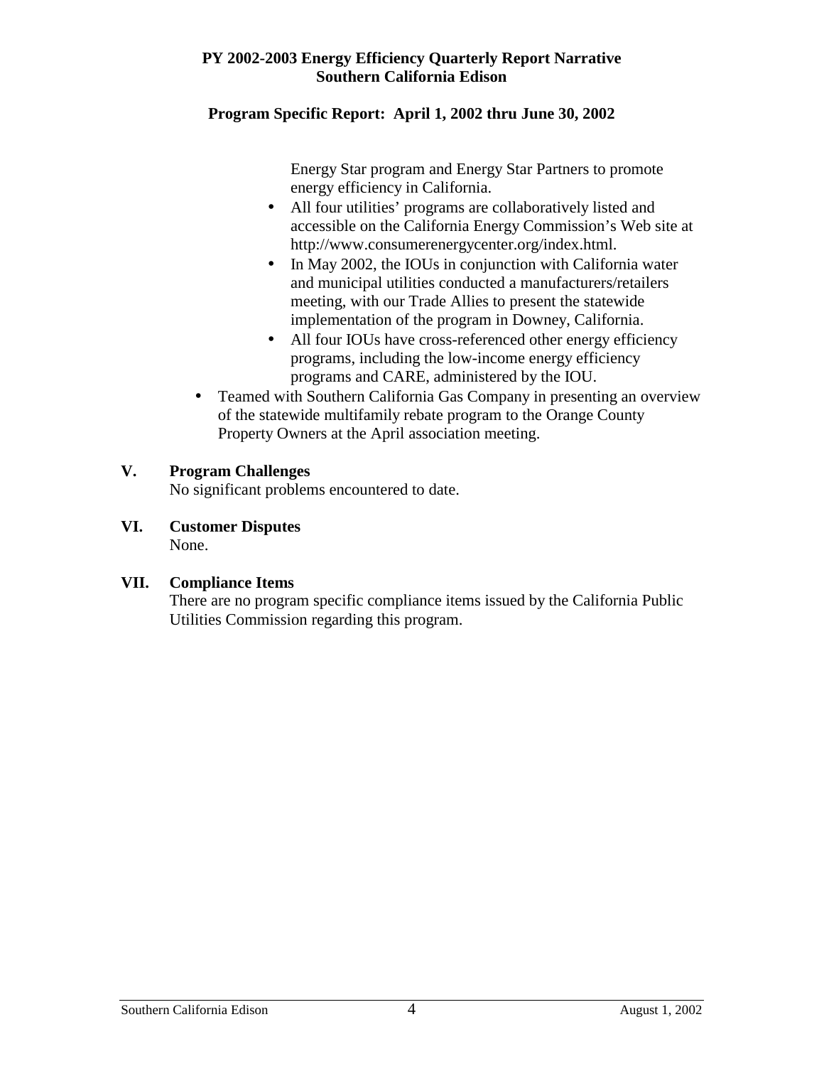Energy Star program and Energy Star Partners to promote energy efficiency in California.
  - All four utilities' programs are collaboratively listed and accessible on the California Energy Commission's Web site at http://www.consumerenergycenter.org/index.html.
  - In May 2002, the IOUs in conjunction with California water and municipal utilities conducted a manufacturers/retailers meeting, with our Trade Allies to present the statewide implementation of the program in Downey, California.
  - All four IOUs have cross-referenced other energy efficiency programs, including the low-income energy efficiency programs and CARE, administered by the IOU.
- Teamed with Southern California Gas Company in presenting an overview of the statewide multifamily rebate program to the Orange County Property Owners at the April association meeting.

## V. Program Challenges

No significant problems encountered to date.

## VI. Customer Disputes

None.

## VII. Compliance Items

There are no program specific compliance items issued by the California Public Utilities Commission regarding this program.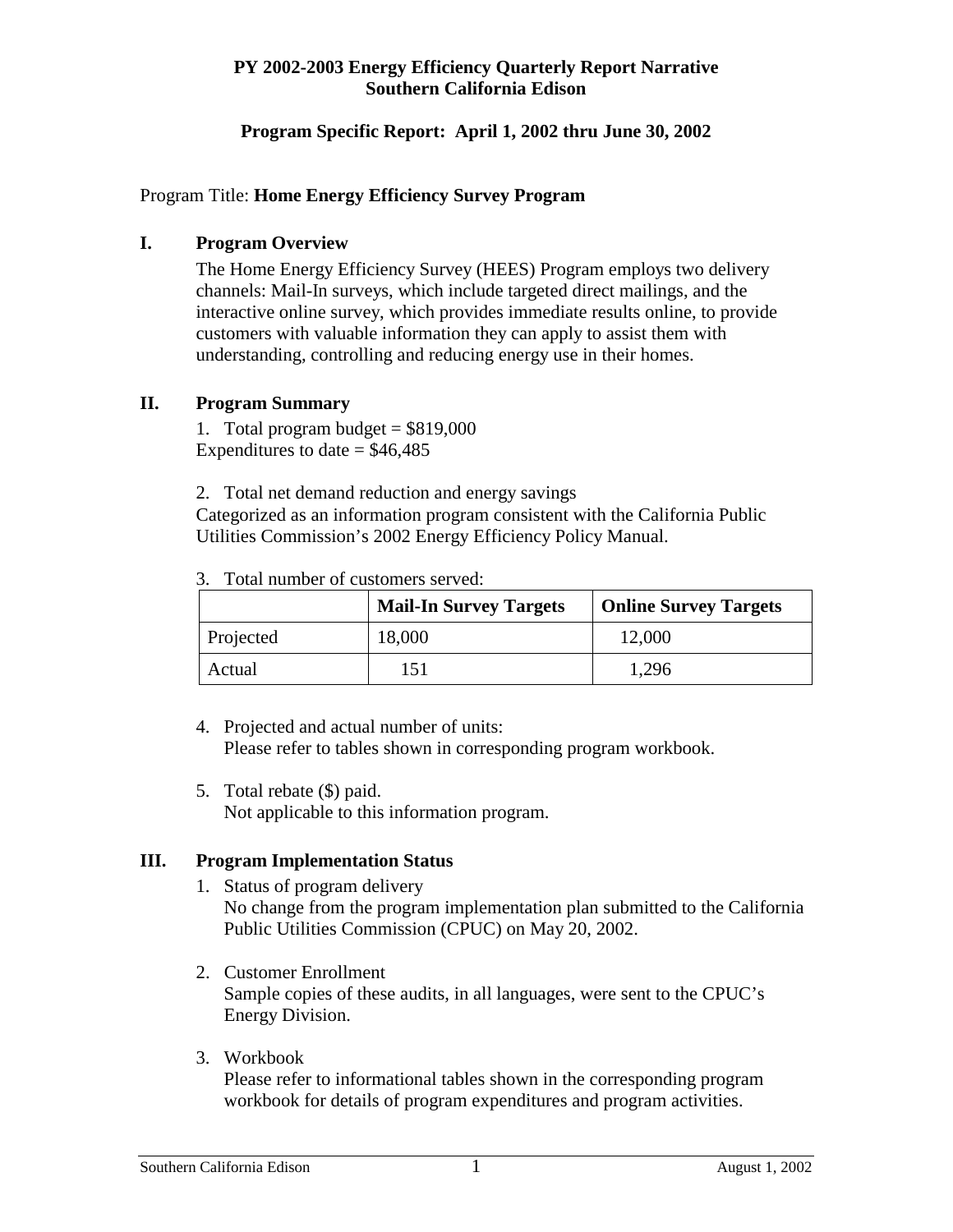**PY 2002-2003 Energy Efficiency Quarterly Report Narrative**
**Southern California Edison**

**Program Specific Report: April 1, 2002 thru June 30, 2002**

Program Title: **Home Energy Efficiency Survey Program**

## I. Program Overview

The Home Energy Efficiency Survey (HEES) Program employs two delivery channels: Mail-In surveys, which include targeted direct mailings, and the interactive online survey, which provides immediate results online, to provide customers with valuable information they can apply to assist them with understanding, controlling and reducing energy use in their homes.

## II. Program Summary

1. Total program budget = $819,000
Expenditures to date = $46,485

2. Total net demand reduction and energy savings
Categorized as an information program consistent with the California Public Utilities Commission's 2002 Energy Efficiency Policy Manual.

3. Total number of customers served:

| | Mail-In Survey Targets | Online Survey Targets |
|---|---|---|
| Projected | 18,000 | 12,000 |
| Actual | 151 | 1,296 |

4. Projected and actual number of units:
   Please refer to tables shown in corresponding program workbook.

5. Total rebate ($) paid.
   Not applicable to this information program.

## III. Program Implementation Status

1. Status of program delivery
   No change from the program implementation plan submitted to the California Public Utilities Commission (CPUC) on May 20, 2002.

2. Customer Enrollment
   Sample copies of these audits, in all languages, were sent to the CPUC's Energy Division.

3. Workbook
   Please refer to informational tables shown in the corresponding program workbook for details of program expenditures and program activities.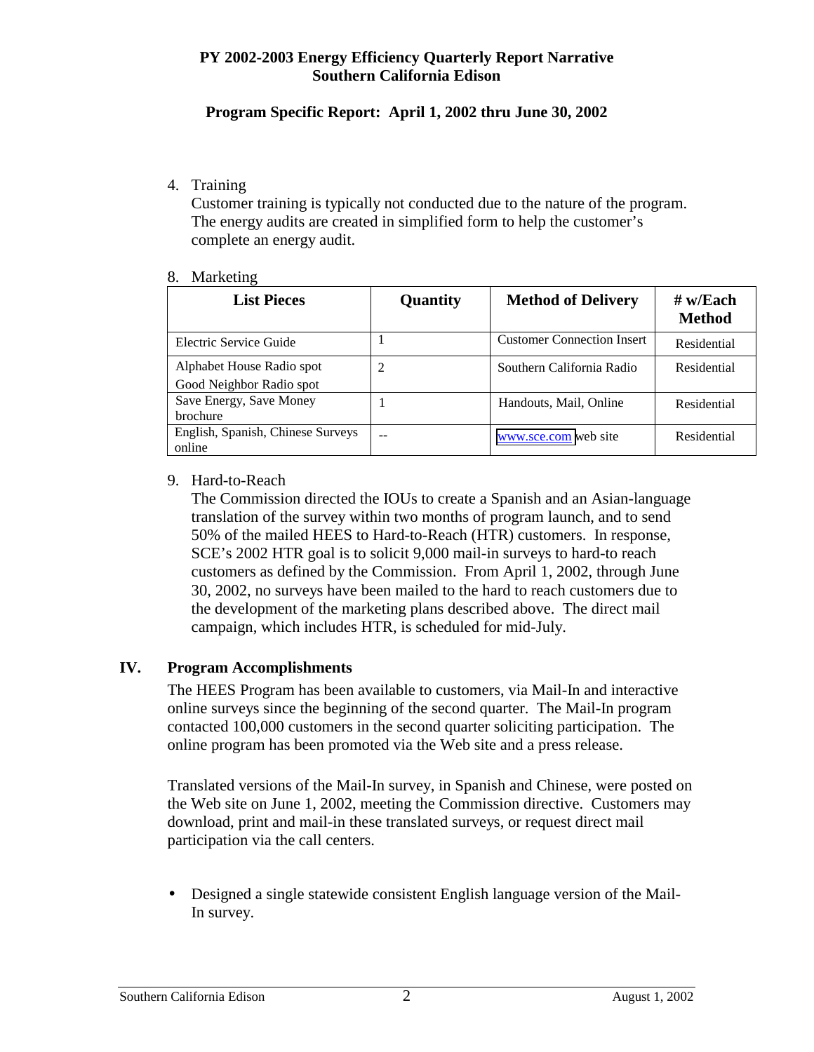4. Training

   Customer training is typically not conducted due to the nature of the program. The energy audits are created in simplified form to help the customer's complete an energy audit.

8. Marketing

| List Pieces | Quantity | Method of Delivery | # w/Each Method |
|---|---|---|---|
| Electric Service Guide | 1 | Customer Connection Insert | Residential |
| Alphabet House Radio spot<br>Good Neighbor Radio spot | 2 | Southern California Radio | Residential |
| Save Energy, Save Money brochure | 1 | Handouts, Mail, Online | Residential |
| English, Spanish, Chinese Surveys online | -- | www.sce.com web site | Residential |

9. Hard-to-Reach

   The Commission directed the IOUs to create a Spanish and an Asian-language translation of the survey within two months of program launch, and to send 50% of the mailed HEES to Hard-to-Reach (HTR) customers. In response, SCE's 2002 HTR goal is to solicit 9,000 mail-in surveys to hard-to reach customers as defined by the Commission. From April 1, 2002, through June 30, 2002, no surveys have been mailed to the hard to reach customers due to the development of the marketing plans described above. The direct mail campaign, which includes HTR, is scheduled for mid-July.

## IV. Program Accomplishments

The HEES Program has been available to customers, via Mail-In and interactive online surveys since the beginning of the second quarter. The Mail-In program contacted 100,000 customers in the second quarter soliciting participation. The online program has been promoted via the Web site and a press release.

Translated versions of the Mail-In survey, in Spanish and Chinese, were posted on the Web site on June 1, 2002, meeting the Commission directive. Customers may download, print and mail-in these translated surveys, or request direct mail participation via the call centers.

- Designed a single statewide consistent English language version of the Mail-In survey.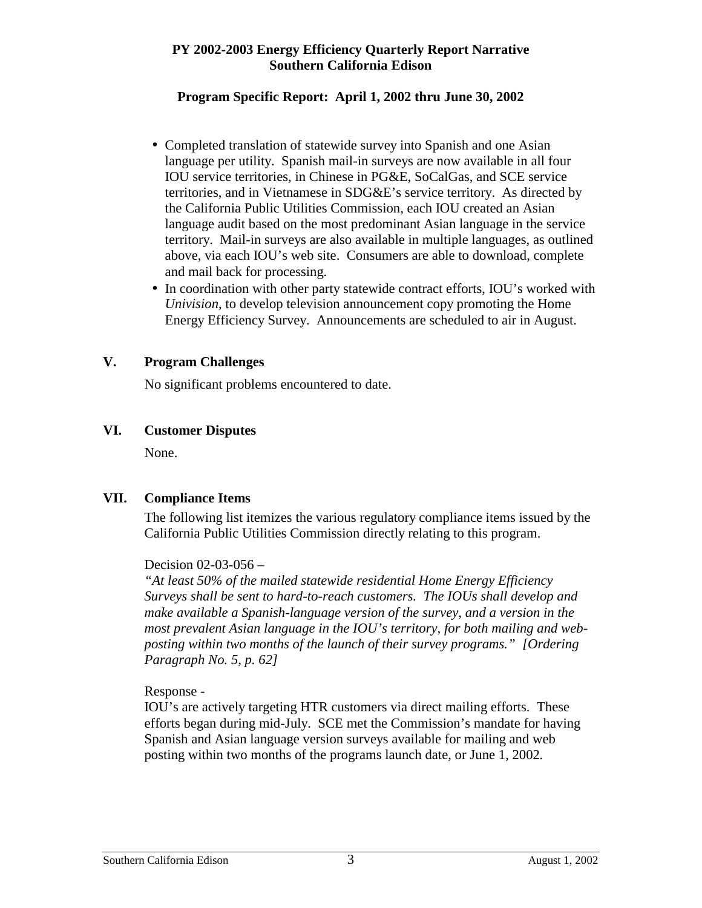- Completed translation of statewide survey into Spanish and one Asian language per utility. Spanish mail-in surveys are now available in all four IOU service territories, in Chinese in PG&E, SoCalGas, and SCE service territories, and in Vietnamese in SDG&E's service territory. As directed by the California Public Utilities Commission, each IOU created an Asian language audit based on the most predominant Asian language in the service territory. Mail-in surveys are also available in multiple languages, as outlined above, via each IOU's web site. Consumers are able to download, complete and mail back for processing.
- In coordination with other party statewide contract efforts, IOU's worked with *Univision*, to develop television announcement copy promoting the Home Energy Efficiency Survey. Announcements are scheduled to air in August.

## V. Program Challenges

No significant problems encountered to date.

## VI. Customer Disputes

None.

## VII. Compliance Items

The following list itemizes the various regulatory compliance items issued by the California Public Utilities Commission directly relating to this program.

Decision 02-03-056 –
*"At least 50% of the mailed statewide residential Home Energy Efficiency Surveys shall be sent to hard-to-reach customers. The IOUs shall develop and make available a Spanish-language version of the survey, and a version in the most prevalent Asian language in the IOU's territory, for both mailing and web-posting within two months of the launch of their survey programs." [Ordering Paragraph No. 5, p. 62]*

Response -
IOU's are actively targeting HTR customers via direct mailing efforts. These efforts began during mid-July. SCE met the Commission's mandate for having Spanish and Asian language version surveys available for mailing and web posting within two months of the programs launch date, or June 1, 2002.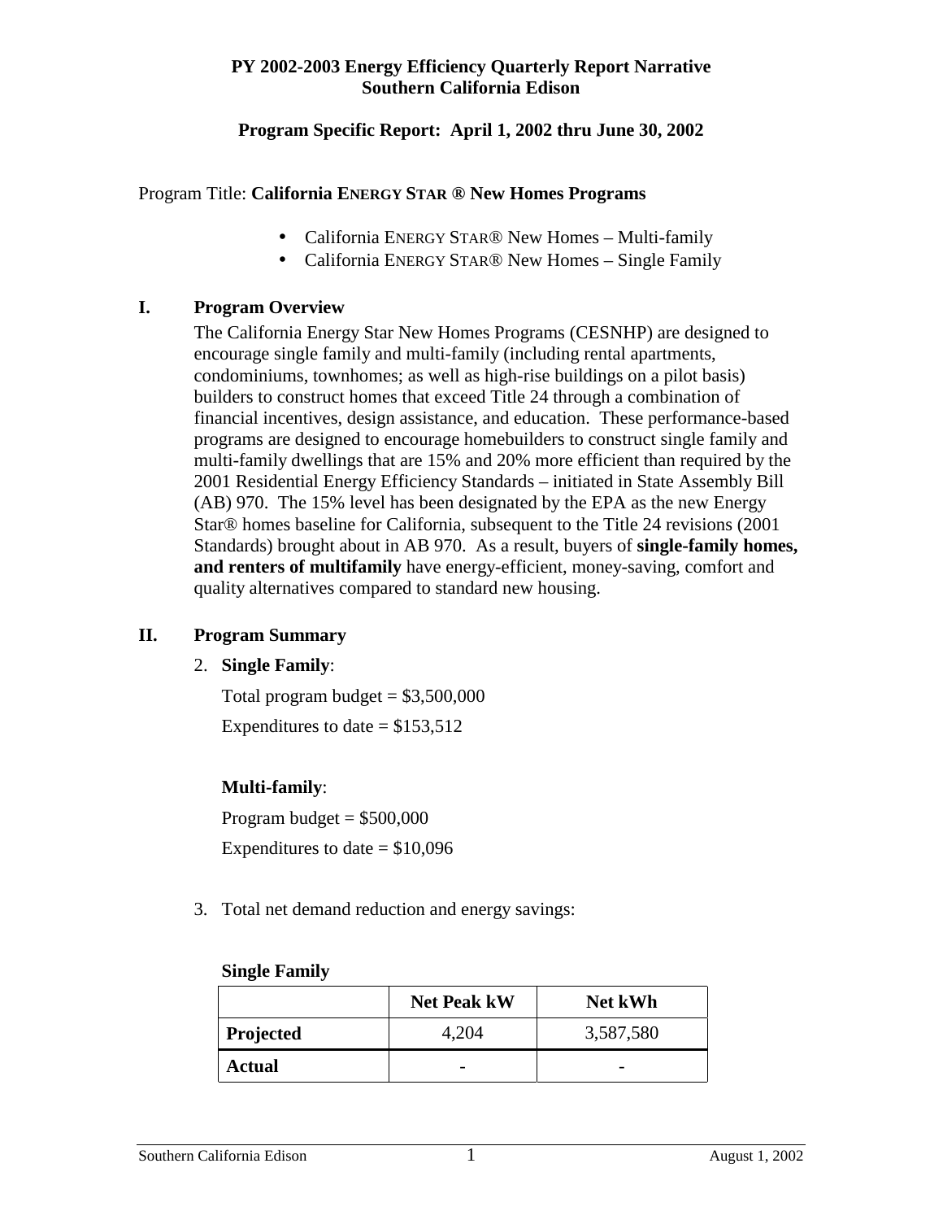**PY 2002-2003 Energy Efficiency Quarterly Report Narrative**
**Southern California Edison**

**Program Specific Report: April 1, 2002 thru June 30, 2002**

Program Title: **California ENERGY STAR ® New Homes Programs**

- California ENERGY STAR® New Homes – Multi-family
- California ENERGY STAR® New Homes – Single Family

## I. Program Overview

The California Energy Star New Homes Programs (CESNHP) are designed to encourage single family and multi-family (including rental apartments, condominiums, townhomes; as well as high-rise buildings on a pilot basis) builders to construct homes that exceed Title 24 through a combination of financial incentives, design assistance, and education. These performance-based programs are designed to encourage homebuilders to construct single family and multi-family dwellings that are 15% and 20% more efficient than required by the 2001 Residential Energy Efficiency Standards – initiated in State Assembly Bill (AB) 970. The 15% level has been designated by the EPA as the new Energy Star® homes baseline for California, subsequent to the Title 24 revisions (2001 Standards) brought about in AB 970. As a result, buyers of **single-family homes, and renters of multifamily** have energy-efficient, money-saving, comfort and quality alternatives compared to standard new housing.

## II. Program Summary

2. **Single Family**:

   Total program budget = $3,500,000

   Expenditures to date = $153,512

   **Multi-family**:

   Program budget = $500,000

   Expenditures to date = $10,096

3. Total net demand reduction and energy savings:

**Single Family**

| | Net Peak kW | Net kWh |
|---|---|---|
| **Projected** | 4,204 | 3,587,580 |
| **Actual** | - | - |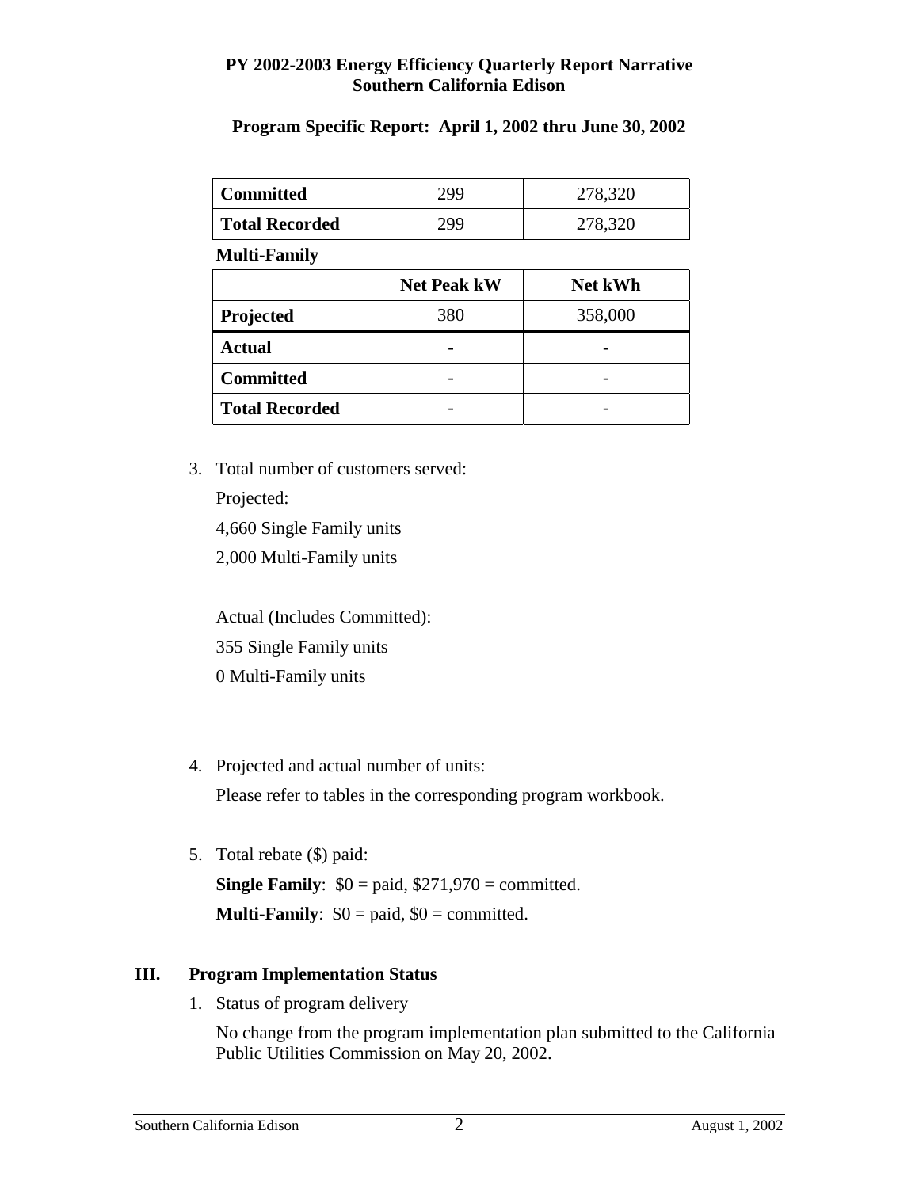| Committed | 299 | 278,320 |
|---|---|---|
| Total Recorded | 299 | 278,320 |

**Multi-Family**

| | Net Peak kW | Net kWh |
|---|---|---|
| **Projected** | 380 | 358,000 |
| **Actual** | - | - |
| **Committed** | - | - |
| **Total Recorded** | - | - |

3. Total number of customers served:

   Projected:

   4,660 Single Family units

   2,000 Multi-Family units

   Actual (Includes Committed):

   355 Single Family units

   0 Multi-Family units

4. Projected and actual number of units:

   Please refer to tables in the corresponding program workbook.

5. Total rebate ($) paid:

   **Single Family**: $0 = paid, $271,970 = committed.

   **Multi-Family**: $0 = paid, $0 = committed.

## III. Program Implementation Status

1. Status of program delivery

   No change from the program implementation plan submitted to the California Public Utilities Commission on May 20, 2002.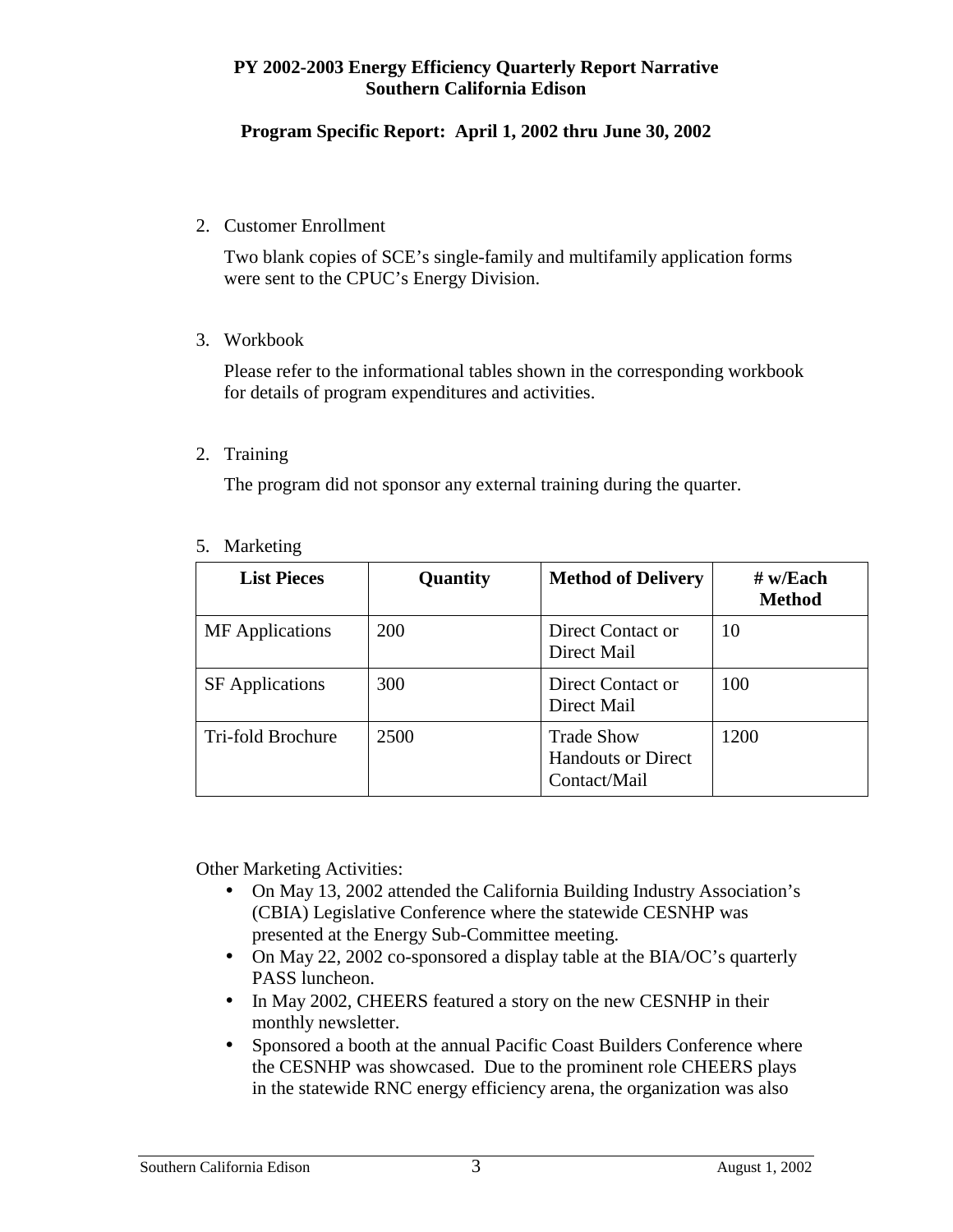**PY 2002-2003 Energy Efficiency Quarterly Report Narrative**
**Southern California Edison**

**Program Specific Report: April 1, 2002 thru June 30, 2002**

2. Customer Enrollment

   Two blank copies of SCE's single-family and multifamily application forms were sent to the CPUC's Energy Division.

3. Workbook

   Please refer to the informational tables shown in the corresponding workbook for details of program expenditures and activities.

2. Training

   The program did not sponsor any external training during the quarter.

5. Marketing

| List Pieces | Quantity | Method of Delivery | # w/Each Method |
|---|---|---|---|
| MF Applications | 200 | Direct Contact or Direct Mail | 10 |
| SF Applications | 300 | Direct Contact or Direct Mail | 100 |
| Tri-fold Brochure | 2500 | Trade Show Handouts or Direct Contact/Mail | 1200 |

Other Marketing Activities:

- On May 13, 2002 attended the California Building Industry Association's (CBIA) Legislative Conference where the statewide CESNHP was presented at the Energy Sub-Committee meeting.
- On May 22, 2002 co-sponsored a display table at the BIA/OC's quarterly PASS luncheon.
- In May 2002, CHEERS featured a story on the new CESNHP in their monthly newsletter.
- Sponsored a booth at the annual Pacific Coast Builders Conference where the CESNHP was showcased. Due to the prominent role CHEERS plays in the statewide RNC energy efficiency arena, the organization was also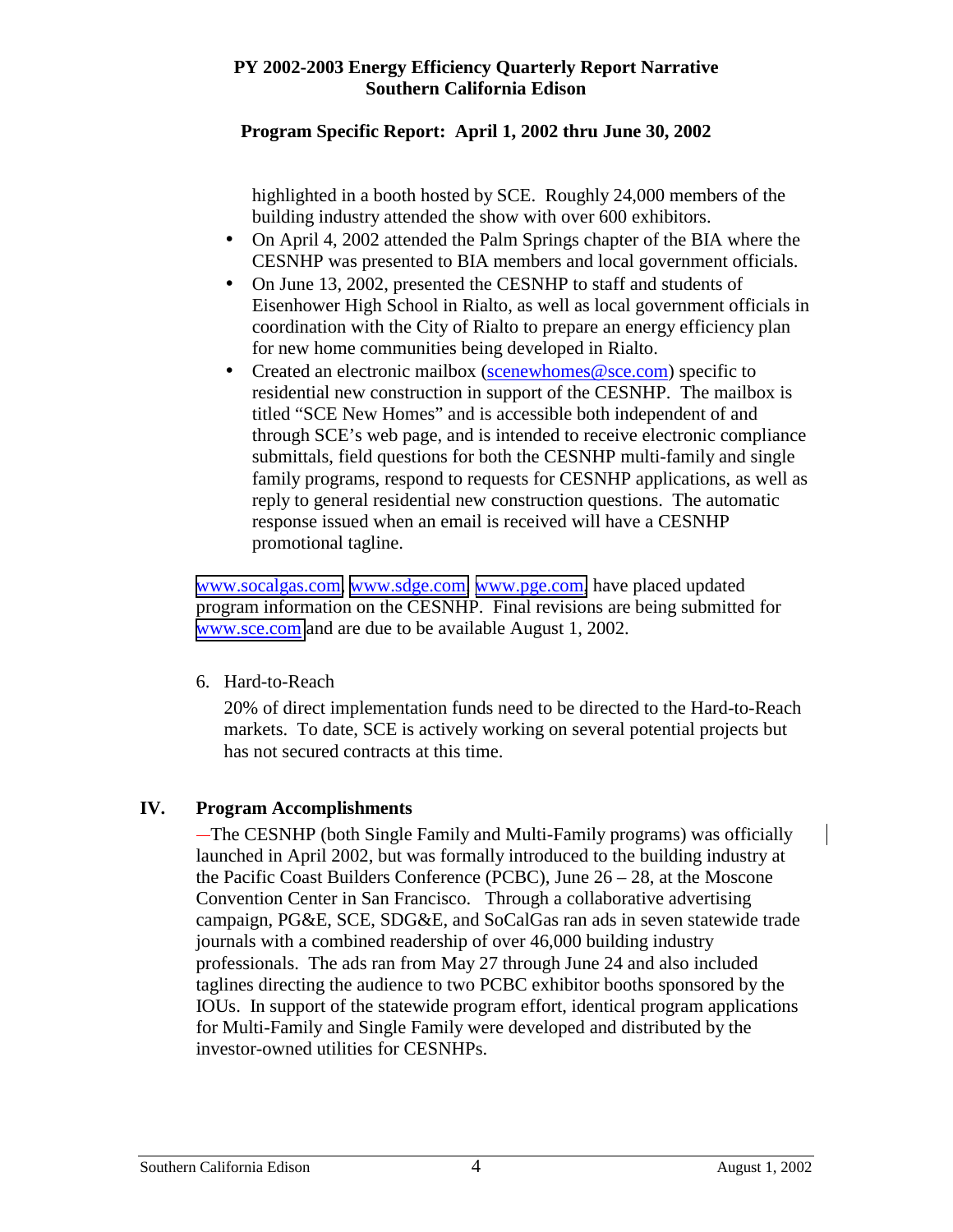highlighted in a booth hosted by SCE. Roughly 24,000 members of the building industry attended the show with over 600 exhibitors.

- On April 4, 2002 attended the Palm Springs chapter of the BIA where the CESNHP was presented to BIA members and local government officials.
- On June 13, 2002, presented the CESNHP to staff and students of Eisenhower High School in Rialto, as well as local government officials in coordination with the City of Rialto to prepare an energy efficiency plan for new home communities being developed in Rialto.
- Created an electronic mailbox (scenewhomes@sce.com) specific to residential new construction in support of the CESNHP. The mailbox is titled "SCE New Homes" and is accessible both independent of and through SCE's web page, and is intended to receive electronic compliance submittals, field questions for both the CESNHP multi-family and single family programs, respond to requests for CESNHP applications, as well as reply to general residential new construction questions. The automatic response issued when an email is received will have a CESNHP promotional tagline.

www.socalgas.com, www.sdge.com, www.pge.com, have placed updated program information on the CESNHP. Final revisions are being submitted for www.sce.com and are due to be available August 1, 2002.

6. Hard-to-Reach

   20% of direct implementation funds need to be directed to the Hard-to-Reach markets. To date, SCE is actively working on several potential projects but has not secured contracts at this time.

## IV. Program Accomplishments

—The CESNHP (both Single Family and Multi-Family programs) was officially launched in April 2002, but was formally introduced to the building industry at the Pacific Coast Builders Conference (PCBC), June 26 – 28, at the Moscone Convention Center in San Francisco. Through a collaborative advertising campaign, PG&E, SCE, SDG&E, and SoCalGas ran ads in seven statewide trade journals with a combined readership of over 46,000 building industry professionals. The ads ran from May 27 through June 24 and also included taglines directing the audience to two PCBC exhibitor booths sponsored by the IOUs. In support of the statewide program effort, identical program applications for Multi-Family and Single Family were developed and distributed by the investor-owned utilities for CESNHPs.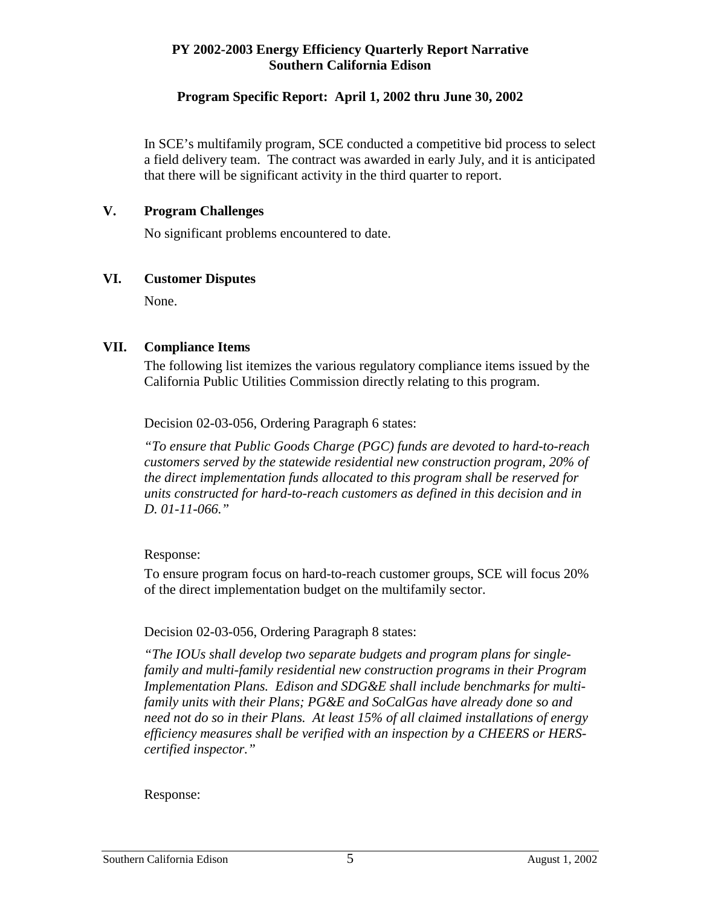In SCE's multifamily program, SCE conducted a competitive bid process to select a field delivery team. The contract was awarded in early July, and it is anticipated that there will be significant activity in the third quarter to report.

## V. Program Challenges

No significant problems encountered to date.

## VI. Customer Disputes

None.

## VII. Compliance Items

The following list itemizes the various regulatory compliance items issued by the California Public Utilities Commission directly relating to this program.

Decision 02-03-056, Ordering Paragraph 6 states:

*"To ensure that Public Goods Charge (PGC) funds are devoted to hard-to-reach customers served by the statewide residential new construction program, 20% of the direct implementation funds allocated to this program shall be reserved for units constructed for hard-to-reach customers as defined in this decision and in D. 01-11-066."*

Response:

To ensure program focus on hard-to-reach customer groups, SCE will focus 20% of the direct implementation budget on the multifamily sector.

Decision 02-03-056, Ordering Paragraph 8 states:

*"The IOUs shall develop two separate budgets and program plans for single-family and multi-family residential new construction programs in their Program Implementation Plans. Edison and SDG&E shall include benchmarks for multi-family units with their Plans; PG&E and SoCalGas have already done so and need not do so in their Plans. At least 15% of all claimed installations of energy efficiency measures shall be verified with an inspection by a CHEERS or HERS-certified inspector."*

Response: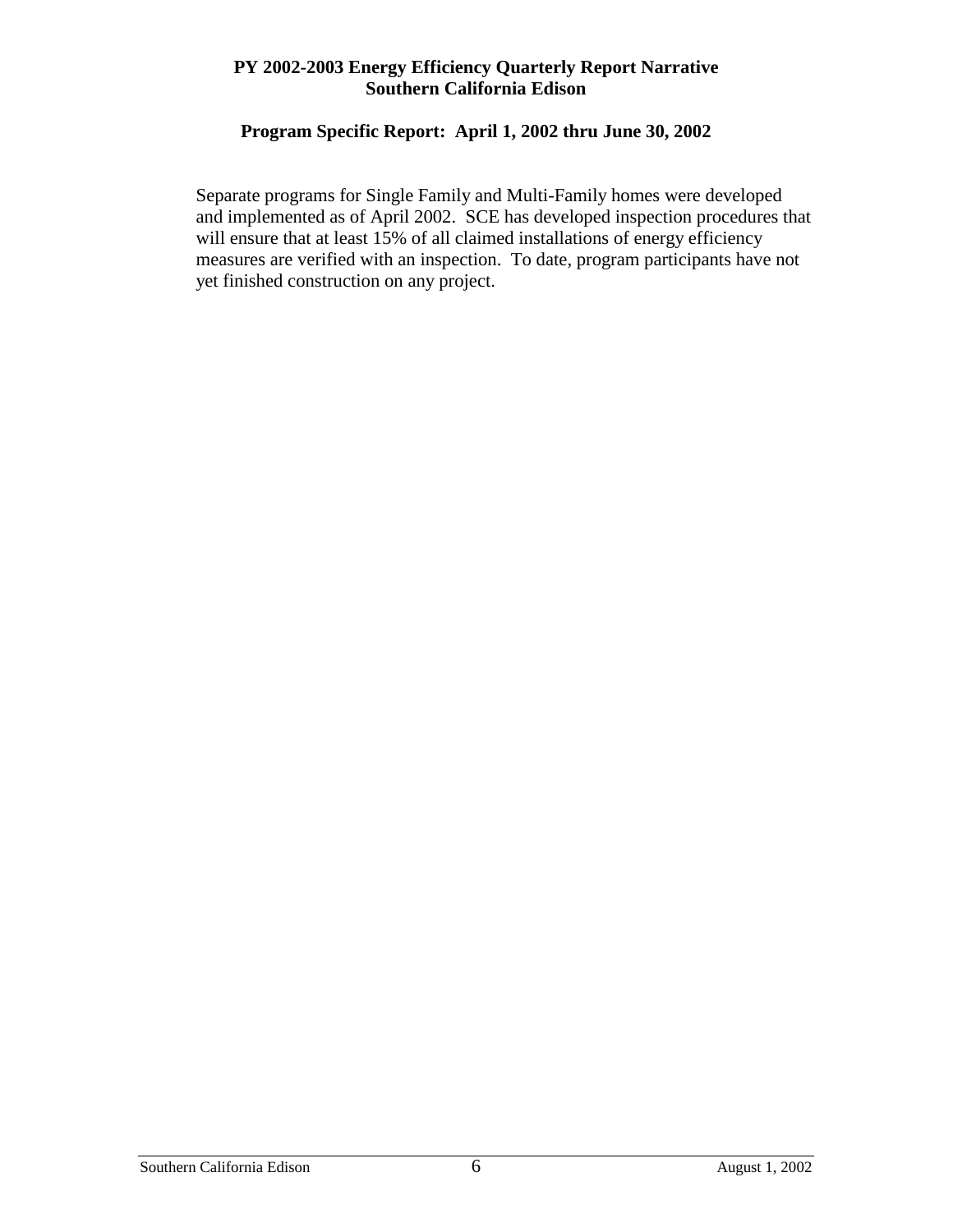Separate programs for Single Family and Multi-Family homes were developed and implemented as of April 2002. SCE has developed inspection procedures that will ensure that at least 15% of all claimed installations of energy efficiency measures are verified with an inspection. To date, program participants have not yet finished construction on any project.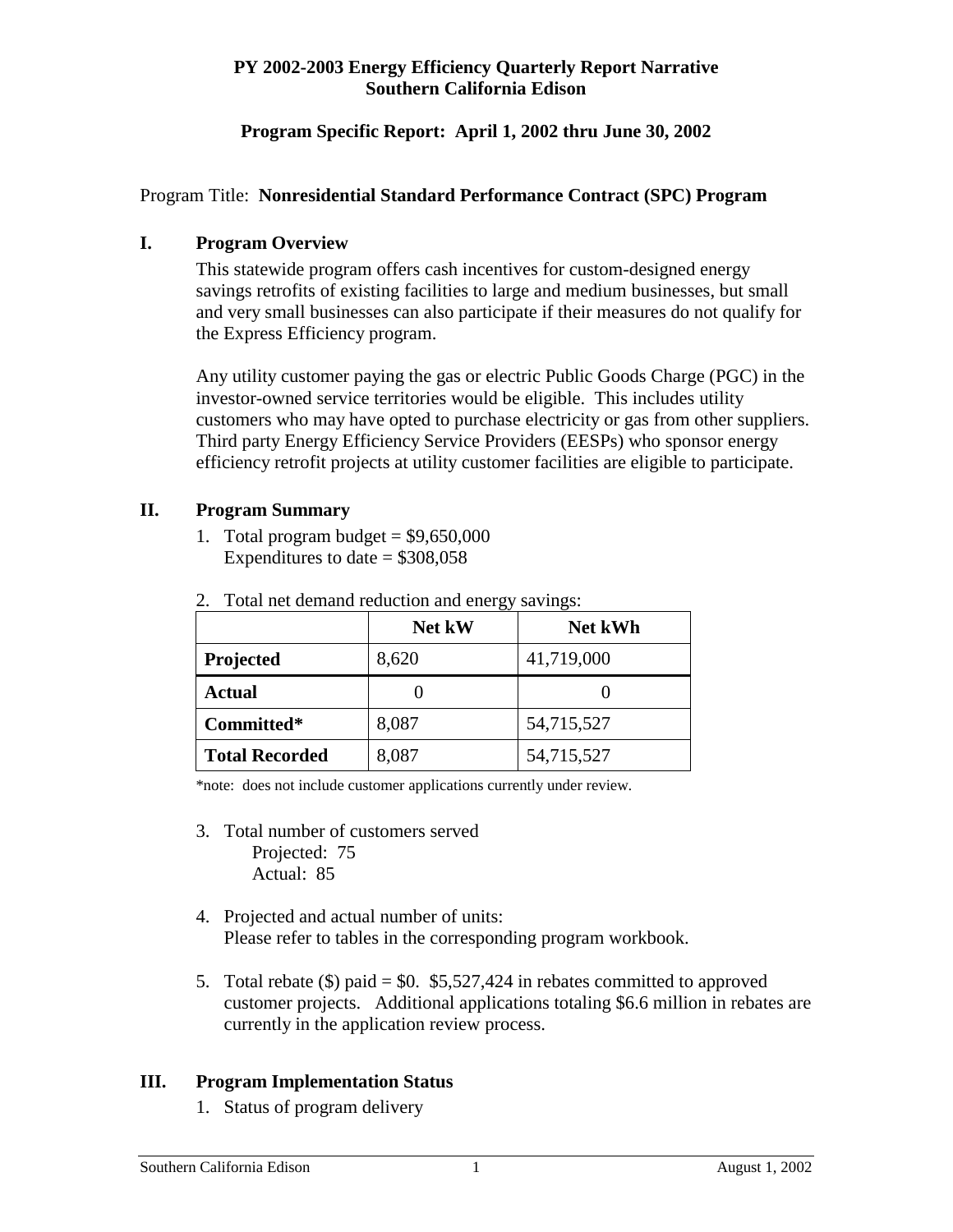**PY 2002-2003 Energy Efficiency Quarterly Report Narrative**
**Southern California Edison**

**Program Specific Report: April 1, 2002 thru June 30, 2002**

Program Title: **Nonresidential Standard Performance Contract (SPC) Program**

## I. Program Overview

This statewide program offers cash incentives for custom-designed energy savings retrofits of existing facilities to large and medium businesses, but small and very small businesses can also participate if their measures do not qualify for the Express Efficiency program.

Any utility customer paying the gas or electric Public Goods Charge (PGC) in the investor-owned service territories would be eligible. This includes utility customers who may have opted to purchase electricity or gas from other suppliers. Third party Energy Efficiency Service Providers (EESPs) who sponsor energy efficiency retrofit projects at utility customer facilities are eligible to participate.

## II. Program Summary

1. Total program budget = $9,650,000
   Expenditures to date = $308,058

2. Total net demand reduction and energy savings:

| | Net kW | Net kWh |
|---|---|---|
| **Projected** | 8,620 | 41,719,000 |
| **Actual** | 0 | 0 |
| **Committed*** | 8,087 | 54,715,527 |
| **Total Recorded** | 8,087 | 54,715,527 |

*note: does not include customer applications currently under review.

3. Total number of customers served
   Projected: 75
   Actual: 85

4. Projected and actual number of units:
   Please refer to tables in the corresponding program workbook.

5. Total rebate ($) paid = $0. $5,527,424 in rebates committed to approved customer projects. Additional applications totaling $6.6 million in rebates are currently in the application review process.

## III. Program Implementation Status

1. Status of program delivery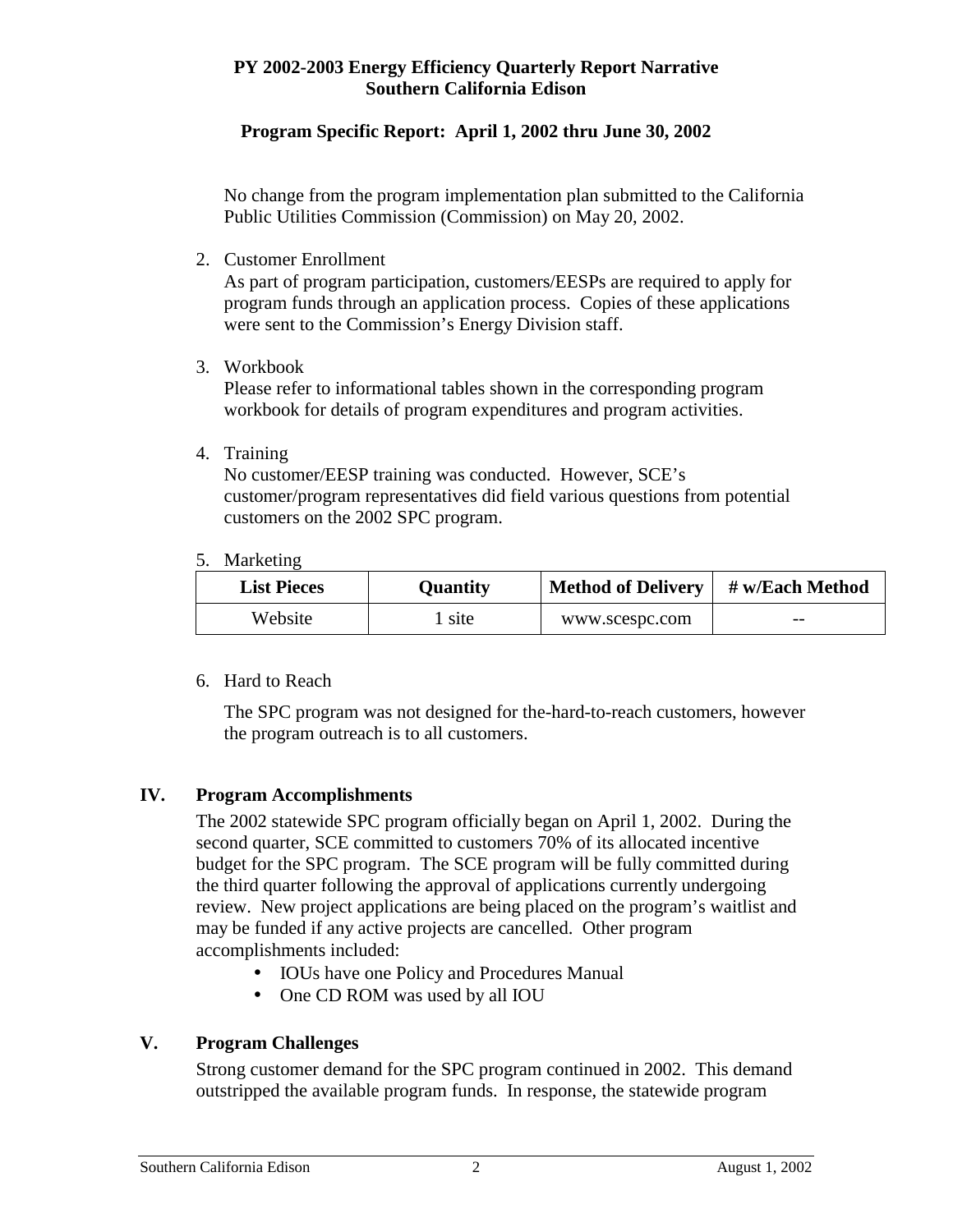**PY 2002-2003 Energy Efficiency Quarterly Report Narrative**
**Southern California Edison**

**Program Specific Report: April 1, 2002 thru June 30, 2002**

No change from the program implementation plan submitted to the California Public Utilities Commission (Commission) on May 20, 2002.

2. Customer Enrollment
   As part of program participation, customers/EESPs are required to apply for program funds through an application process. Copies of these applications were sent to the Commission's Energy Division staff.

3. Workbook
   Please refer to informational tables shown in the corresponding program workbook for details of program expenditures and program activities.

4. Training
   No customer/EESP training was conducted. However, SCE's customer/program representatives did field various questions from potential customers on the 2002 SPC program.

5. Marketing

| List Pieces | Quantity | Method of Delivery | # w/Each Method |
|---|---|---|---|
| Website | 1 site | www.scespc.com | -- |

6. Hard to Reach

   The SPC program was not designed for the-hard-to-reach customers, however the program outreach is to all customers.

## IV. Program Accomplishments

The 2002 statewide SPC program officially began on April 1, 2002. During the second quarter, SCE committed to customers 70% of its allocated incentive budget for the SPC program. The SCE program will be fully committed during the third quarter following the approval of applications currently undergoing review. New project applications are being placed on the program's waitlist and may be funded if any active projects are cancelled. Other program accomplishments included:

- IOUs have one Policy and Procedures Manual
- One CD ROM was used by all IOU

## V. Program Challenges

Strong customer demand for the SPC program continued in 2002. This demand outstripped the available program funds. In response, the statewide program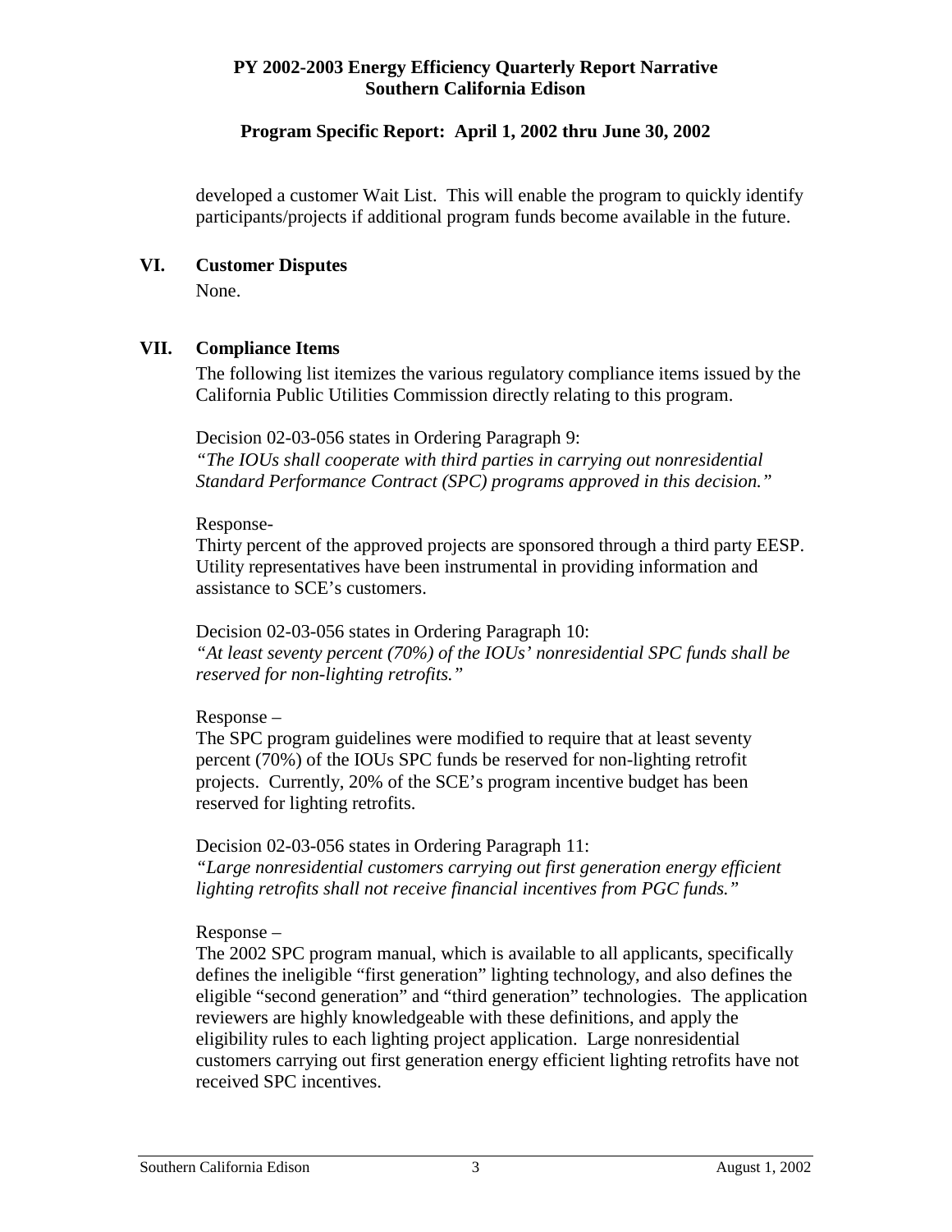developed a customer Wait List. This will enable the program to quickly identify participants/projects if additional program funds become available in the future.

## VI. Customer Disputes

None.

## VII. Compliance Items

The following list itemizes the various regulatory compliance items issued by the California Public Utilities Commission directly relating to this program.

Decision 02-03-056 states in Ordering Paragraph 9:
*"The IOUs shall cooperate with third parties in carrying out nonresidential Standard Performance Contract (SPC) programs approved in this decision."*

Response-
Thirty percent of the approved projects are sponsored through a third party EESP. Utility representatives have been instrumental in providing information and assistance to SCE's customers.

Decision 02-03-056 states in Ordering Paragraph 10:
*"At least seventy percent (70%) of the IOUs' nonresidential SPC funds shall be reserved for non-lighting retrofits."*

Response –
The SPC program guidelines were modified to require that at least seventy percent (70%) of the IOUs SPC funds be reserved for non-lighting retrofit projects. Currently, 20% of the SCE's program incentive budget has been reserved for lighting retrofits.

Decision 02-03-056 states in Ordering Paragraph 11:
*"Large nonresidential customers carrying out first generation energy efficient lighting retrofits shall not receive financial incentives from PGC funds."*

Response –
The 2002 SPC program manual, which is available to all applicants, specifically defines the ineligible "first generation" lighting technology, and also defines the eligible "second generation" and "third generation" technologies. The application reviewers are highly knowledgeable with these definitions, and apply the eligibility rules to each lighting project application. Large nonresidential customers carrying out first generation energy efficient lighting retrofits have not received SPC incentives.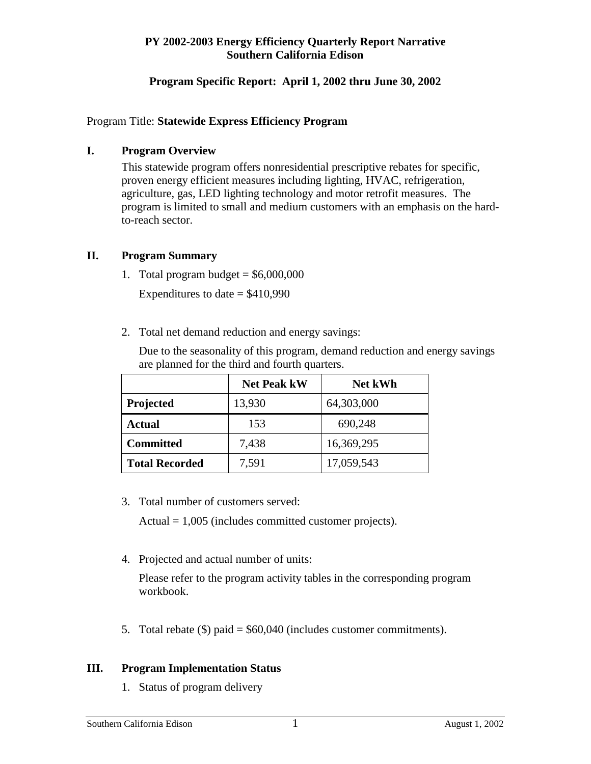**PY 2002-2003 Energy Efficiency Quarterly Report Narrative**
**Southern California Edison**

**Program Specific Report: April 1, 2002 thru June 30, 2002**

Program Title: **Statewide Express Efficiency Program**

## I. Program Overview

This statewide program offers nonresidential prescriptive rebates for specific, proven energy efficient measures including lighting, HVAC, refrigeration, agriculture, gas, LED lighting technology and motor retrofit measures. The program is limited to small and medium customers with an emphasis on the hard-to-reach sector.

## II. Program Summary

1. Total program budget = $6,000,000

   Expenditures to date = $410,990

2. Total net demand reduction and energy savings:

   Due to the seasonality of this program, demand reduction and energy savings are planned for the third and fourth quarters.

| | Net Peak kW | Net kWh |
|---|---|---|
| **Projected** | 13,930 | 64,303,000 |
| **Actual** | 153 | 690,248 |
| **Committed** | 7,438 | 16,369,295 |
| **Total Recorded** | 7,591 | 17,059,543 |

3. Total number of customers served:

   Actual = 1,005 (includes committed customer projects).

4. Projected and actual number of units:

   Please refer to the program activity tables in the corresponding program workbook.

5. Total rebate ($) paid = $60,040 (includes customer commitments).

## III. Program Implementation Status

1. Status of program delivery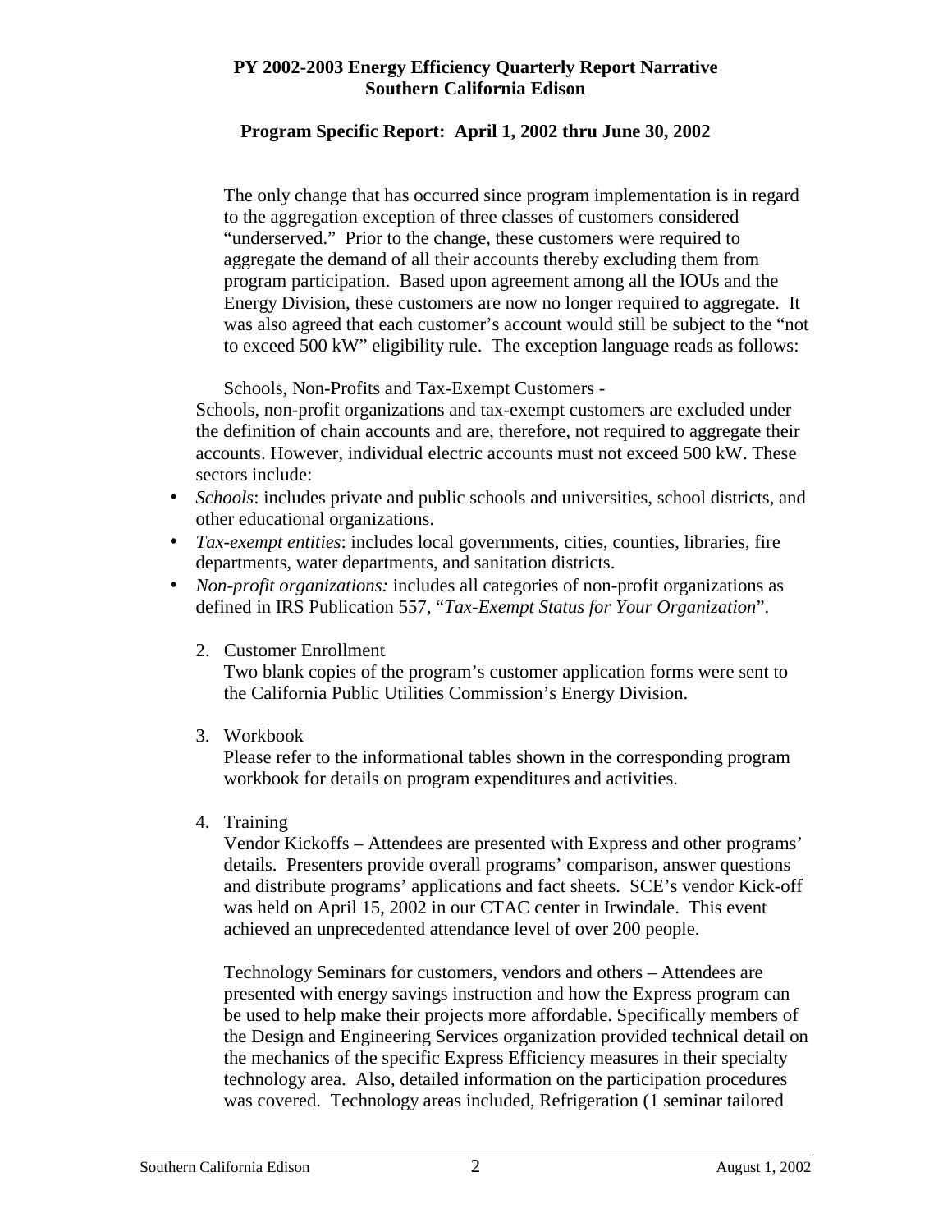**PY 2002-2003 Energy Efficiency Quarterly Report Narrative**
**Southern California Edison**

**Program Specific Report: April 1, 2002 thru June 30, 2002**

The only change that has occurred since program implementation is in regard to the aggregation exception of three classes of customers considered "underserved." Prior to the change, these customers were required to aggregate the demand of all their accounts thereby excluding them from program participation. Based upon agreement among all the IOUs and the Energy Division, these customers are now no longer required to aggregate. It was also agreed that each customer's account would still be subject to the "not to exceed 500 kW" eligibility rule. The exception language reads as follows:

Schools, Non-Profits and Tax-Exempt Customers -
Schools, non-profit organizations and tax-exempt customers are excluded under the definition of chain accounts and are, therefore, not required to aggregate their accounts. However, individual electric accounts must not exceed 500 kW. These sectors include:

- *Schools*: includes private and public schools and universities, school districts, and other educational organizations.
- *Tax-exempt entities*: includes local governments, cities, counties, libraries, fire departments, water departments, and sanitation districts.
- *Non-profit organizations:* includes all categories of non-profit organizations as defined in IRS Publication 557, "*Tax-Exempt Status for Your Organization*".

2. Customer Enrollment
   Two blank copies of the program's customer application forms were sent to the California Public Utilities Commission's Energy Division.

3. Workbook
   Please refer to the informational tables shown in the corresponding program workbook for details on program expenditures and activities.

4. Training
   Vendor Kickoffs – Attendees are presented with Express and other programs' details. Presenters provide overall programs' comparison, answer questions and distribute programs' applications and fact sheets. SCE's vendor Kick-off was held on April 15, 2002 in our CTAC center in Irwindale. This event achieved an unprecedented attendance level of over 200 people.

   Technology Seminars for customers, vendors and others – Attendees are presented with energy savings instruction and how the Express program can be used to help make their projects more affordable. Specifically members of the Design and Engineering Services organization provided technical detail on the mechanics of the specific Express Efficiency measures in their specialty technology area. Also, detailed information on the participation procedures was covered. Technology areas included, Refrigeration (1 seminar tailored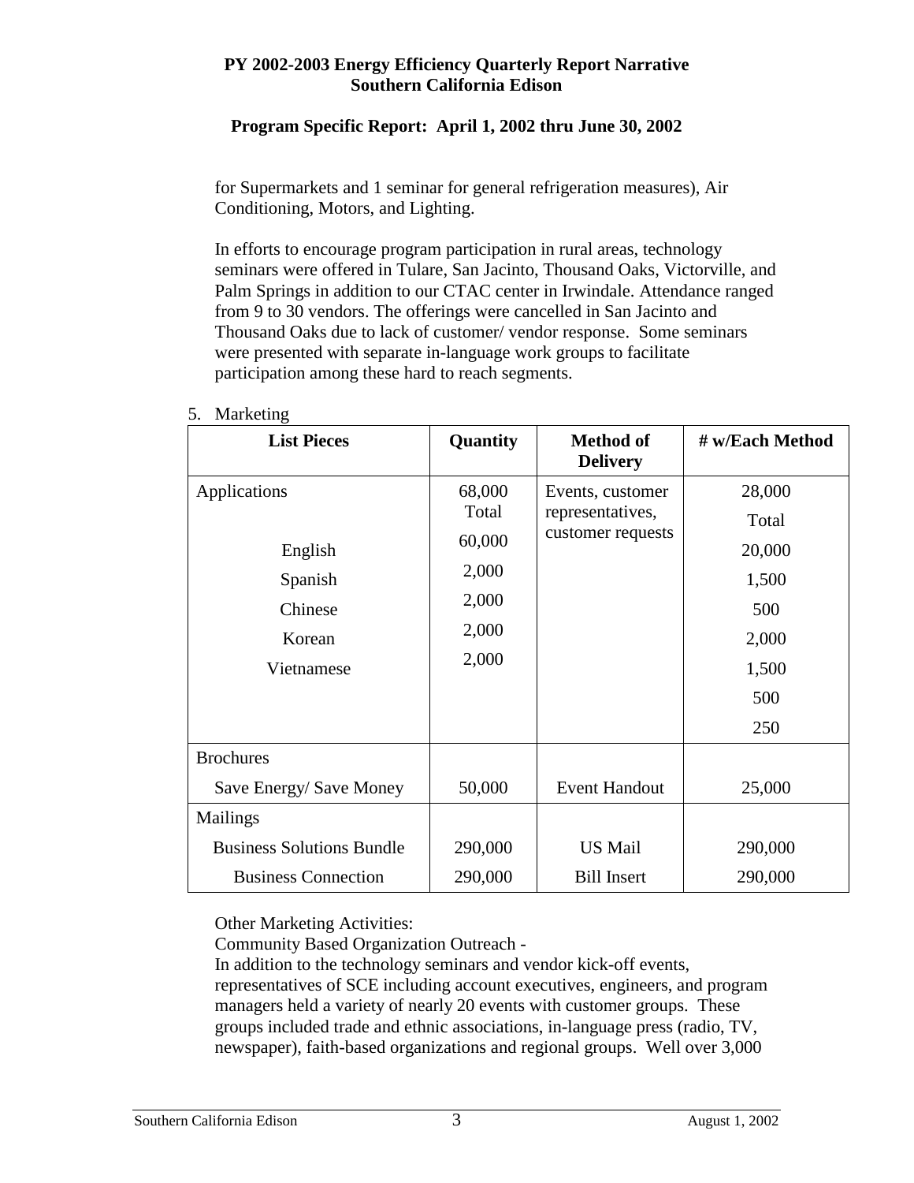for Supermarkets and 1 seminar for general refrigeration measures), Air Conditioning, Motors, and Lighting.

In efforts to encourage program participation in rural areas, technology seminars were offered in Tulare, San Jacinto, Thousand Oaks, Victorville, and Palm Springs in addition to our CTAC center in Irwindale. Attendance ranged from 9 to 30 vendors. The offerings were cancelled in San Jacinto and Thousand Oaks due to lack of customer/ vendor response. Some seminars were presented with separate in-language work groups to facilitate participation among these hard to reach segments.

5. Marketing

| List Pieces | Quantity | Method of Delivery | # w/Each Method |
|---|---|---|---|
| Applications | 68,000 Total | Events, customer representatives, customer requests | 28,000 Total |
| English | 60,000 | | 20,000 |
| Spanish | 2,000 | | 1,500 |
| Chinese | 2,000 | | 500 |
| Korean | 2,000 | | 2,000 |
| Vietnamese | 2,000 | | 1,500 |
| | | | 500 |
| | | | 250 |
| Brochures | | | |
| Save Energy/ Save Money | 50,000 | Event Handout | 25,000 |
| Mailings | | | |
| Business Solutions Bundle | 290,000 | US Mail | 290,000 |
| Business Connection | 290,000 | Bill Insert | 290,000 |

Other Marketing Activities:
Community Based Organization Outreach -
In addition to the technology seminars and vendor kick-off events, representatives of SCE including account executives, engineers, and program managers held a variety of nearly 20 events with customer groups. These groups included trade and ethnic associations, in-language press (radio, TV, newspaper), faith-based organizations and regional groups. Well over 3,000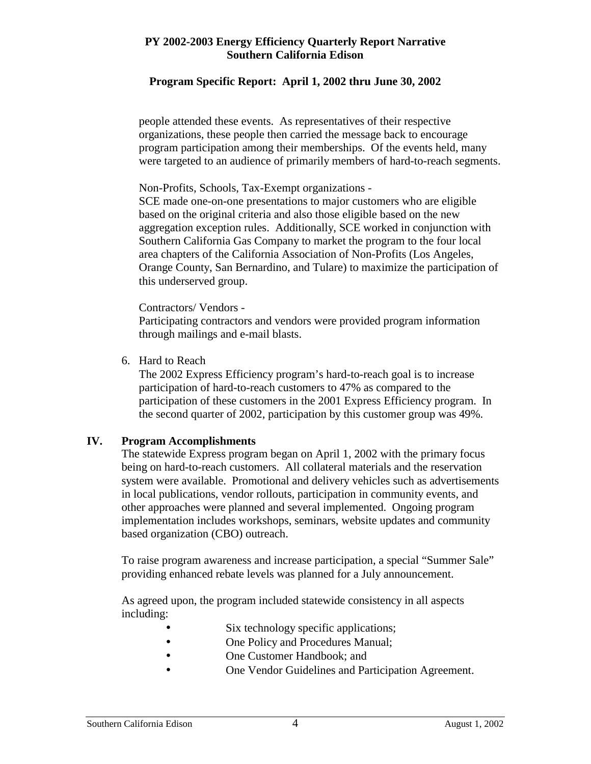people attended these events. As representatives of their respective organizations, these people then carried the message back to encourage program participation among their memberships. Of the events held, many were targeted to an audience of primarily members of hard-to-reach segments.

Non-Profits, Schools, Tax-Exempt organizations -
SCE made one-on-one presentations to major customers who are eligible based on the original criteria and also those eligible based on the new aggregation exception rules. Additionally, SCE worked in conjunction with Southern California Gas Company to market the program to the four local area chapters of the California Association of Non-Profits (Los Angeles, Orange County, San Bernardino, and Tulare) to maximize the participation of this underserved group.

Contractors/ Vendors -
Participating contractors and vendors were provided program information through mailings and e-mail blasts.

6. Hard to Reach
   The 2002 Express Efficiency program's hard-to-reach goal is to increase participation of hard-to-reach customers to 47% as compared to the participation of these customers in the 2001 Express Efficiency program. In the second quarter of 2002, participation by this customer group was 49%.

## IV. Program Accomplishments

The statewide Express program began on April 1, 2002 with the primary focus being on hard-to-reach customers. All collateral materials and the reservation system were available. Promotional and delivery vehicles such as advertisements in local publications, vendor rollouts, participation in community events, and other approaches were planned and several implemented. Ongoing program implementation includes workshops, seminars, website updates and community based organization (CBO) outreach.

To raise program awareness and increase participation, a special "Summer Sale" providing enhanced rebate levels was planned for a July announcement.

As agreed upon, the program included statewide consistency in all aspects including:

- Six technology specific applications;
- One Policy and Procedures Manual;
- One Customer Handbook; and
- One Vendor Guidelines and Participation Agreement.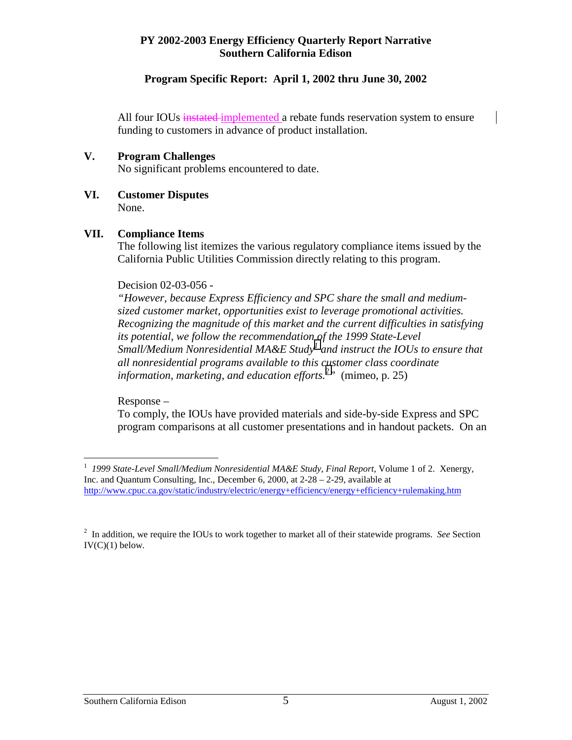All four IOUs ~~instated~~ implemented a rebate funds reservation system to ensure funding to customers in advance of product installation.

## V. Program Challenges

No significant problems encountered to date.

## VI. Customer Disputes

None.

## VII. Compliance Items

The following list itemizes the various regulatory compliance items issued by the California Public Utilities Commission directly relating to this program.

Decision 02-03-056 -

*"However, because Express Efficiency and SPC share the small and medium-sized customer market, opportunities exist to leverage promotional activities. Recognizing the magnitude of this market and the current difficulties in satisfying its potential, we follow the recommendation of the 1999 State-Level Small/Medium Nonresidential MA&E Study*[1] *and instruct the IOUs to ensure that all nonresidential programs available to this customer class coordinate information, marketing, and education efforts.*[2]*"* (mimeo, p. 25)

Response –

To comply, the IOUs have provided materials and side-by-side Express and SPC program comparisons at all customer presentations and in handout packets. On an

---

[1] *1999 State-Level Small/Medium Nonresidential MA&E Study, Final Report,* Volume 1 of 2. Xenergy, Inc. and Quantum Consulting, Inc., December 6, 2000, at 2-28 – 2-29, available at http://www.cpuc.ca.gov/static/industry/electric/energy+efficiency/energy+efficiency+rulemaking.htm

[2] In addition, we require the IOUs to work together to market all of their statewide programs. *See* Section IV(C)(1) below.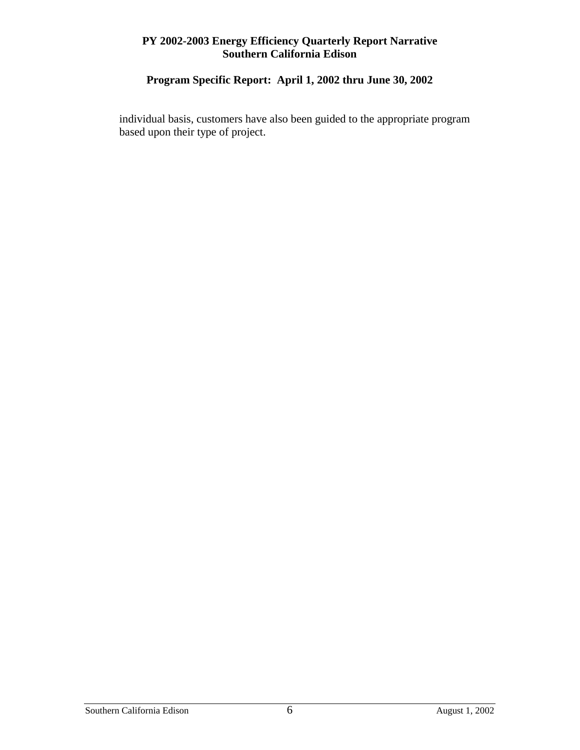individual basis, customers have also been guided to the appropriate program based upon their type of project.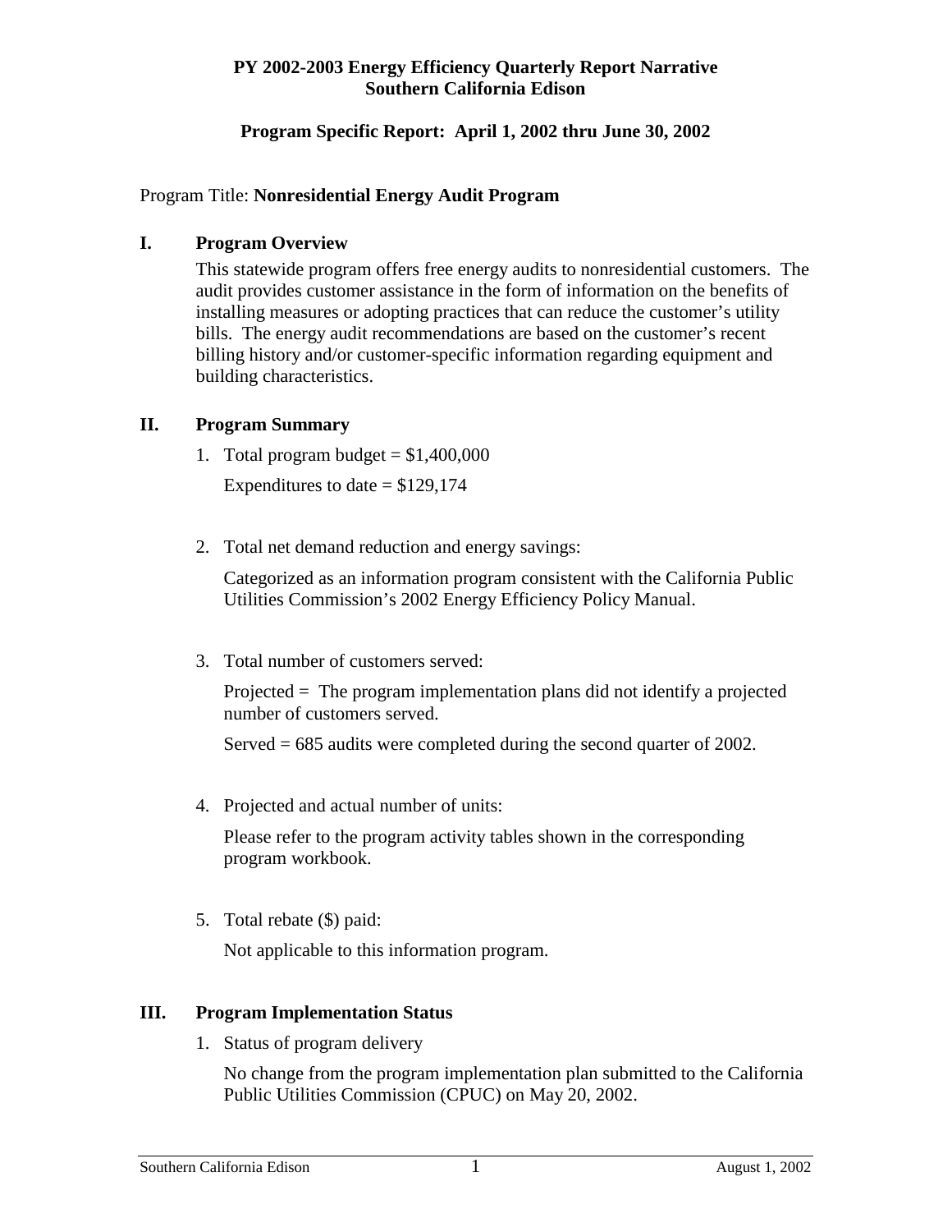**PY 2002-2003 Energy Efficiency Quarterly Report Narrative**
**Southern California Edison**

**Program Specific Report: April 1, 2002 thru June 30, 2002**

Program Title: **Nonresidential Energy Audit Program**

## I. Program Overview

This statewide program offers free energy audits to nonresidential customers. The audit provides customer assistance in the form of information on the benefits of installing measures or adopting practices that can reduce the customer's utility bills. The energy audit recommendations are based on the customer's recent billing history and/or customer-specific information regarding equipment and building characteristics.

## II. Program Summary

1. Total program budget = $1,400,000

   Expenditures to date = $129,174

2. Total net demand reduction and energy savings:

   Categorized as an information program consistent with the California Public Utilities Commission's 2002 Energy Efficiency Policy Manual.

3. Total number of customers served:

   Projected = The program implementation plans did not identify a projected number of customers served.

   Served = 685 audits were completed during the second quarter of 2002.

4. Projected and actual number of units:

   Please refer to the program activity tables shown in the corresponding program workbook.

5. Total rebate ($) paid:

   Not applicable to this information program.

## III. Program Implementation Status

1. Status of program delivery

   No change from the program implementation plan submitted to the California Public Utilities Commission (CPUC) on May 20, 2002.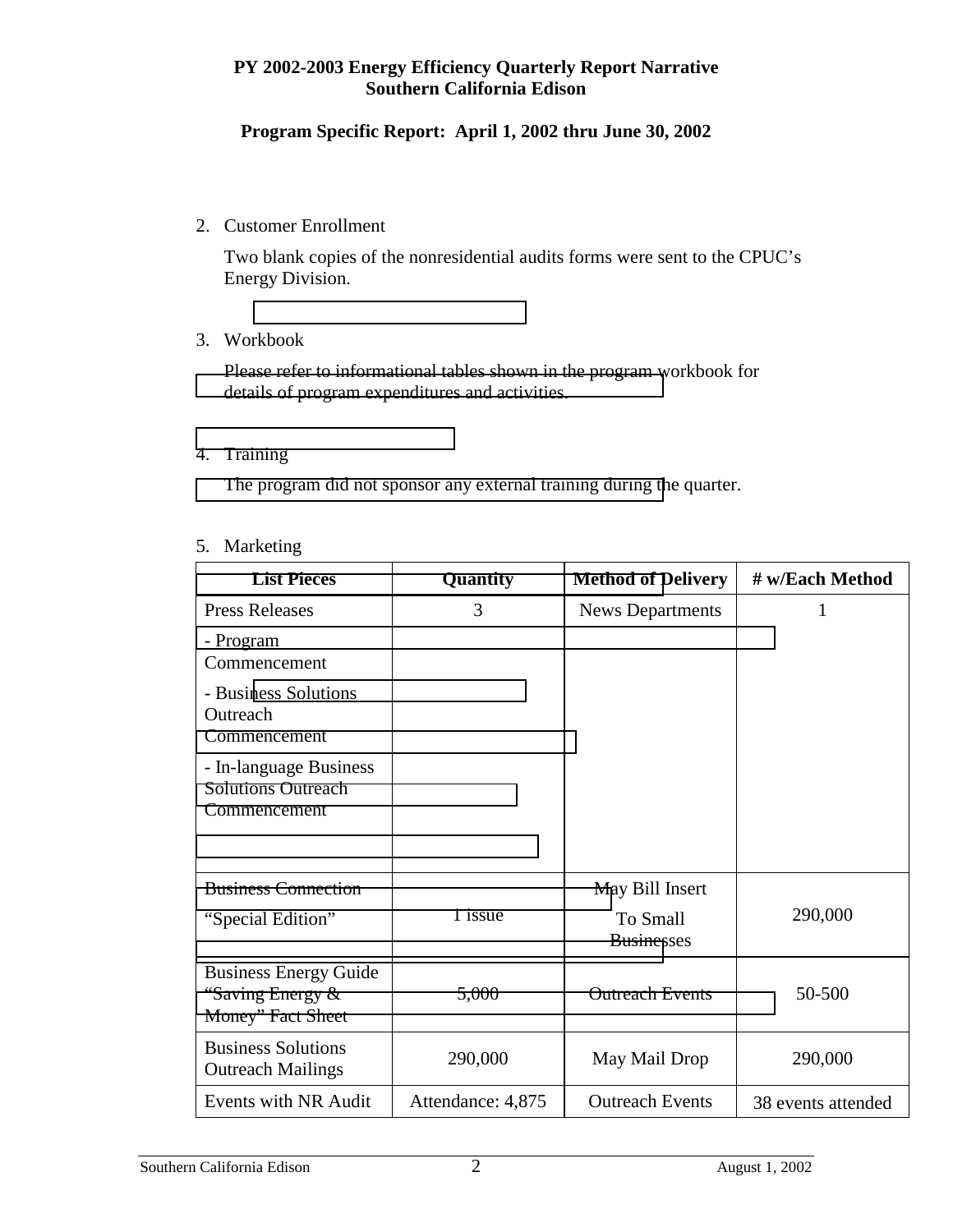**PY 2002-2003 Energy Efficiency Quarterly Report Narrative**
**Southern California Edison**

**Program Specific Report: April 1, 2002 thru June 30, 2002**

2. Customer Enrollment

   Two blank copies of the nonresidential audits forms were sent to the CPUC's Energy Division.

3. Workbook

   Please refer to informational tables shown in the program workbook for details of program expenditures and activities.

4. Training

   The program did not sponsor any external training during the quarter.

5. Marketing

| List Pieces | Quantity | Method of Delivery | # w/Each Method |
|---|---|---|---|
| Press Releases<br>- Program Commencement<br>- Business Solutions Outreach Commencement<br>- In-language Business Solutions Outreach Commencement | 3 | News Departments | 1 |
| Business Connection "Special Edition" | 1 issue | May Bill Insert To Small Businesses | 290,000 |
| Business Energy Guide "Saving Energy & Money" Fact Sheet | 5,000 | Outreach Events | 50-500 |
| Business Solutions Outreach Mailings | 290,000 | May Mail Drop | 290,000 |
| Events with NR Audit | Attendance: 4,875 | Outreach Events | 38 events attended |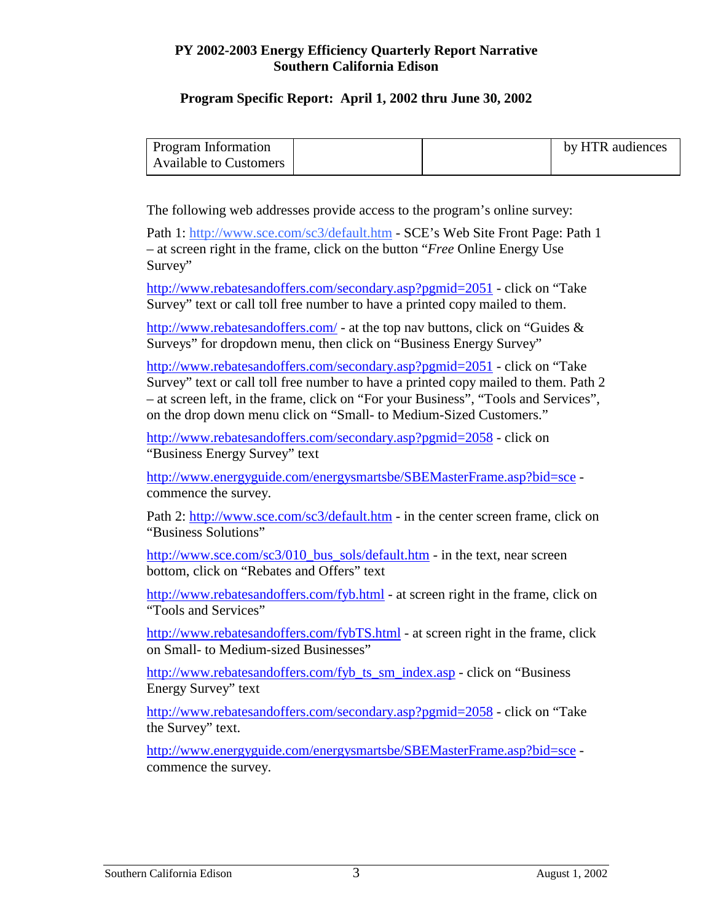**PY 2002-2003 Energy Efficiency Quarterly Report Narrative**
**Southern California Edison**

**Program Specific Report: April 1, 2002 thru June 30, 2002**

| Program Information Available to Customers | | | by HTR audiences |
|---|---|---|---|

The following web addresses provide access to the program's online survey:

Path 1: http://www.sce.com/sc3/default.htm - SCE's Web Site Front Page: Path 1 – at screen right in the frame, click on the button "*Free* Online Energy Use Survey"

http://www.rebatesandoffers.com/secondary.asp?pgmid=2051 - click on "Take Survey" text or call toll free number to have a printed copy mailed to them.

http://www.rebatesandoffers.com/ - at the top nav buttons, click on "Guides & Surveys" for dropdown menu, then click on "Business Energy Survey"

http://www.rebatesandoffers.com/secondary.asp?pgmid=2051 - click on "Take Survey" text or call toll free number to have a printed copy mailed to them. Path 2 – at screen left, in the frame, click on "For your Business", "Tools and Services", on the drop down menu click on "Small- to Medium-Sized Customers."

http://www.rebatesandoffers.com/secondary.asp?pgmid=2058 - click on "Business Energy Survey" text

http://www.energyguide.com/energysmartsbe/SBEMasterFrame.asp?bid=sce - commence the survey.

Path 2: http://www.sce.com/sc3/default.htm - in the center screen frame, click on "Business Solutions"

http://www.sce.com/sc3/010_bus_sols/default.htm - in the text, near screen bottom, click on "Rebates and Offers" text

http://www.rebatesandoffers.com/fyb.html - at screen right in the frame, click on "Tools and Services"

http://www.rebatesandoffers.com/fybTS.html - at screen right in the frame, click on Small- to Medium-sized Businesses"

http://www.rebatesandoffers.com/fyb_ts_sm_index.asp - click on "Business Energy Survey" text

http://www.rebatesandoffers.com/secondary.asp?pgmid=2058 - click on "Take the Survey" text.

http://www.energyguide.com/energysmartsbe/SBEMasterFrame.asp?bid=sce - commence the survey.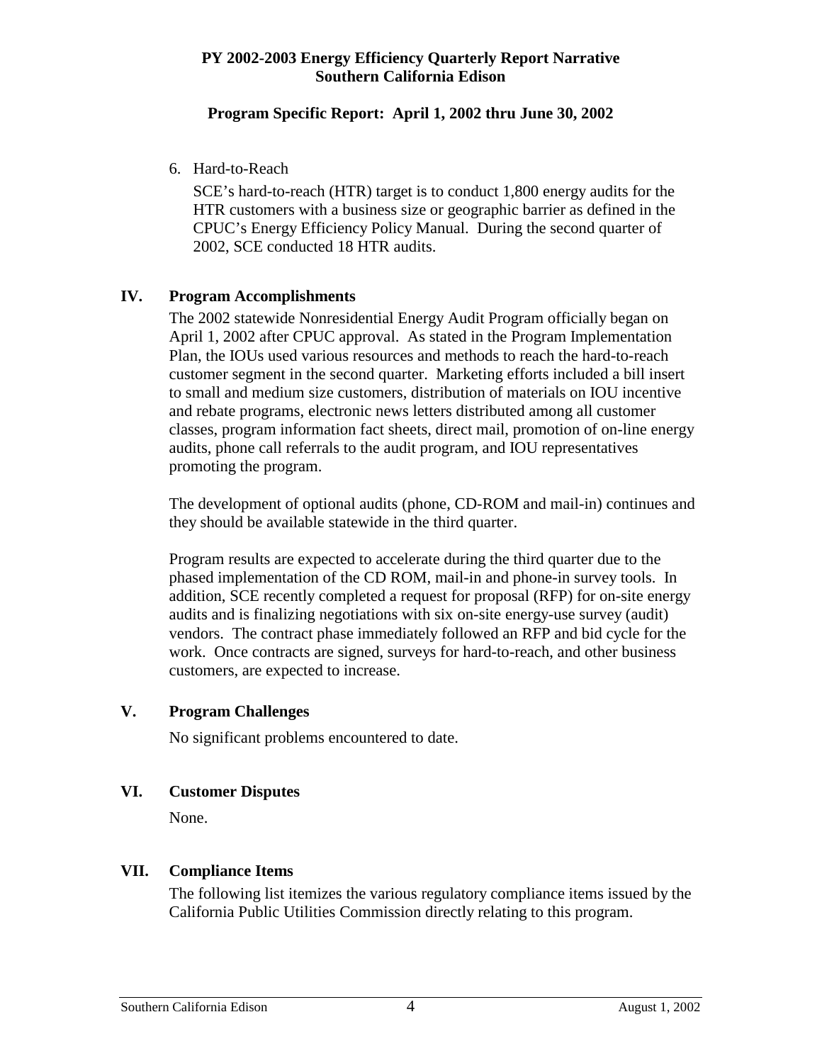6. Hard-to-Reach

   SCE's hard-to-reach (HTR) target is to conduct 1,800 energy audits for the HTR customers with a business size or geographic barrier as defined in the CPUC's Energy Efficiency Policy Manual. During the second quarter of 2002, SCE conducted 18 HTR audits.

## IV. Program Accomplishments

The 2002 statewide Nonresidential Energy Audit Program officially began on April 1, 2002 after CPUC approval. As stated in the Program Implementation Plan, the IOUs used various resources and methods to reach the hard-to-reach customer segment in the second quarter. Marketing efforts included a bill insert to small and medium size customers, distribution of materials on IOU incentive and rebate programs, electronic news letters distributed among all customer classes, program information fact sheets, direct mail, promotion of on-line energy audits, phone call referrals to the audit program, and IOU representatives promoting the program.

The development of optional audits (phone, CD-ROM and mail-in) continues and they should be available statewide in the third quarter.

Program results are expected to accelerate during the third quarter due to the phased implementation of the CD ROM, mail-in and phone-in survey tools. In addition, SCE recently completed a request for proposal (RFP) for on-site energy audits and is finalizing negotiations with six on-site energy-use survey (audit) vendors. The contract phase immediately followed an RFP and bid cycle for the work. Once contracts are signed, surveys for hard-to-reach, and other business customers, are expected to increase.

## V. Program Challenges

No significant problems encountered to date.

## VI. Customer Disputes

None.

## VII. Compliance Items

The following list itemizes the various regulatory compliance items issued by the California Public Utilities Commission directly relating to this program.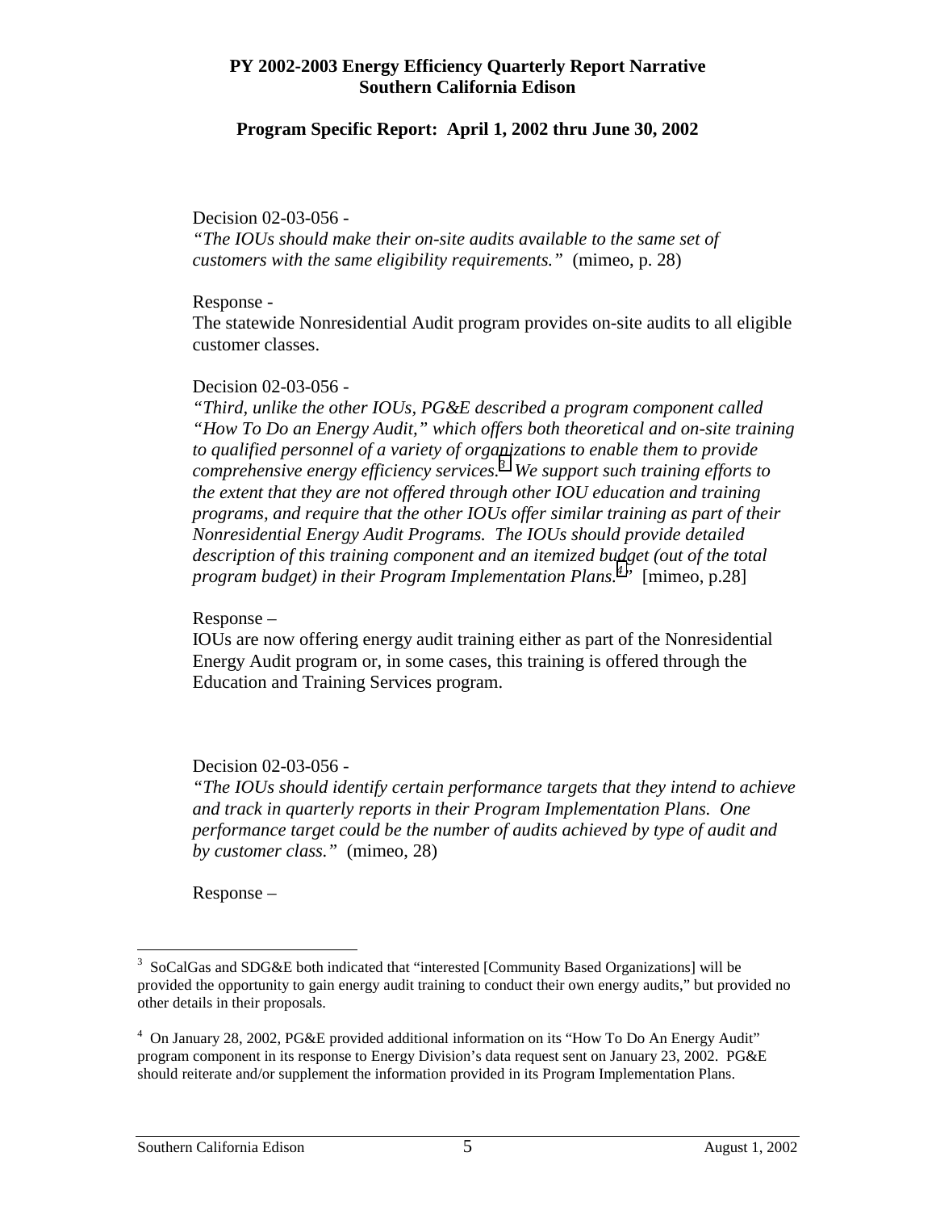Decision 02-03-056 -
*"The IOUs should make their on-site audits available to the same set of customers with the same eligibility requirements."* (mimeo, p. 28)

Response -
The statewide Nonresidential Audit program provides on-site audits to all eligible customer classes.

Decision 02-03-056 -
*"Third, unlike the other IOUs, PG&E described a program component called "How To Do an Energy Audit," which offers both theoretical and on-site training to qualified personnel of a variety of organizations to enable them to provide comprehensive energy efficiency services.*[3] *We support such training efforts to the extent that they are not offered through other IOU education and training programs, and require that the other IOUs offer similar training as part of their Nonresidential Energy Audit Programs. The IOUs should provide detailed description of this training component and an itemized budget (out of the total program budget) in their Program Implementation Plans.*[4]*"* [mimeo, p.28]

Response –
IOUs are now offering energy audit training either as part of the Nonresidential Energy Audit program or, in some cases, this training is offered through the Education and Training Services program.

Decision 02-03-056 -
*"The IOUs should identify certain performance targets that they intend to achieve and track in quarterly reports in their Program Implementation Plans. One performance target could be the number of audits achieved by type of audit and by customer class."* (mimeo, 28)

Response –

---

[3] SoCalGas and SDG&E both indicated that "interested [Community Based Organizations] will be provided the opportunity to gain energy audit training to conduct their own energy audits," but provided no other details in their proposals.

[4] On January 28, 2002, PG&E provided additional information on its "How To Do An Energy Audit" program component in its response to Energy Division's data request sent on January 23, 2002. PG&E should reiterate and/or supplement the information provided in its Program Implementation Plans.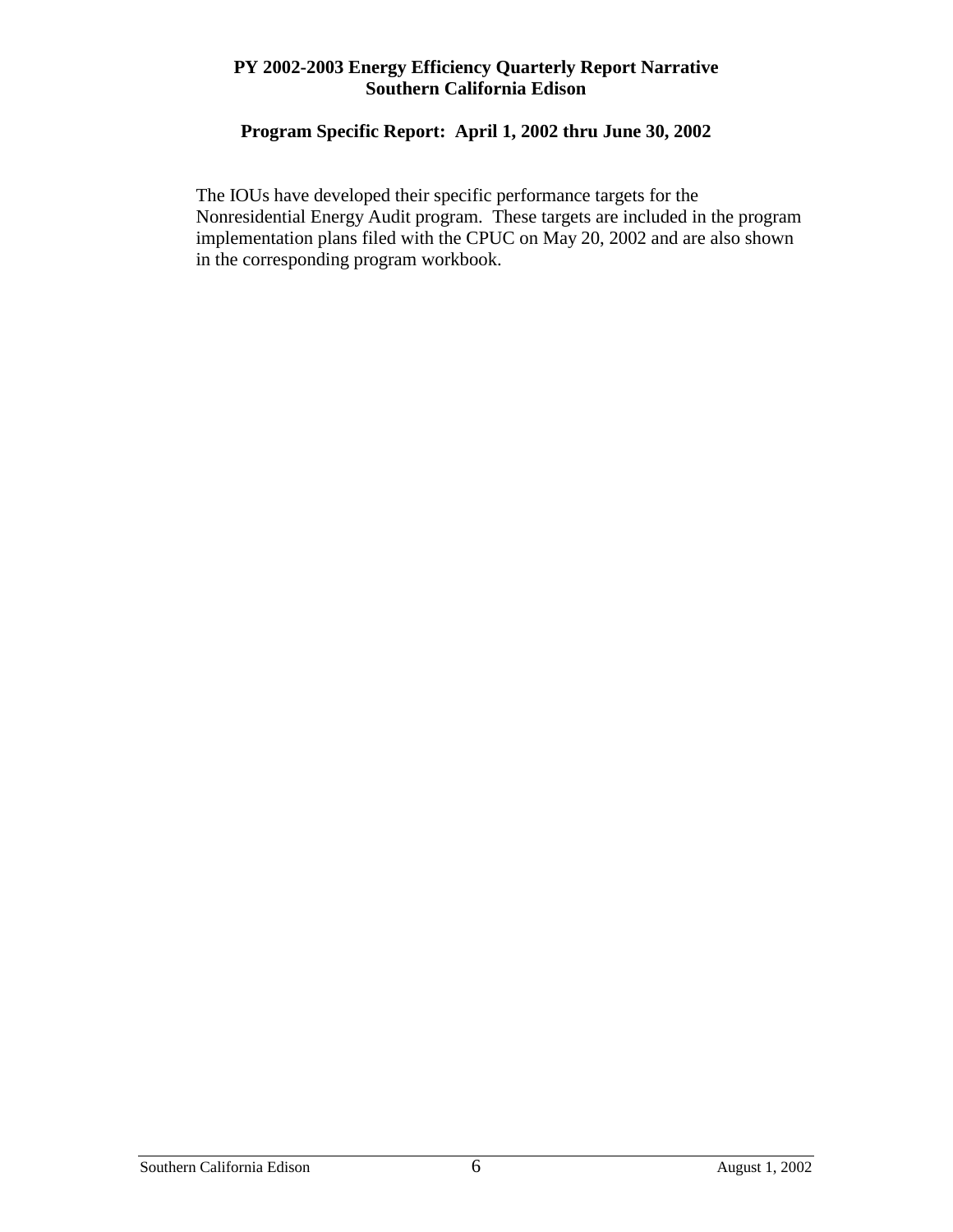The IOUs have developed their specific performance targets for the Nonresidential Energy Audit program. These targets are included in the program implementation plans filed with the CPUC on May 20, 2002 and are also shown in the corresponding program workbook.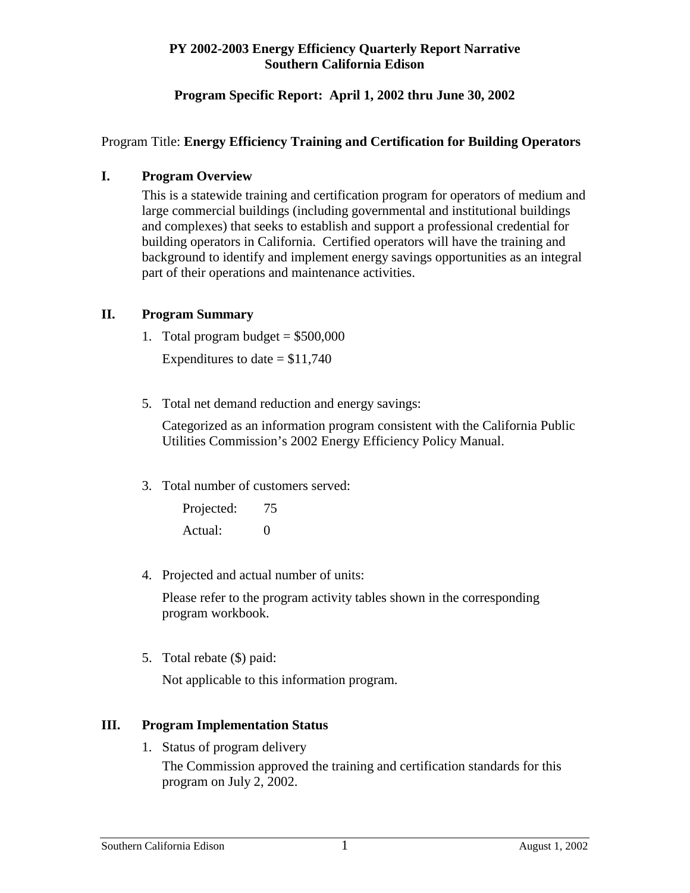**PY 2002-2003 Energy Efficiency Quarterly Report Narrative**
**Southern California Edison**

**Program Specific Report: April 1, 2002 thru June 30, 2002**

Program Title: **Energy Efficiency Training and Certification for Building Operators**

## I. Program Overview

This is a statewide training and certification program for operators of medium and large commercial buildings (including governmental and institutional buildings and complexes) that seeks to establish and support a professional credential for building operators in California. Certified operators will have the training and background to identify and implement energy savings opportunities as an integral part of their operations and maintenance activities.

## II. Program Summary

1. Total program budget = $500,000

   Expenditures to date = $11,740

5. Total net demand reduction and energy savings:

   Categorized as an information program consistent with the California Public Utilities Commission's 2002 Energy Efficiency Policy Manual.

3. Total number of customers served:

   Projected: 75

   Actual: 0

4. Projected and actual number of units:

   Please refer to the program activity tables shown in the corresponding program workbook.

5. Total rebate ($) paid:

   Not applicable to this information program.

## III. Program Implementation Status

1. Status of program delivery

   The Commission approved the training and certification standards for this program on July 2, 2002.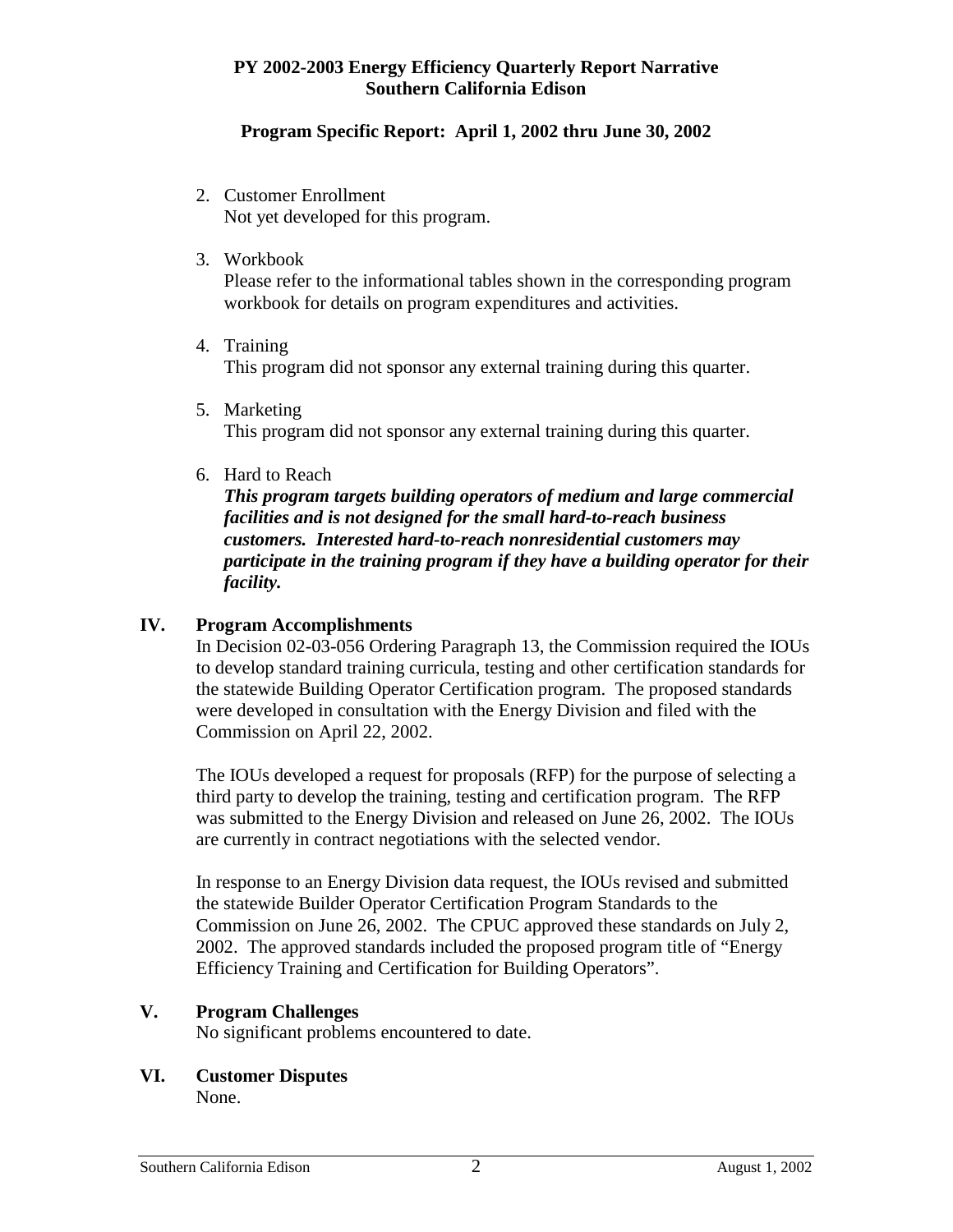**PY 2002-2003 Energy Efficiency Quarterly Report Narrative**
**Southern California Edison**

**Program Specific Report: April 1, 2002 thru June 30, 2002**

2. Customer Enrollment
   Not yet developed for this program.

3. Workbook
   Please refer to the informational tables shown in the corresponding program workbook for details on program expenditures and activities.

4. Training
   This program did not sponsor any external training during this quarter.

5. Marketing
   This program did not sponsor any external training during this quarter.

6. Hard to Reach
   ***This program targets building operators of medium and large commercial facilities and is not designed for the small hard-to-reach business customers. Interested hard-to-reach nonresidential customers may participate in the training program if they have a building operator for their facility.***

## IV. Program Accomplishments

In Decision 02-03-056 Ordering Paragraph 13, the Commission required the IOUs to develop standard training curricula, testing and other certification standards for the statewide Building Operator Certification program. The proposed standards were developed in consultation with the Energy Division and filed with the Commission on April 22, 2002.

The IOUs developed a request for proposals (RFP) for the purpose of selecting a third party to develop the training, testing and certification program. The RFP was submitted to the Energy Division and released on June 26, 2002. The IOUs are currently in contract negotiations with the selected vendor.

In response to an Energy Division data request, the IOUs revised and submitted the statewide Builder Operator Certification Program Standards to the Commission on June 26, 2002. The CPUC approved these standards on July 2, 2002. The approved standards included the proposed program title of "Energy Efficiency Training and Certification for Building Operators".

## V. Program Challenges

No significant problems encountered to date.

## VI. Customer Disputes

None.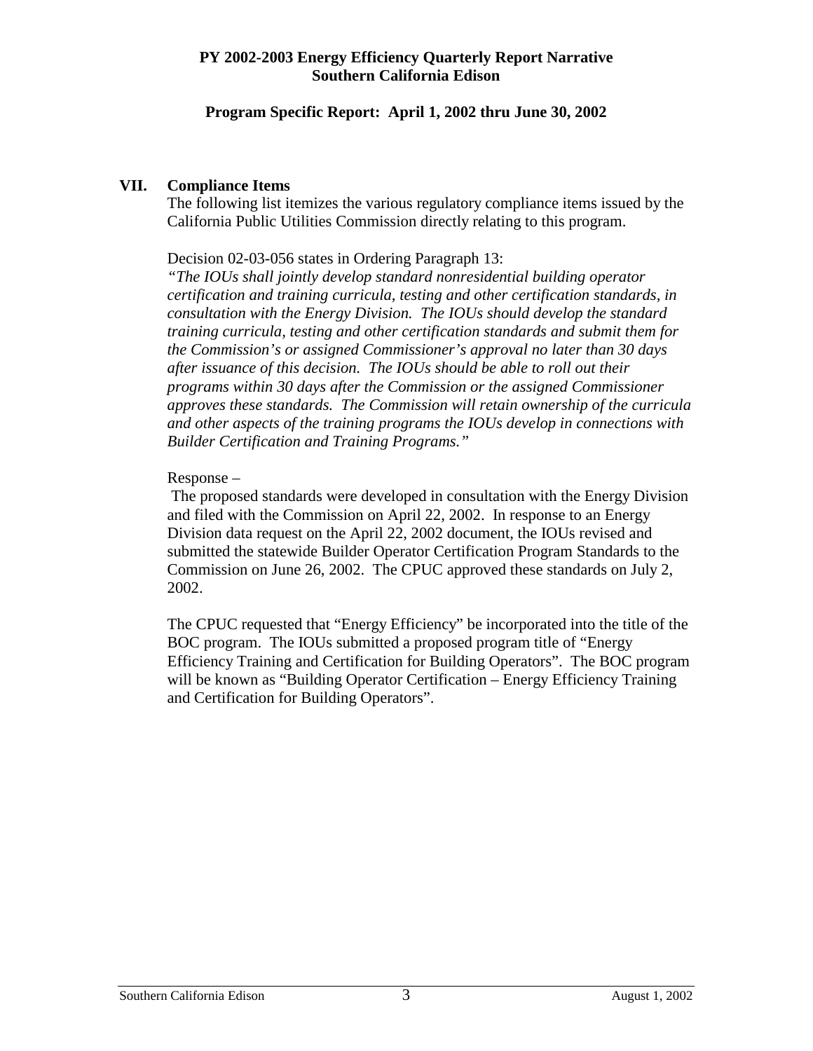**PY 2002-2003 Energy Efficiency Quarterly Report Narrative**
**Southern California Edison**

**Program Specific Report: April 1, 2002 thru June 30, 2002**

## VII. Compliance Items

The following list itemizes the various regulatory compliance items issued by the California Public Utilities Commission directly relating to this program.

Decision 02-03-056 states in Ordering Paragraph 13:

*"The IOUs shall jointly develop standard nonresidential building operator certification and training curricula, testing and other certification standards, in consultation with the Energy Division. The IOUs should develop the standard training curricula, testing and other certification standards and submit them for the Commission's or assigned Commissioner's approval no later than 30 days after issuance of this decision. The IOUs should be able to roll out their programs within 30 days after the Commission or the assigned Commissioner approves these standards. The Commission will retain ownership of the curricula and other aspects of the training programs the IOUs develop in connections with Builder Certification and Training Programs."*

Response –

The proposed standards were developed in consultation with the Energy Division and filed with the Commission on April 22, 2002. In response to an Energy Division data request on the April 22, 2002 document, the IOUs revised and submitted the statewide Builder Operator Certification Program Standards to the Commission on June 26, 2002. The CPUC approved these standards on July 2, 2002.

The CPUC requested that "Energy Efficiency" be incorporated into the title of the BOC program. The IOUs submitted a proposed program title of "Energy Efficiency Training and Certification for Building Operators". The BOC program will be known as "Building Operator Certification – Energy Efficiency Training and Certification for Building Operators".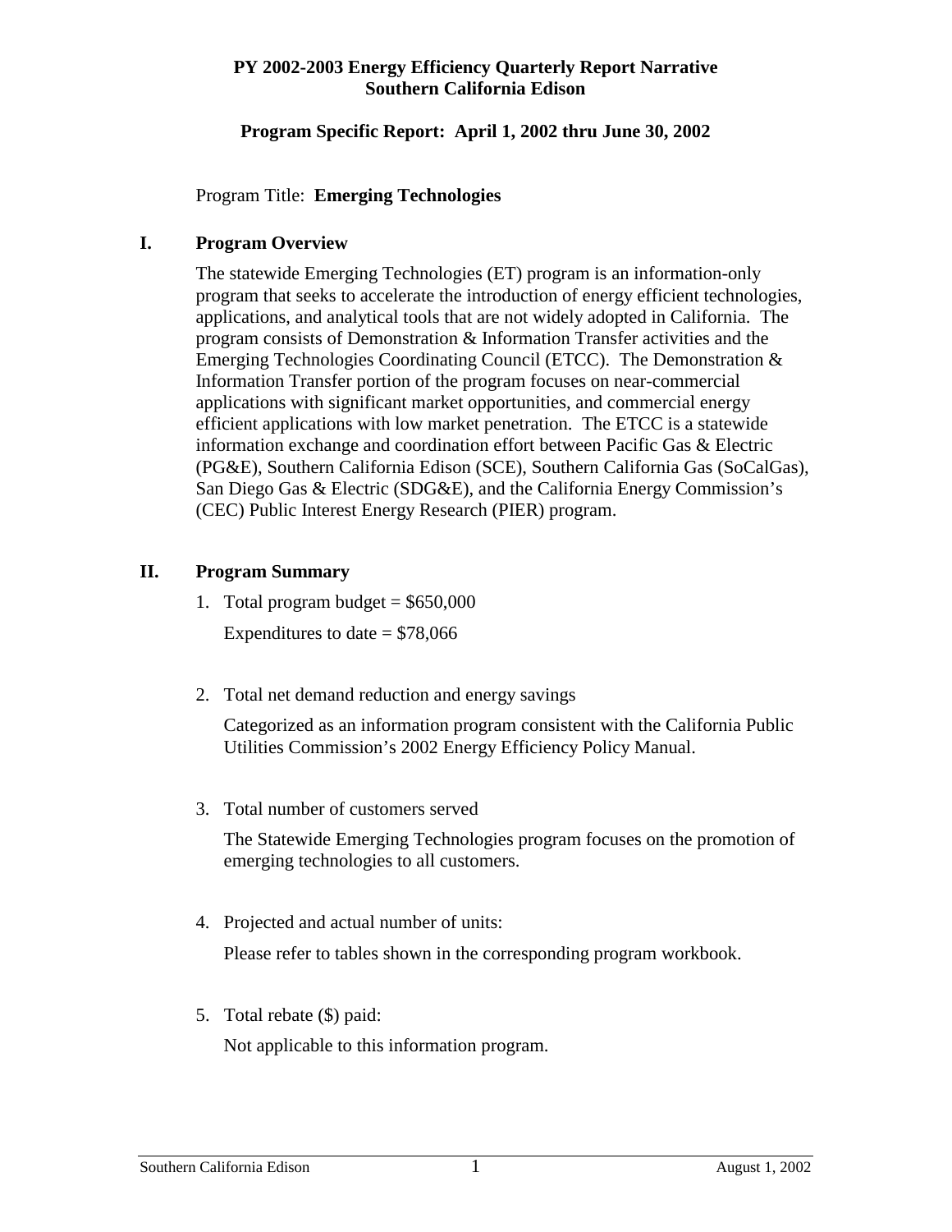**PY 2002-2003 Energy Efficiency Quarterly Report Narrative**
**Southern California Edison**

**Program Specific Report: April 1, 2002 thru June 30, 2002**

Program Title: **Emerging Technologies**

## I. Program Overview

The statewide Emerging Technologies (ET) program is an information-only program that seeks to accelerate the introduction of energy efficient technologies, applications, and analytical tools that are not widely adopted in California. The program consists of Demonstration & Information Transfer activities and the Emerging Technologies Coordinating Council (ETCC). The Demonstration & Information Transfer portion of the program focuses on near-commercial applications with significant market opportunities, and commercial energy efficient applications with low market penetration. The ETCC is a statewide information exchange and coordination effort between Pacific Gas & Electric (PG&E), Southern California Edison (SCE), Southern California Gas (SoCalGas), San Diego Gas & Electric (SDG&E), and the California Energy Commission's (CEC) Public Interest Energy Research (PIER) program.

## II. Program Summary

1. Total program budget = $650,000

   Expenditures to date = $78,066

2. Total net demand reduction and energy savings

   Categorized as an information program consistent with the California Public Utilities Commission's 2002 Energy Efficiency Policy Manual.

3. Total number of customers served

   The Statewide Emerging Technologies program focuses on the promotion of emerging technologies to all customers.

4. Projected and actual number of units:

   Please refer to tables shown in the corresponding program workbook.

5. Total rebate ($) paid:

   Not applicable to this information program.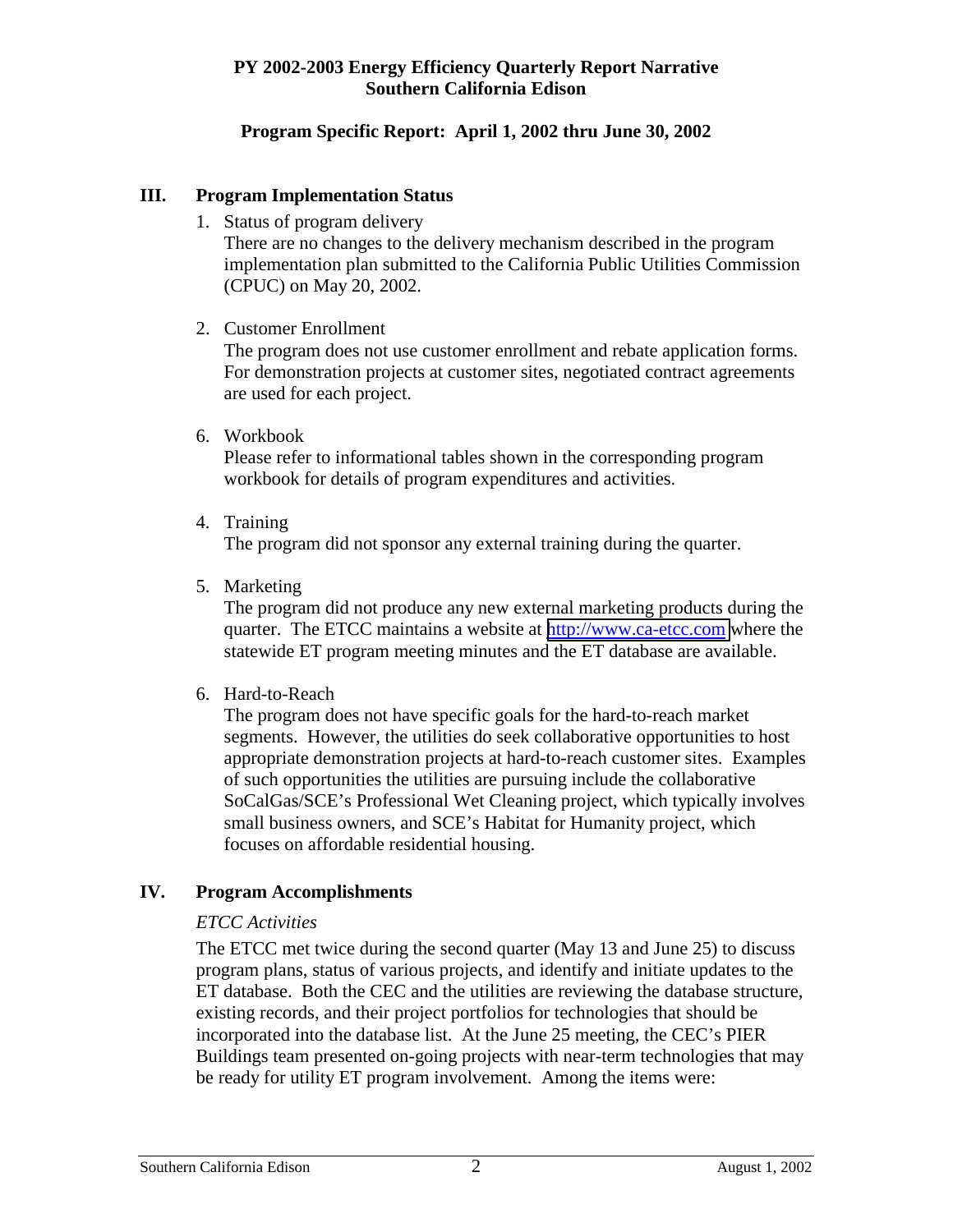**PY 2002-2003 Energy Efficiency Quarterly Report Narrative**
**Southern California Edison**

**Program Specific Report: April 1, 2002 thru June 30, 2002**

## III. Program Implementation Status

1. Status of program delivery
   There are no changes to the delivery mechanism described in the program implementation plan submitted to the California Public Utilities Commission (CPUC) on May 20, 2002.

2. Customer Enrollment
   The program does not use customer enrollment and rebate application forms. For demonstration projects at customer sites, negotiated contract agreements are used for each project.

6. Workbook
   Please refer to informational tables shown in the corresponding program workbook for details of program expenditures and activities.

4. Training
   The program did not sponsor any external training during the quarter.

5. Marketing
   The program did not produce any new external marketing products during the quarter. The ETCC maintains a website at http://www.ca-etcc.com where the statewide ET program meeting minutes and the ET database are available.

6. Hard-to-Reach
   The program does not have specific goals for the hard-to-reach market segments. However, the utilities do seek collaborative opportunities to host appropriate demonstration projects at hard-to-reach customer sites. Examples of such opportunities the utilities are pursuing include the collaborative SoCalGas/SCE's Professional Wet Cleaning project, which typically involves small business owners, and SCE's Habitat for Humanity project, which focuses on affordable residential housing.

## IV. Program Accomplishments

*ETCC Activities*

The ETCC met twice during the second quarter (May 13 and June 25) to discuss program plans, status of various projects, and identify and initiate updates to the ET database. Both the CEC and the utilities are reviewing the database structure, existing records, and their project portfolios for technologies that should be incorporated into the database list. At the June 25 meeting, the CEC's PIER Buildings team presented on-going projects with near-term technologies that may be ready for utility ET program involvement. Among the items were: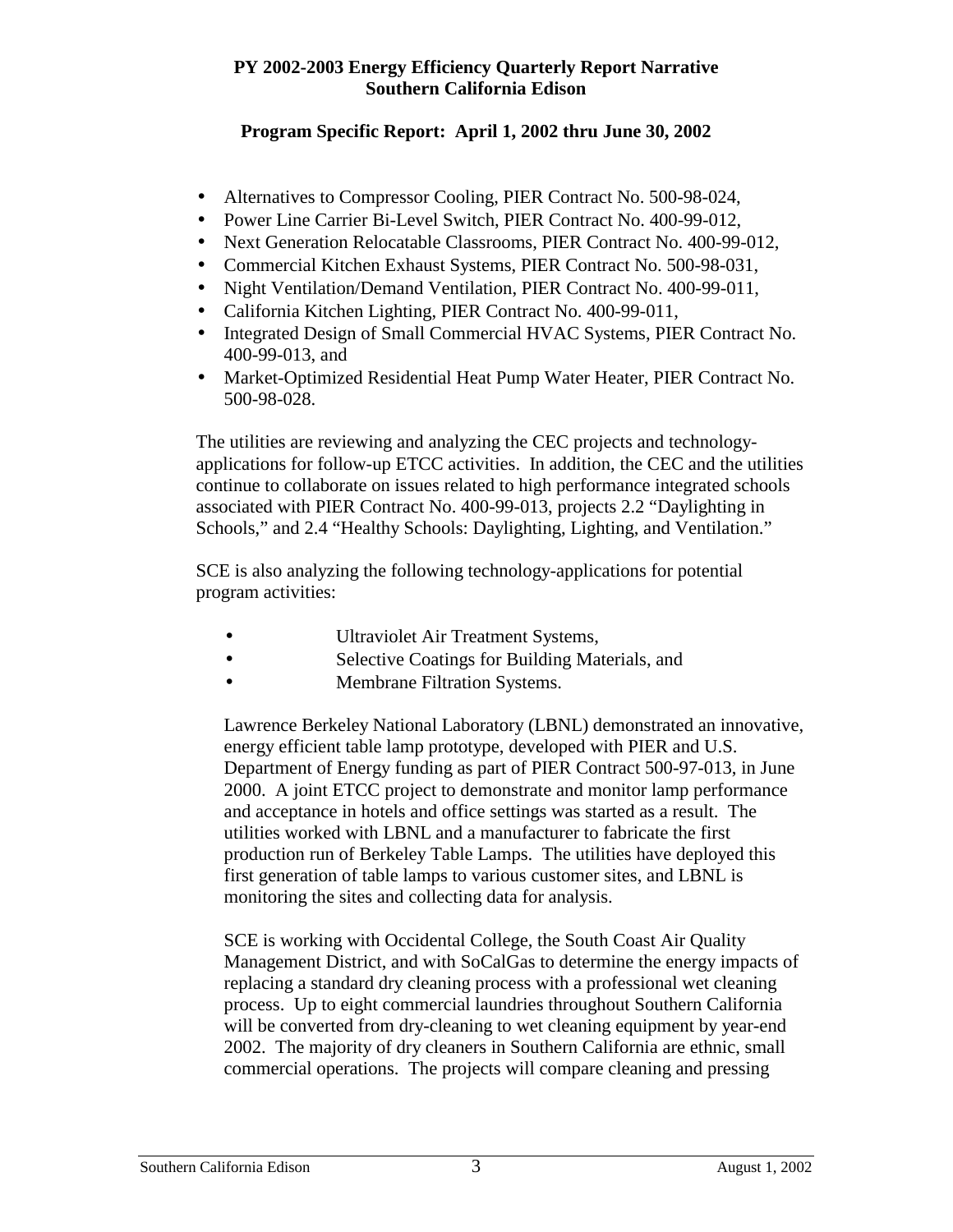**PY 2002-2003 Energy Efficiency Quarterly Report Narrative**
**Southern California Edison**

**Program Specific Report: April 1, 2002 thru June 30, 2002**

- Alternatives to Compressor Cooling, PIER Contract No. 500-98-024,
- Power Line Carrier Bi-Level Switch, PIER Contract No. 400-99-012,
- Next Generation Relocatable Classrooms, PIER Contract No. 400-99-012,
- Commercial Kitchen Exhaust Systems, PIER Contract No. 500-98-031,
- Night Ventilation/Demand Ventilation, PIER Contract No. 400-99-011,
- California Kitchen Lighting, PIER Contract No. 400-99-011,
- Integrated Design of Small Commercial HVAC Systems, PIER Contract No. 400-99-013, and
- Market-Optimized Residential Heat Pump Water Heater, PIER Contract No. 500-98-028.

The utilities are reviewing and analyzing the CEC projects and technology-applications for follow-up ETCC activities. In addition, the CEC and the utilities continue to collaborate on issues related to high performance integrated schools associated with PIER Contract No. 400-99-013, projects 2.2 "Daylighting in Schools," and 2.4 "Healthy Schools: Daylighting, Lighting, and Ventilation."

SCE is also analyzing the following technology-applications for potential program activities:

- Ultraviolet Air Treatment Systems,
- Selective Coatings for Building Materials, and
- Membrane Filtration Systems.

Lawrence Berkeley National Laboratory (LBNL) demonstrated an innovative, energy efficient table lamp prototype, developed with PIER and U.S. Department of Energy funding as part of PIER Contract 500-97-013, in June 2000. A joint ETCC project to demonstrate and monitor lamp performance and acceptance in hotels and office settings was started as a result. The utilities worked with LBNL and a manufacturer to fabricate the first production run of Berkeley Table Lamps. The utilities have deployed this first generation of table lamps to various customer sites, and LBNL is monitoring the sites and collecting data for analysis.

SCE is working with Occidental College, the South Coast Air Quality Management District, and with SoCalGas to determine the energy impacts of replacing a standard dry cleaning process with a professional wet cleaning process. Up to eight commercial laundries throughout Southern California will be converted from dry-cleaning to wet cleaning equipment by year-end 2002. The majority of dry cleaners in Southern California are ethnic, small commercial operations. The projects will compare cleaning and pressing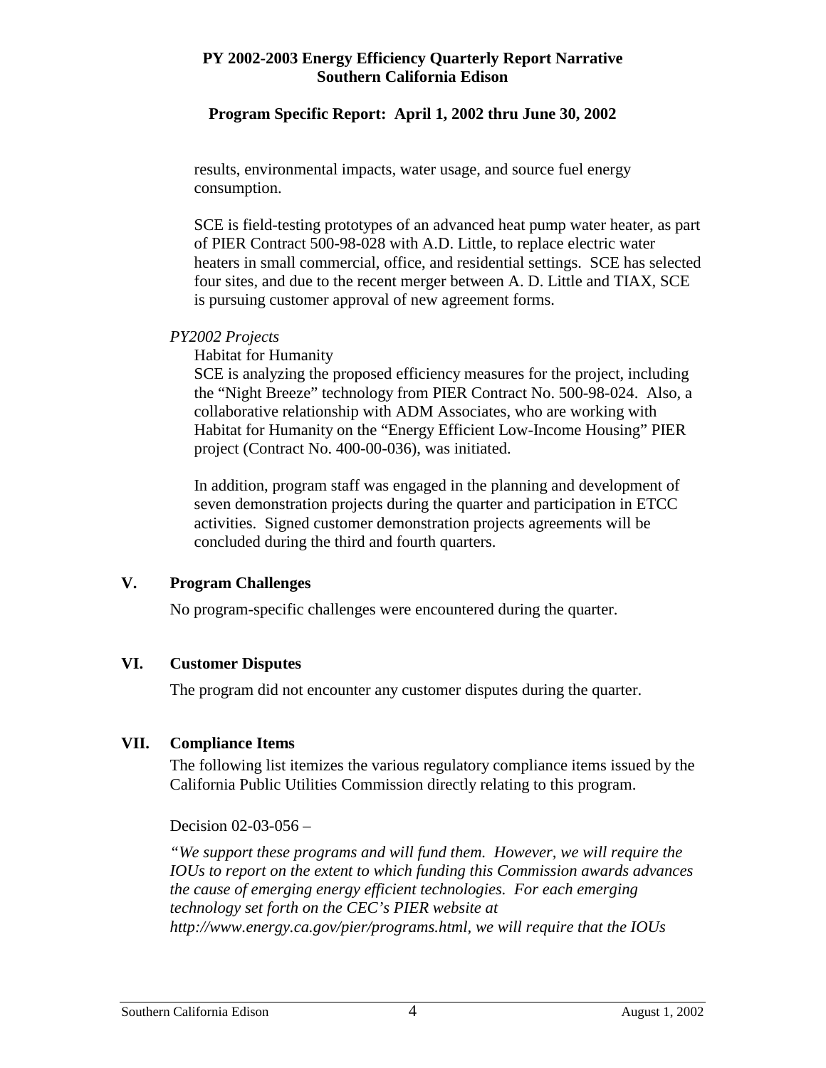results, environmental impacts, water usage, and source fuel energy consumption.

SCE is field-testing prototypes of an advanced heat pump water heater, as part of PIER Contract 500-98-028 with A.D. Little, to replace electric water heaters in small commercial, office, and residential settings. SCE has selected four sites, and due to the recent merger between A. D. Little and TIAX, SCE is pursuing customer approval of new agreement forms.

*PY2002 Projects*

Habitat for Humanity

SCE is analyzing the proposed efficiency measures for the project, including the "Night Breeze" technology from PIER Contract No. 500-98-024. Also, a collaborative relationship with ADM Associates, who are working with Habitat for Humanity on the "Energy Efficient Low-Income Housing" PIER project (Contract No. 400-00-036), was initiated.

In addition, program staff was engaged in the planning and development of seven demonstration projects during the quarter and participation in ETCC activities. Signed customer demonstration projects agreements will be concluded during the third and fourth quarters.

## V. Program Challenges

No program-specific challenges were encountered during the quarter.

## VI. Customer Disputes

The program did not encounter any customer disputes during the quarter.

## VII. Compliance Items

The following list itemizes the various regulatory compliance items issued by the California Public Utilities Commission directly relating to this program.

Decision 02-03-056 –

*"We support these programs and will fund them. However, we will require the IOUs to report on the extent to which funding this Commission awards advances the cause of emerging energy efficient technologies. For each emerging technology set forth on the CEC's PIER website at http://www.energy.ca.gov/pier/programs.html, we will require that the IOUs*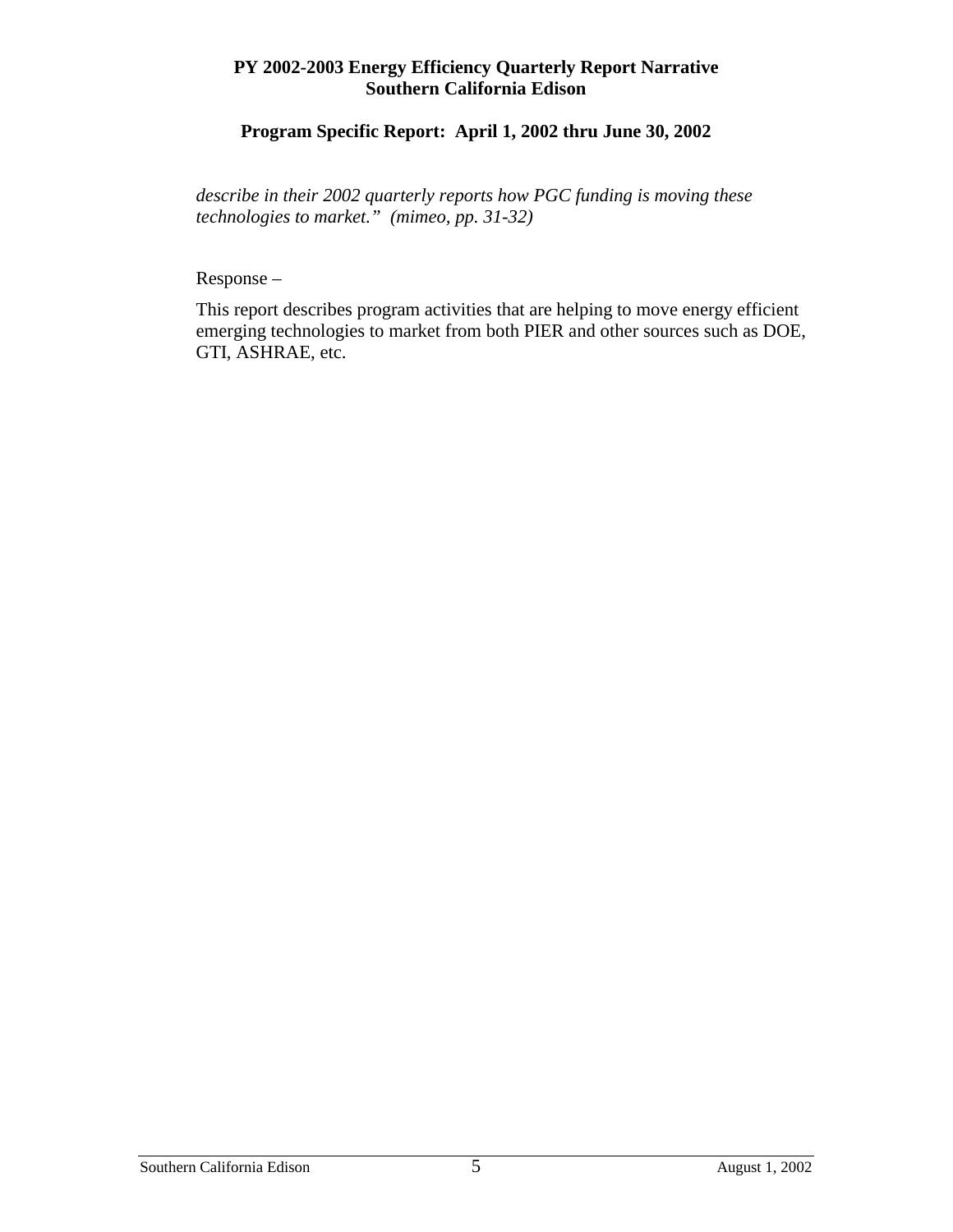*describe in their 2002 quarterly reports how PGC funding is moving these technologies to market." (mimeo, pp. 31-32)*

Response –

This report describes program activities that are helping to move energy efficient emerging technologies to market from both PIER and other sources such as DOE, GTI, ASHRAE, etc.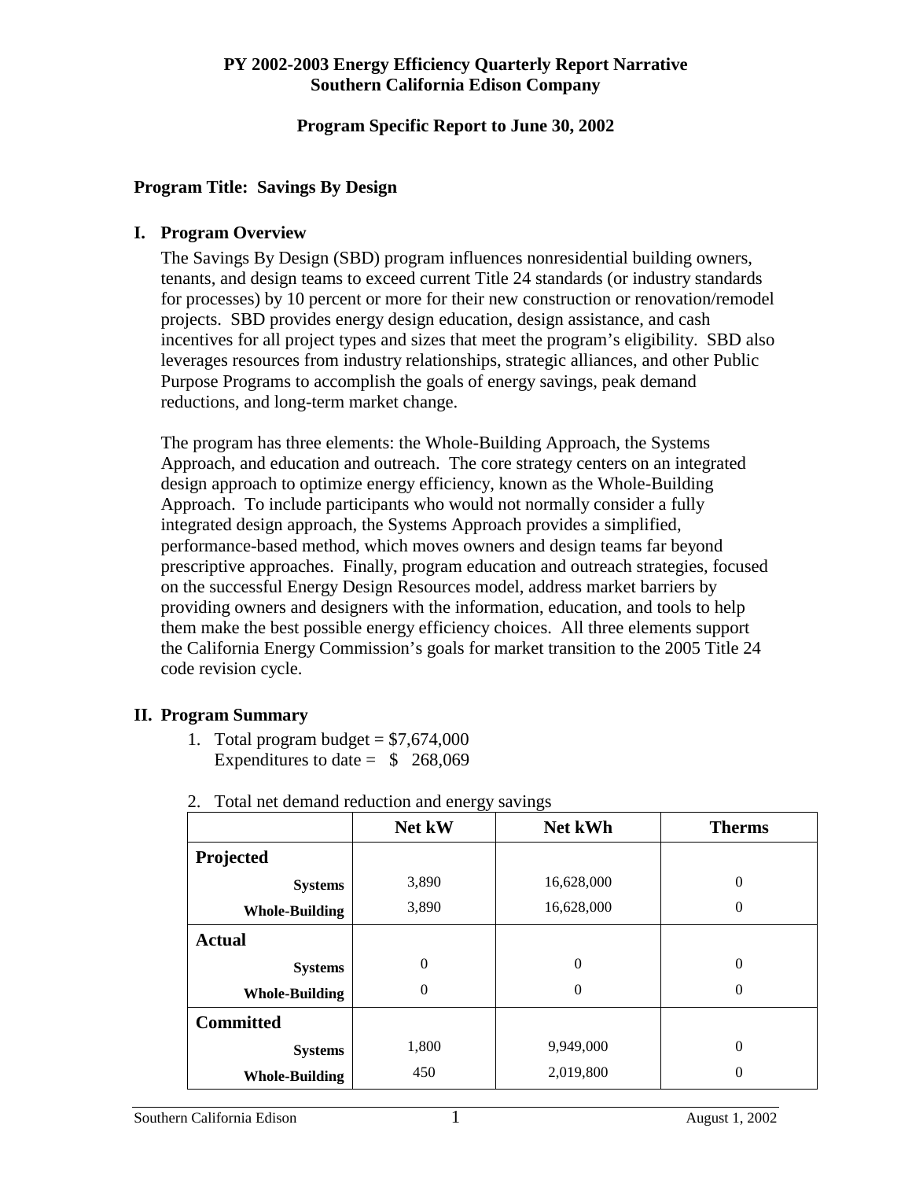**PY 2002-2003 Energy Efficiency Quarterly Report Narrative**
**Southern California Edison Company**

**Program Specific Report to June 30, 2002**

**Program Title: Savings By Design**

## I. Program Overview

The Savings By Design (SBD) program influences nonresidential building owners, tenants, and design teams to exceed current Title 24 standards (or industry standards for processes) by 10 percent or more for their new construction or renovation/remodel projects. SBD provides energy design education, design assistance, and cash incentives for all project types and sizes that meet the program's eligibility. SBD also leverages resources from industry relationships, strategic alliances, and other Public Purpose Programs to accomplish the goals of energy savings, peak demand reductions, and long-term market change.

The program has three elements: the Whole-Building Approach, the Systems Approach, and education and outreach. The core strategy centers on an integrated design approach to optimize energy efficiency, known as the Whole-Building Approach. To include participants who would not normally consider a fully integrated design approach, the Systems Approach provides a simplified, performance-based method, which moves owners and design teams far beyond prescriptive approaches. Finally, program education and outreach strategies, focused on the successful Energy Design Resources model, address market barriers by providing owners and designers with the information, education, and tools to help them make the best possible energy efficiency choices. All three elements support the California Energy Commission's goals for market transition to the 2005 Title 24 code revision cycle.

## II. Program Summary

1. Total program budget = $7,674,000
   Expenditures to date = $ 268,069

2. Total net demand reduction and energy savings

| | Net kW | Net kWh | Therms |
|---|---|---|---|
| **Projected** | | | |
| **Systems** | 3,890 | 16,628,000 | 0 |
| **Whole-Building** | 3,890 | 16,628,000 | 0 |
| **Actual** | | | |
| **Systems** | 0 | 0 | 0 |
| **Whole-Building** | 0 | 0 | 0 |
| **Committed** | | | |
| **Systems** | 1,800 | 9,949,000 | 0 |
| **Whole-Building** | 450 | 2,019,800 | 0 |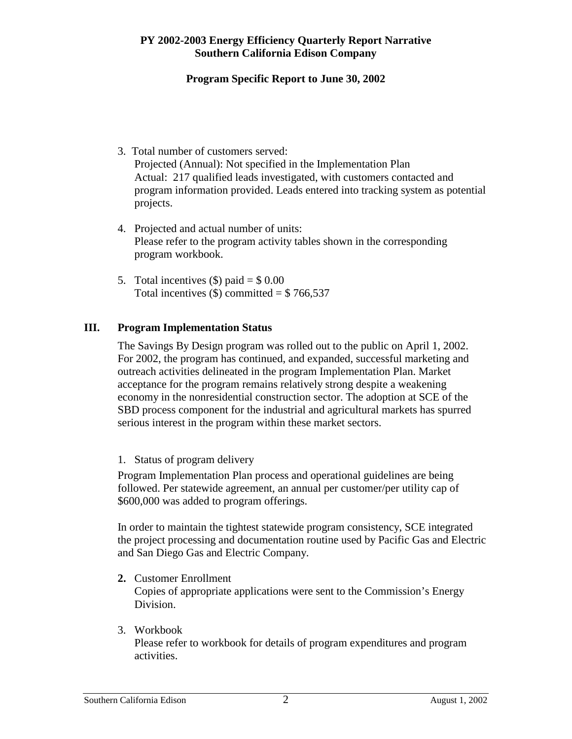PY 2002-2003 Energy Efficiency Quarterly Report Narrative
Southern California Edison Company

Program Specific Report to June 30, 2002

3. Total number of customers served:
   Projected (Annual): Not specified in the Implementation Plan
   Actual: 217 qualified leads investigated, with customers contacted and program information provided. Leads entered into tracking system as potential projects.

4. Projected and actual number of units:
   Please refer to the program activity tables shown in the corresponding program workbook.

5. Total incentives ($) paid = $ 0.00
   Total incentives ($) committed = $ 766,537

## III. Program Implementation Status

The Savings By Design program was rolled out to the public on April 1, 2002. For 2002, the program has continued, and expanded, successful marketing and outreach activities delineated in the program Implementation Plan. Market acceptance for the program remains relatively strong despite a weakening economy in the nonresidential construction sector. The adoption at SCE of the SBD process component for the industrial and agricultural markets has spurred serious interest in the program within these market sectors.

1. Status of program delivery

Program Implementation Plan process and operational guidelines are being followed. Per statewide agreement, an annual per customer/per utility cap of $600,000 was added to program offerings.

In order to maintain the tightest statewide program consistency, SCE integrated the project processing and documentation routine used by Pacific Gas and Electric and San Diego Gas and Electric Company.

2. Customer Enrollment
   Copies of appropriate applications were sent to the Commission's Energy Division.

3. Workbook
   Please refer to workbook for details of program expenditures and program activities.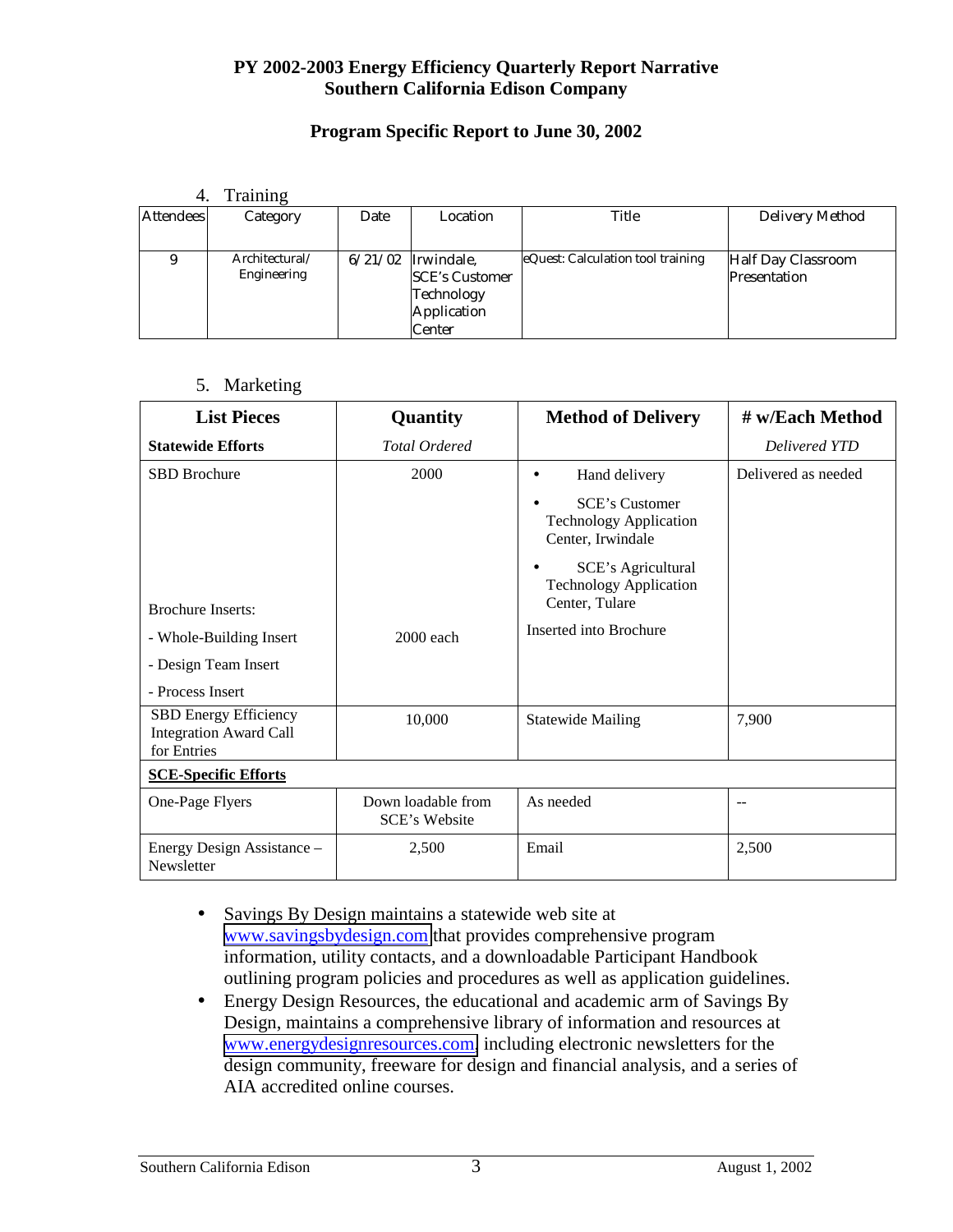**PY 2002-2003 Energy Efficiency Quarterly Report Narrative**
**Southern California Edison Company**

**Program Specific Report to June 30, 2002**

4. Training

| Attendees | Category | Date | Location | Title | Delivery Method |
|---|---|---|---|---|---|
| 9 | Architectural/ Engineering | 6/21/02 | Irwindale, SCE's Customer Technology Application Center | eQuest: Calculation tool training | Half Day Classroom Presentation |

5. Marketing

| **List Pieces** | **Quantity** | **Method of Delivery** | **# w/Each Method** |
|---|---|---|---|
| **Statewide Efforts** | *Total Ordered* | | *Delivered YTD* |
| SBD Brochure | 2000 | • Hand delivery<br>• SCE's Customer Technology Application Center, Irwindale<br>• SCE's Agricultural Technology Application Center, Tulare | Delivered as needed |
| Brochure Inserts:<br>- Whole-Building Insert<br>- Design Team Insert<br>- Process Insert | 2000 each | Inserted into Brochure | |
| SBD Energy Efficiency Integration Award Call for Entries | 10,000 | Statewide Mailing | 7,900 |
| **SCE-Specific Efforts** | | | |
| One-Page Flyers | Down loadable from SCE's Website | As needed | -- |
| Energy Design Assistance – Newsletter | 2,500 | Email | 2,500 |

- Savings By Design maintains a statewide web site at www.savingsbydesign.com that provides comprehensive program information, utility contacts, and a downloadable Participant Handbook outlining program policies and procedures as well as application guidelines.
- Energy Design Resources, the educational and academic arm of Savings By Design, maintains a comprehensive library of information and resources at www.energydesignresources.com, including electronic newsletters for the design community, freeware for design and financial analysis, and a series of AIA accredited online courses.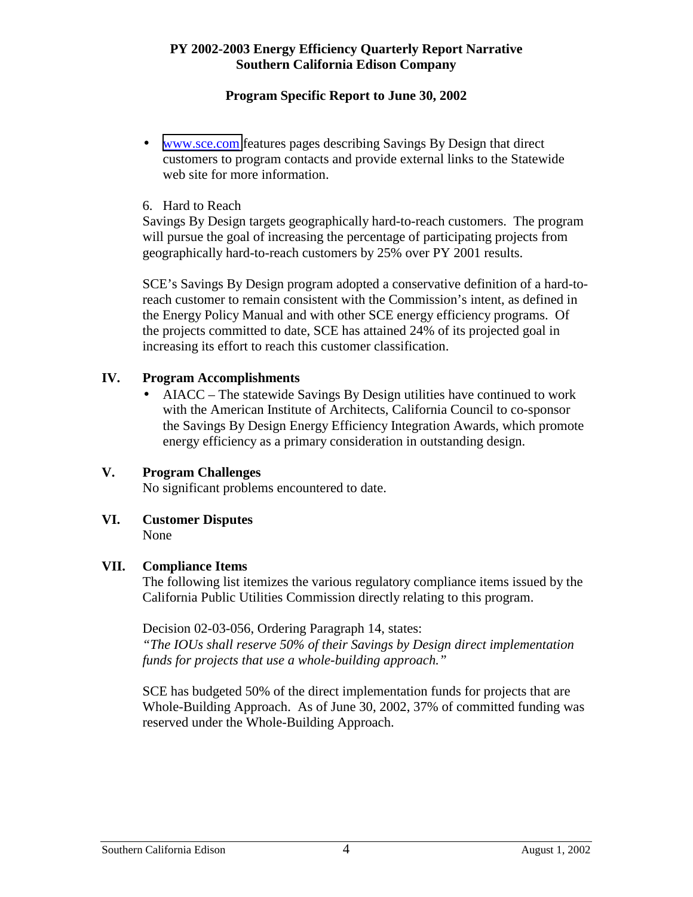- www.sce.com features pages describing Savings By Design that direct customers to program contacts and provide external links to the Statewide web site for more information.

6. Hard to Reach

Savings By Design targets geographically hard-to-reach customers. The program will pursue the goal of increasing the percentage of participating projects from geographically hard-to-reach customers by 25% over PY 2001 results.

SCE's Savings By Design program adopted a conservative definition of a hard-to-reach customer to remain consistent with the Commission's intent, as defined in the Energy Policy Manual and with other SCE energy efficiency programs. Of the projects committed to date, SCE has attained 24% of its projected goal in increasing its effort to reach this customer classification.

## IV. Program Accomplishments

- AIACC – The statewide Savings By Design utilities have continued to work with the American Institute of Architects, California Council to co-sponsor the Savings By Design Energy Efficiency Integration Awards, which promote energy efficiency as a primary consideration in outstanding design.

## V. Program Challenges

No significant problems encountered to date.

## VI. Customer Disputes

None

## VII. Compliance Items

The following list itemizes the various regulatory compliance items issued by the California Public Utilities Commission directly relating to this program.

Decision 02-03-056, Ordering Paragraph 14, states:
*"The IOUs shall reserve 50% of their Savings by Design direct implementation funds for projects that use a whole-building approach."*

SCE has budgeted 50% of the direct implementation funds for projects that are Whole-Building Approach. As of June 30, 2002, 37% of committed funding was reserved under the Whole-Building Approach.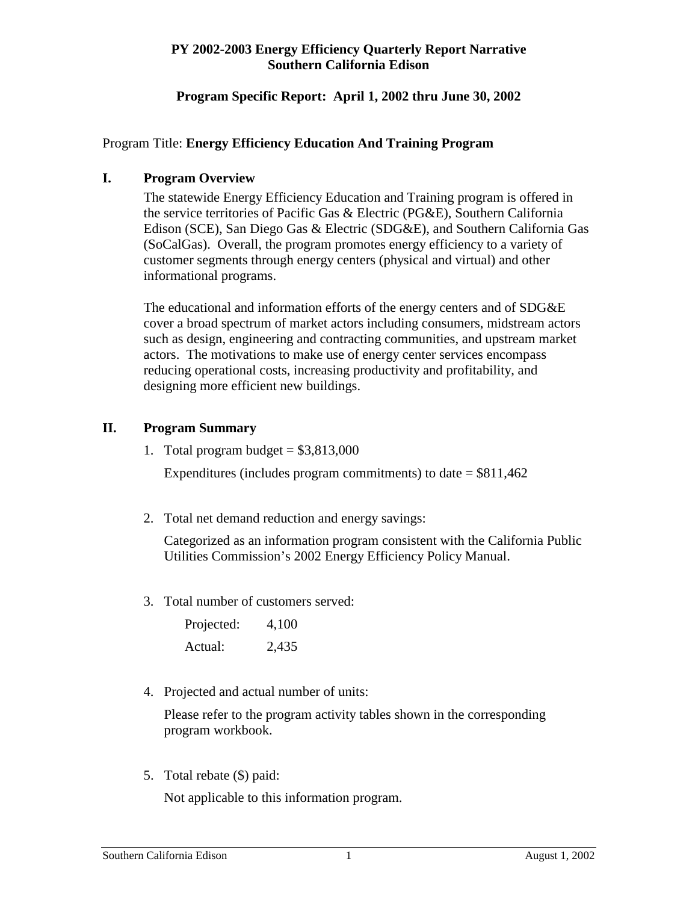**PY 2002-2003 Energy Efficiency Quarterly Report Narrative**
**Southern California Edison**

**Program Specific Report: April 1, 2002 thru June 30, 2002**

Program Title: **Energy Efficiency Education And Training Program**

## I. Program Overview

The statewide Energy Efficiency Education and Training program is offered in the service territories of Pacific Gas & Electric (PG&E), Southern California Edison (SCE), San Diego Gas & Electric (SDG&E), and Southern California Gas (SoCalGas). Overall, the program promotes energy efficiency to a variety of customer segments through energy centers (physical and virtual) and other informational programs.

The educational and information efforts of the energy centers and of SDG&E cover a broad spectrum of market actors including consumers, midstream actors such as design, engineering and contracting communities, and upstream market actors. The motivations to make use of energy center services encompass reducing operational costs, increasing productivity and profitability, and designing more efficient new buildings.

## II. Program Summary

1. Total program budget = $3,813,000

   Expenditures (includes program commitments) to date = $811,462

2. Total net demand reduction and energy savings:

   Categorized as an information program consistent with the California Public Utilities Commission's 2002 Energy Efficiency Policy Manual.

3. Total number of customers served:

   Projected: 4,100

   Actual: 2,435

4. Projected and actual number of units:

   Please refer to the program activity tables shown in the corresponding program workbook.

5. Total rebate ($) paid:

   Not applicable to this information program.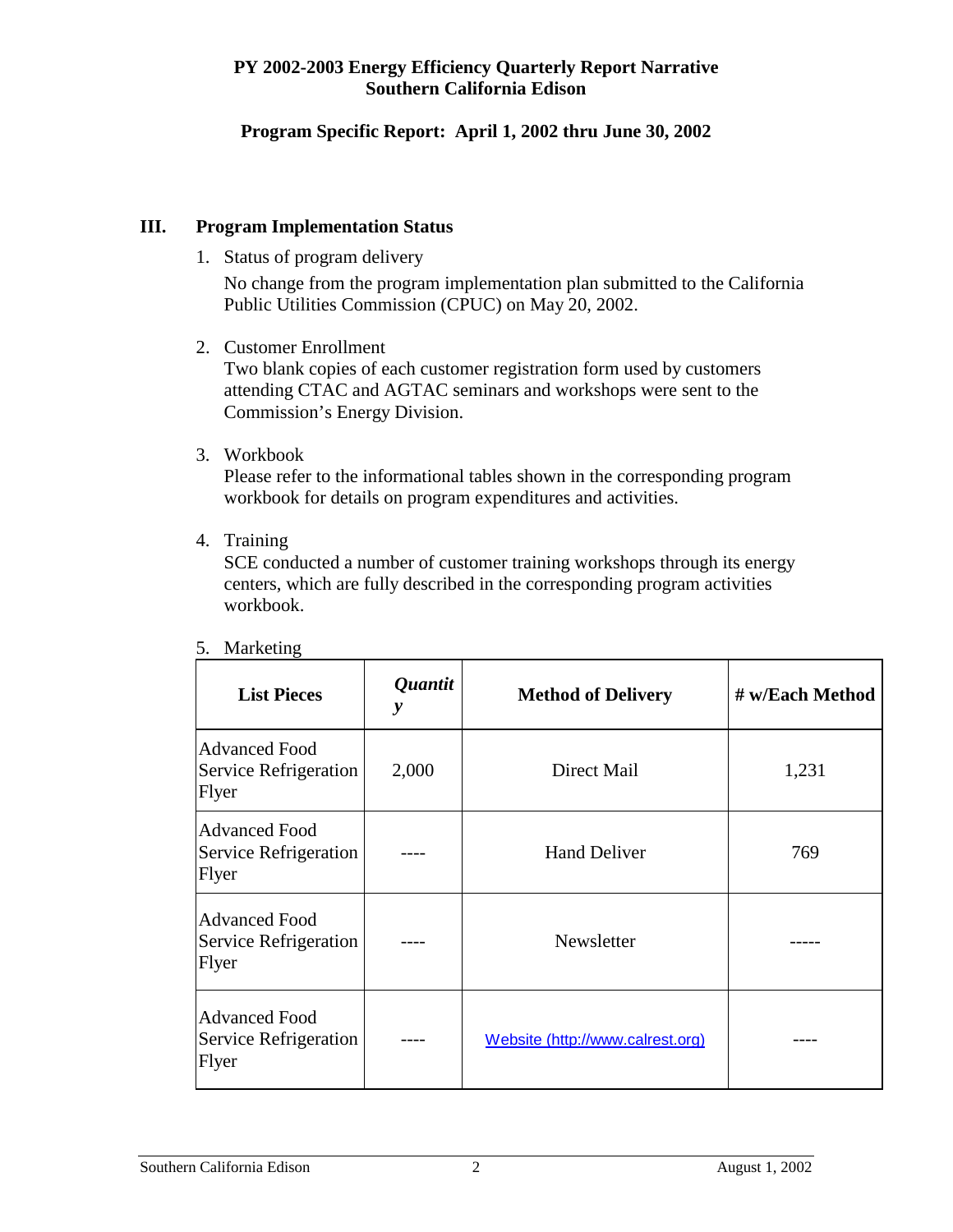**PY 2002-2003 Energy Efficiency Quarterly Report Narrative**
**Southern California Edison**

**Program Specific Report: April 1, 2002 thru June 30, 2002**

## III. Program Implementation Status

1. Status of program delivery

   No change from the program implementation plan submitted to the California Public Utilities Commission (CPUC) on May 20, 2002.

2. Customer Enrollment

   Two blank copies of each customer registration form used by customers attending CTAC and AGTAC seminars and workshops were sent to the Commission's Energy Division.

3. Workbook

   Please refer to the informational tables shown in the corresponding program workbook for details on program expenditures and activities.

4. Training

   SCE conducted a number of customer training workshops through its energy centers, which are fully described in the corresponding program activities workbook.

5. Marketing

| List Pieces | *Quantity* | Method of Delivery | # w/Each Method |
|---|---|---|---|
| Advanced Food Service Refrigeration Flyer | 2,000 | Direct Mail | 1,231 |
| Advanced Food Service Refrigeration Flyer | ---- | Hand Deliver | 769 |
| Advanced Food Service Refrigeration Flyer | ---- | Newsletter | ----- |
| Advanced Food Service Refrigeration Flyer | ---- | Website (http://www.calrest.org) | ---- |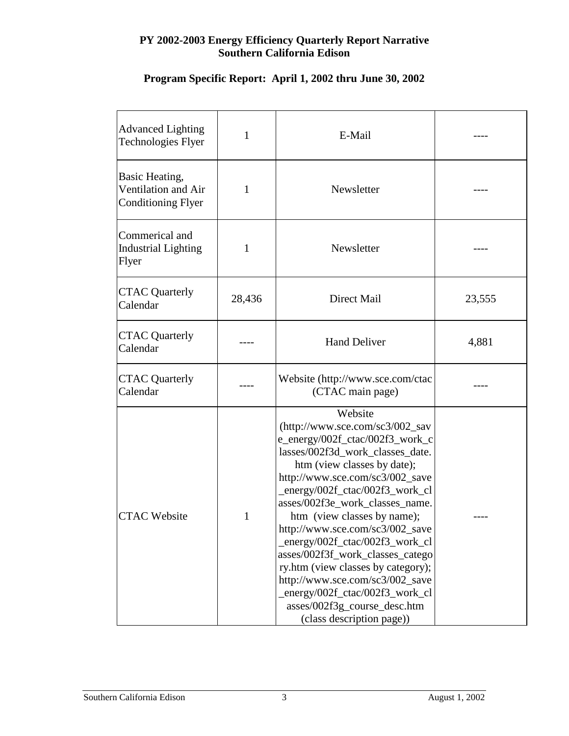**PY 2002-2003 Energy Efficiency Quarterly Report Narrative**
**Southern California Edison**

**Program Specific Report: April 1, 2002 thru June 30, 2002**

| | | | |
|---|---|---|---|
| Advanced Lighting Technologies Flyer | 1 | E-Mail | ---- |
| Basic Heating, Ventilation and Air Conditioning Flyer | 1 | Newsletter | ---- |
| Commerical and Industrial Lighting Flyer | 1 | Newsletter | ---- |
| CTAC Quarterly Calendar | 28,436 | Direct Mail | 23,555 |
| CTAC Quarterly Calendar | ---- | Hand Deliver | 4,881 |
| CTAC Quarterly Calendar | ---- | Website (http://www.sce.com/ctac (CTAC main page) | ---- |
| CTAC Website | 1 | Website (http://www.sce.com/sc3/002_save_energy/002f_ctac/002f3_work_classes/002f3d_work_classes_date.htm (view classes by date); http://www.sce.com/sc3/002_save_energy/002f_ctac/002f3_work_classes/002f3e_work_classes_name.htm (view classes by name); http://www.sce.com/sc3/002_save_energy/002f_ctac/002f3_work_classes/002f3f_work_classes_category.htm (view classes by category); http://www.sce.com/sc3/002_save_energy/002f_ctac/002f3_work_classes/002f3g_course_desc.htm (class description page)) | ---- |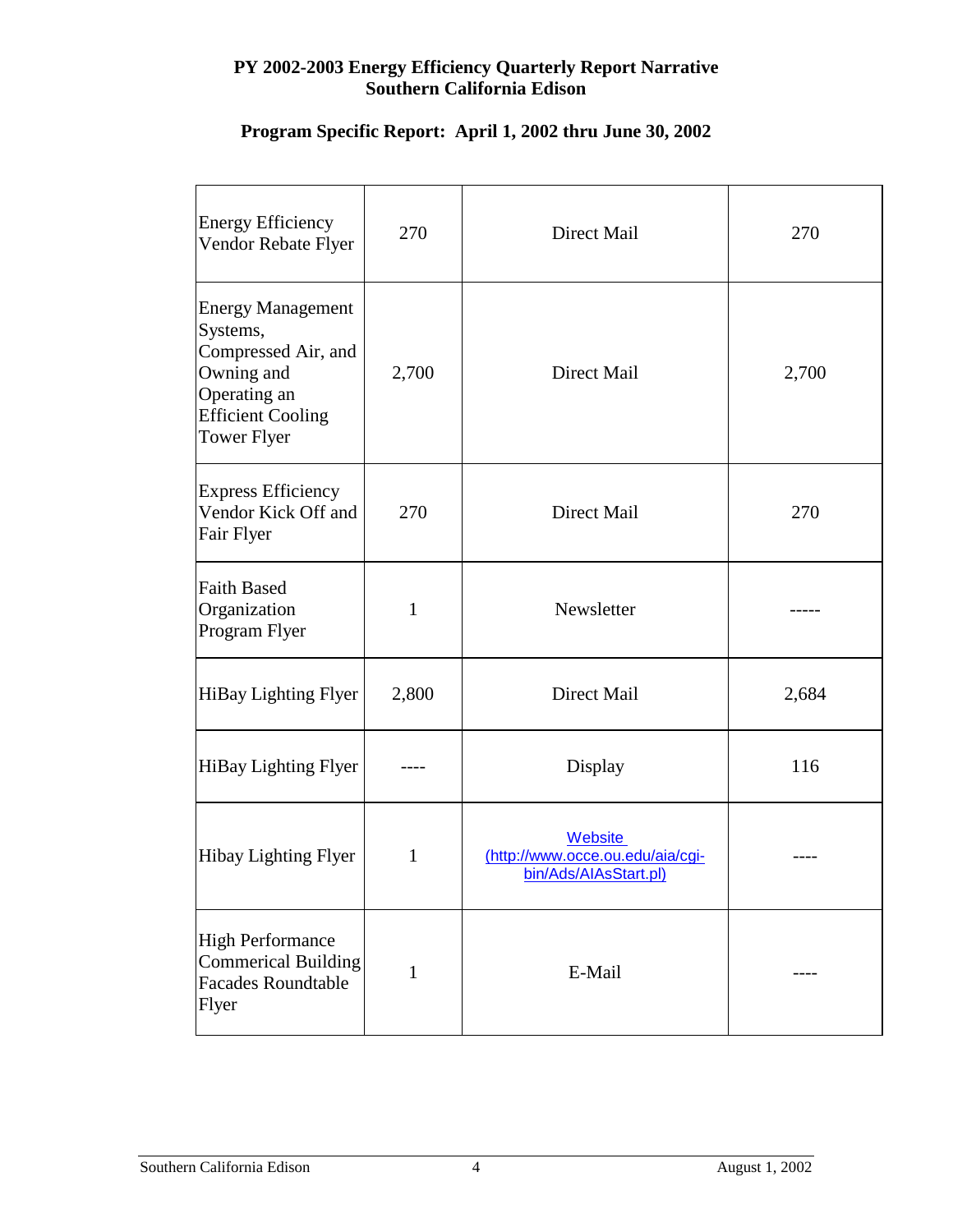**PY 2002-2003 Energy Efficiency Quarterly Report Narrative**
**Southern California Edison**

**Program Specific Report: April 1, 2002 thru June 30, 2002**

| | | | |
|---|---|---|---|
| Energy Efficiency Vendor Rebate Flyer | 270 | Direct Mail | 270 |
| Energy Management Systems, Compressed Air, and Owning and Operating an Efficient Cooling Tower Flyer | 2,700 | Direct Mail | 2,700 |
| Express Efficiency Vendor Kick Off and Fair Flyer | 270 | Direct Mail | 270 |
| Faith Based Organization Program Flyer | 1 | Newsletter | ----- |
| HiBay Lighting Flyer | 2,800 | Direct Mail | 2,684 |
| HiBay Lighting Flyer | ---- | Display | 116 |
| Hibay Lighting Flyer | 1 | Website (http://www.occe.ou.edu/aia/cgi-bin/Ads/AIAsStart.pl) | ---- |
| High Performance Commerical Building Facades Roundtable Flyer | 1 | E-Mail | ---- |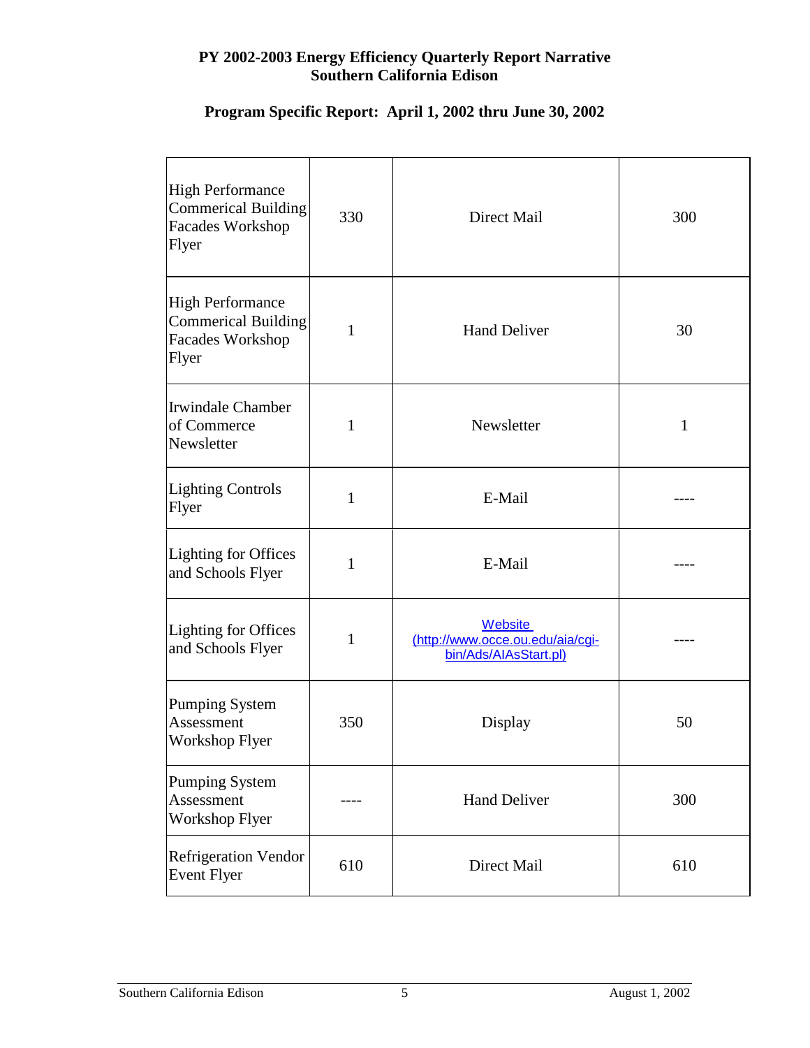**PY 2002-2003 Energy Efficiency Quarterly Report Narrative**
**Southern California Edison**

**Program Specific Report: April 1, 2002 thru June 30, 2002**

| | | | |
|---|---|---|---|
| High Performance Commerical Building Facades Workshop Flyer | 330 | Direct Mail | 300 |
| High Performance Commerical Building Facades Workshop Flyer | 1 | Hand Deliver | 30 |
| Irwindale Chamber of Commerce Newsletter | 1 | Newsletter | 1 |
| Lighting Controls Flyer | 1 | E-Mail | ---- |
| Lighting for Offices and Schools Flyer | 1 | E-Mail | ---- |
| Lighting for Offices and Schools Flyer | 1 | Website (http://www.occe.ou.edu/aia/cgi-bin/Ads/AIAsStart.pl) | ---- |
| Pumping System Assessment Workshop Flyer | 350 | Display | 50 |
| Pumping System Assessment Workshop Flyer | ---- | Hand Deliver | 300 |
| Refrigeration Vendor Event Flyer | 610 | Direct Mail | 610 |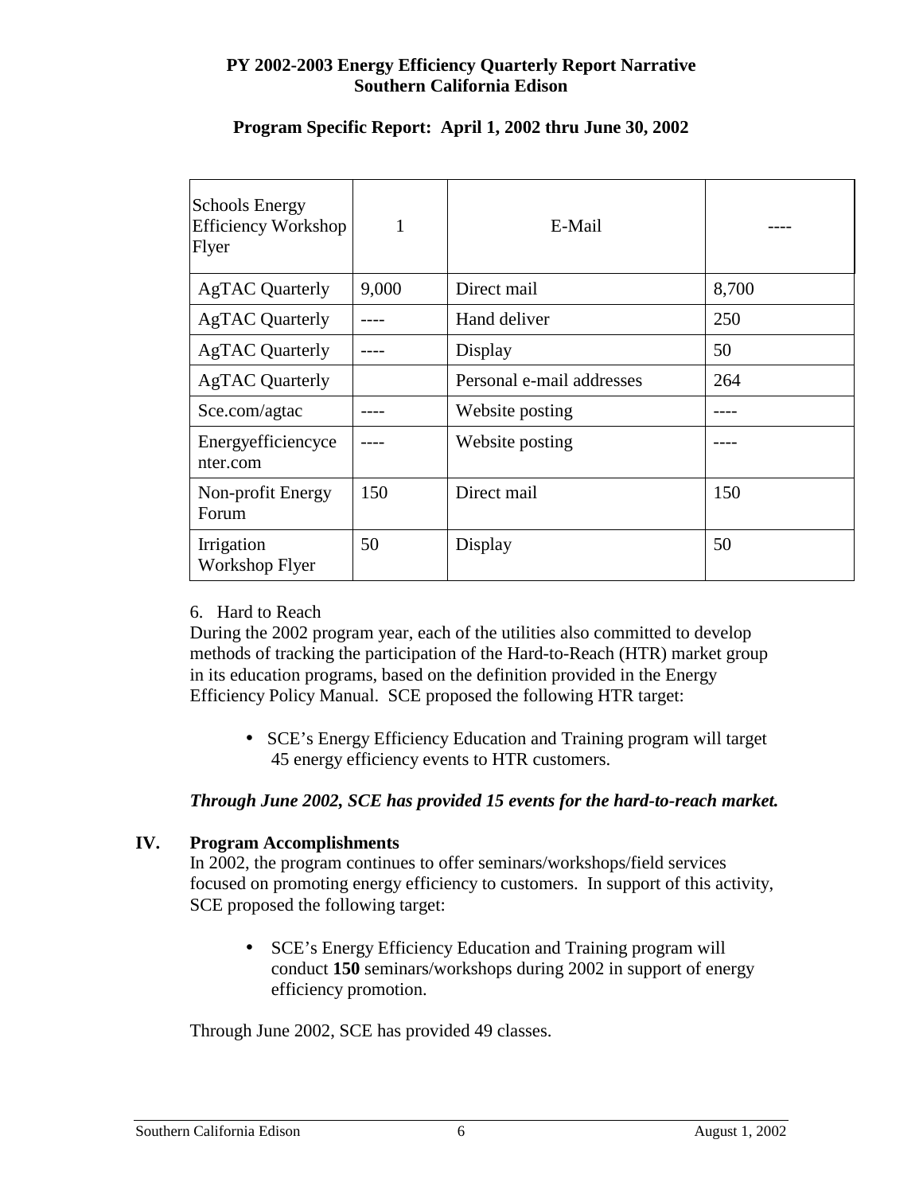| Schools Energy Efficiency Workshop Flyer | 1 | E-Mail | ---- |
|---|---|---|---|
| AgTAC Quarterly | 9,000 | Direct mail | 8,700 |
| AgTAC Quarterly | ---- | Hand deliver | 250 |
| AgTAC Quarterly | ---- | Display | 50 |
| AgTAC Quarterly | | Personal e-mail addresses | 264 |
| Sce.com/agtac | ---- | Website posting | ---- |
| Energyefficiencycenter.com | ---- | Website posting | ---- |
| Non-profit Energy Forum | 150 | Direct mail | 150 |
| Irrigation Workshop Flyer | 50 | Display | 50 |

6. Hard to Reach

During the 2002 program year, each of the utilities also committed to develop methods of tracking the participation of the Hard-to-Reach (HTR) market group in its education programs, based on the definition provided in the Energy Efficiency Policy Manual. SCE proposed the following HTR target:

- SCE's Energy Efficiency Education and Training program will target 45 energy efficiency events to HTR customers.

***Through June 2002, SCE has provided 15 events for the hard-to-reach market.***

## IV. Program Accomplishments

In 2002, the program continues to offer seminars/workshops/field services focused on promoting energy efficiency to customers. In support of this activity, SCE proposed the following target:

- SCE's Energy Efficiency Education and Training program will conduct **150** seminars/workshops during 2002 in support of energy efficiency promotion.

Through June 2002, SCE has provided 49 classes.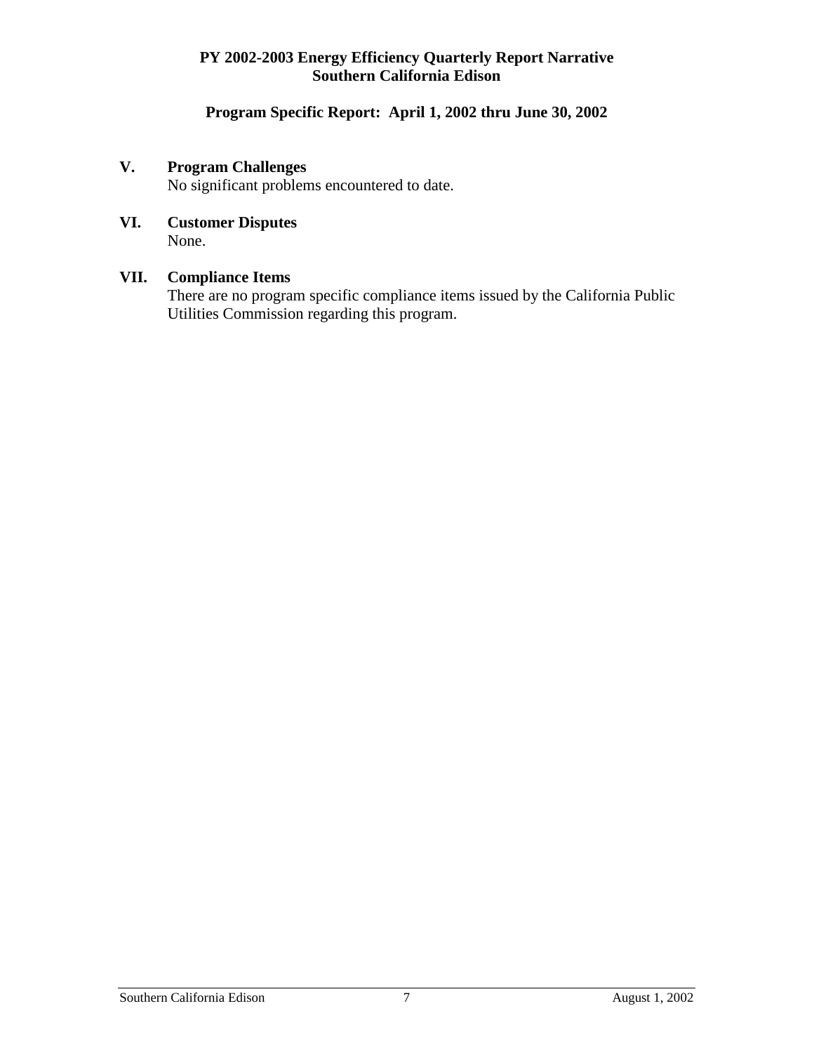**PY 2002-2003 Energy Efficiency Quarterly Report Narrative**
**Southern California Edison**

**Program Specific Report: April 1, 2002 thru June 30, 2002**

## V. Program Challenges

No significant problems encountered to date.

## VI. Customer Disputes

None.

## VII. Compliance Items

There are no program specific compliance items issued by the California Public Utilities Commission regarding this program.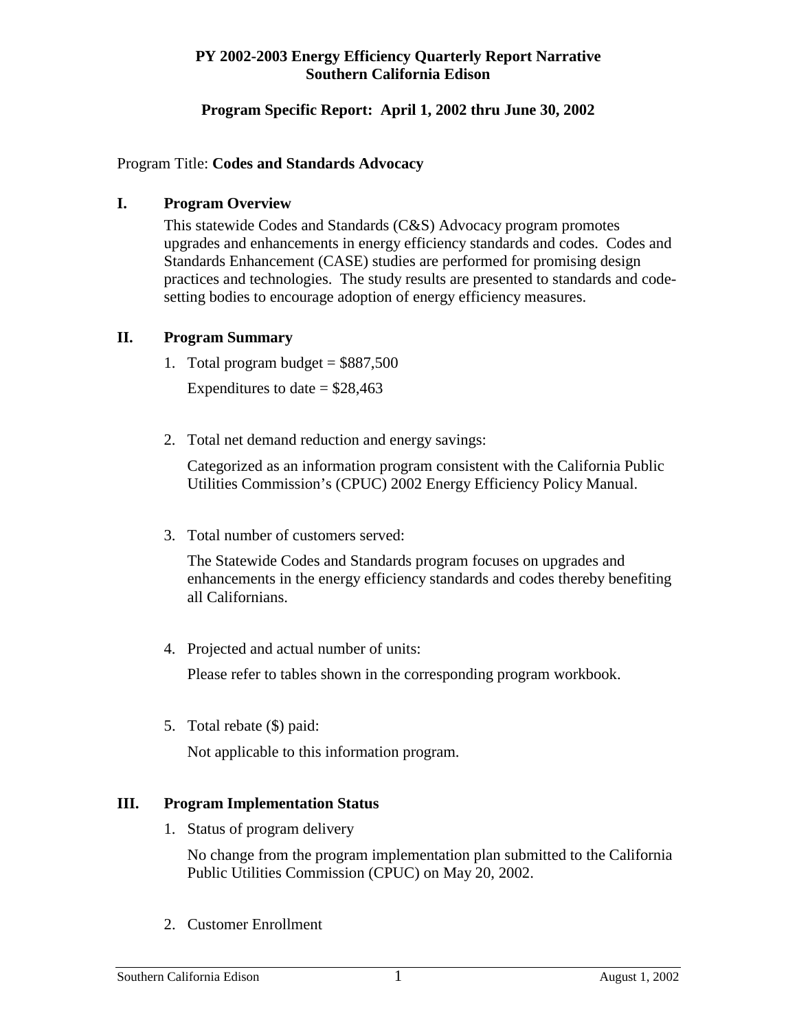**PY 2002-2003 Energy Efficiency Quarterly Report Narrative**
**Southern California Edison**

**Program Specific Report: April 1, 2002 thru June 30, 2002**

Program Title: **Codes and Standards Advocacy**

## I. Program Overview

This statewide Codes and Standards (C&S) Advocacy program promotes upgrades and enhancements in energy efficiency standards and codes. Codes and Standards Enhancement (CASE) studies are performed for promising design practices and technologies. The study results are presented to standards and code-setting bodies to encourage adoption of energy efficiency measures.

## II. Program Summary

1. Total program budget = $887,500

   Expenditures to date = $28,463

2. Total net demand reduction and energy savings:

   Categorized as an information program consistent with the California Public Utilities Commission's (CPUC) 2002 Energy Efficiency Policy Manual.

3. Total number of customers served:

   The Statewide Codes and Standards program focuses on upgrades and enhancements in the energy efficiency standards and codes thereby benefiting all Californians.

4. Projected and actual number of units:

   Please refer to tables shown in the corresponding program workbook.

5. Total rebate ($) paid:

   Not applicable to this information program.

## III. Program Implementation Status

1. Status of program delivery

   No change from the program implementation plan submitted to the California Public Utilities Commission (CPUC) on May 20, 2002.

2. Customer Enrollment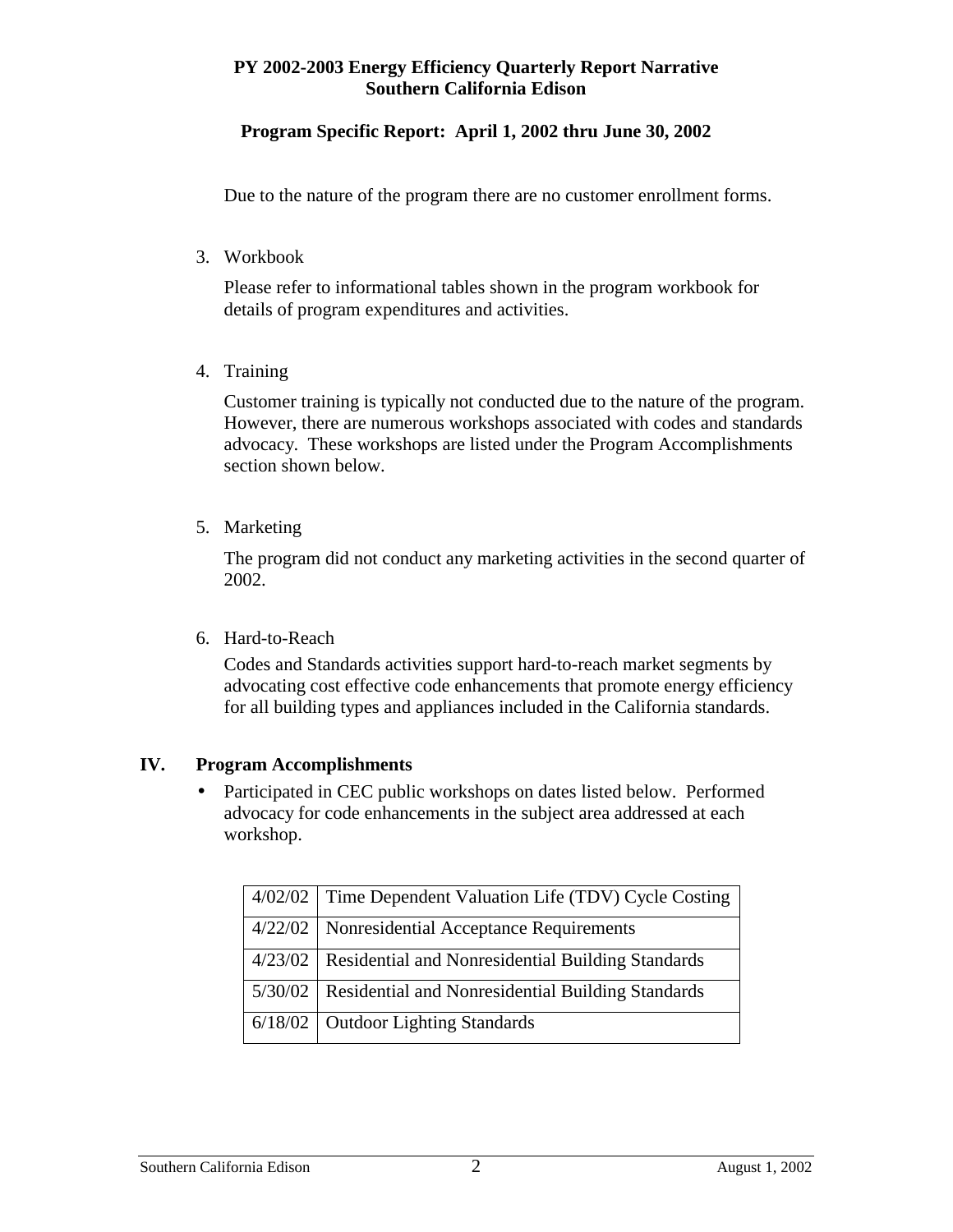Due to the nature of the program there are no customer enrollment forms.

3. Workbook

   Please refer to informational tables shown in the program workbook for details of program expenditures and activities.

4. Training

   Customer training is typically not conducted due to the nature of the program. However, there are numerous workshops associated with codes and standards advocacy. These workshops are listed under the Program Accomplishments section shown below.

5. Marketing

   The program did not conduct any marketing activities in the second quarter of 2002.

6. Hard-to-Reach

   Codes and Standards activities support hard-to-reach market segments by advocating cost effective code enhancements that promote energy efficiency for all building types and appliances included in the California standards.

## IV. Program Accomplishments

- Participated in CEC public workshops on dates listed below. Performed advocacy for code enhancements in the subject area addressed at each workshop.

| | |
|---|---|
| 4/02/02 | Time Dependent Valuation Life (TDV) Cycle Costing |
| 4/22/02 | Nonresidential Acceptance Requirements |
| 4/23/02 | Residential and Nonresidential Building Standards |
| 5/30/02 | Residential and Nonresidential Building Standards |
| 6/18/02 | Outdoor Lighting Standards |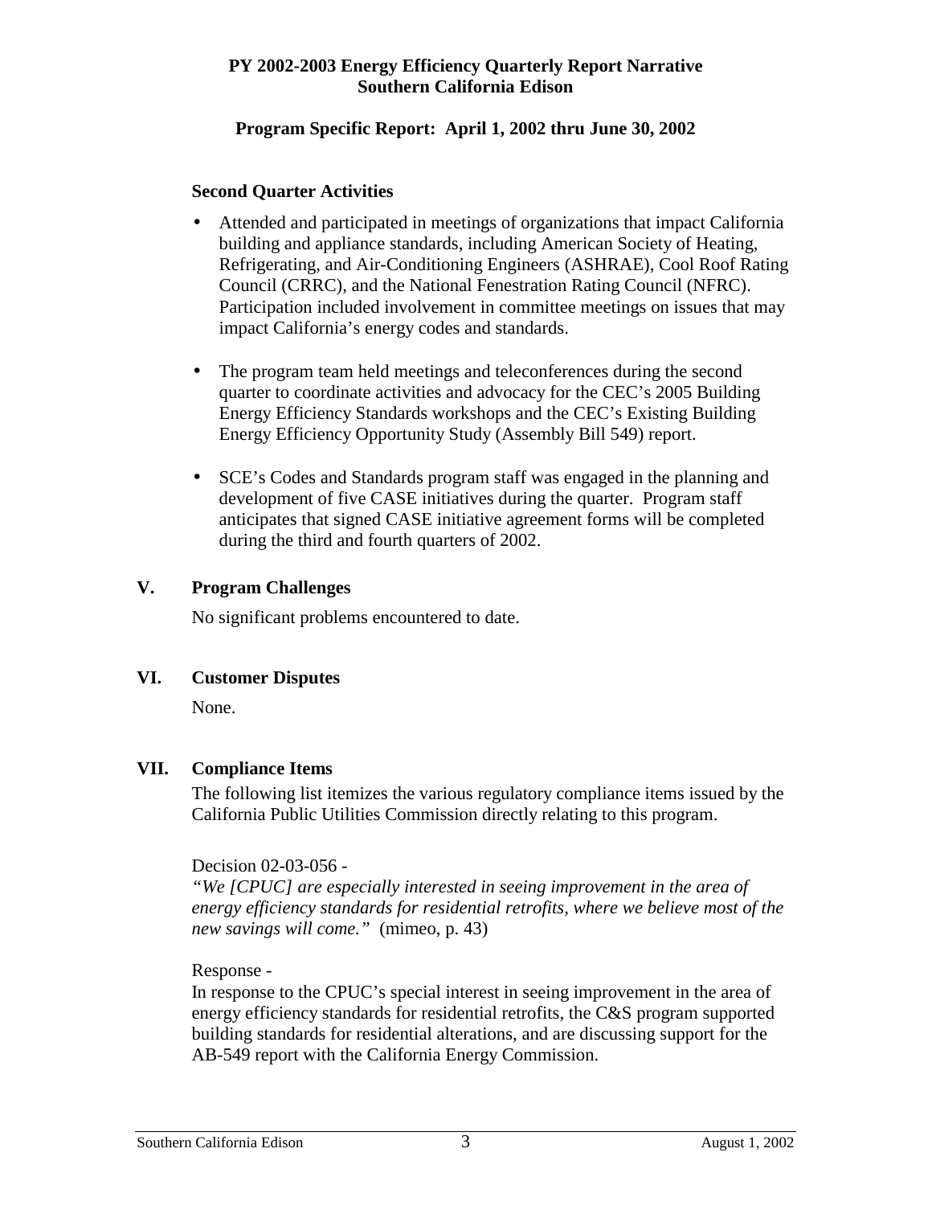**PY 2002-2003 Energy Efficiency Quarterly Report Narrative**
**Southern California Edison**

**Program Specific Report: April 1, 2002 thru June 30, 2002**

**Second Quarter Activities**

- Attended and participated in meetings of organizations that impact California building and appliance standards, including American Society of Heating, Refrigerating, and Air-Conditioning Engineers (ASHRAE), Cool Roof Rating Council (CRRC), and the National Fenestration Rating Council (NFRC). Participation included involvement in committee meetings on issues that may impact California's energy codes and standards.

- The program team held meetings and teleconferences during the second quarter to coordinate activities and advocacy for the CEC's 2005 Building Energy Efficiency Standards workshops and the CEC's Existing Building Energy Efficiency Opportunity Study (Assembly Bill 549) report.

- SCE's Codes and Standards program staff was engaged in the planning and development of five CASE initiatives during the quarter. Program staff anticipates that signed CASE initiative agreement forms will be completed during the third and fourth quarters of 2002.

## V. Program Challenges

No significant problems encountered to date.

## VI. Customer Disputes

None.

## VII. Compliance Items

The following list itemizes the various regulatory compliance items issued by the California Public Utilities Commission directly relating to this program.

Decision 02-03-056 -
*"We [CPUC] are especially interested in seeing improvement in the area of energy efficiency standards for residential retrofits, where we believe most of the new savings will come."* (mimeo, p. 43)

Response -
In response to the CPUC's special interest in seeing improvement in the area of energy efficiency standards for residential retrofits, the C&S program supported building standards for residential alterations, and are discussing support for the AB-549 report with the California Energy Commission.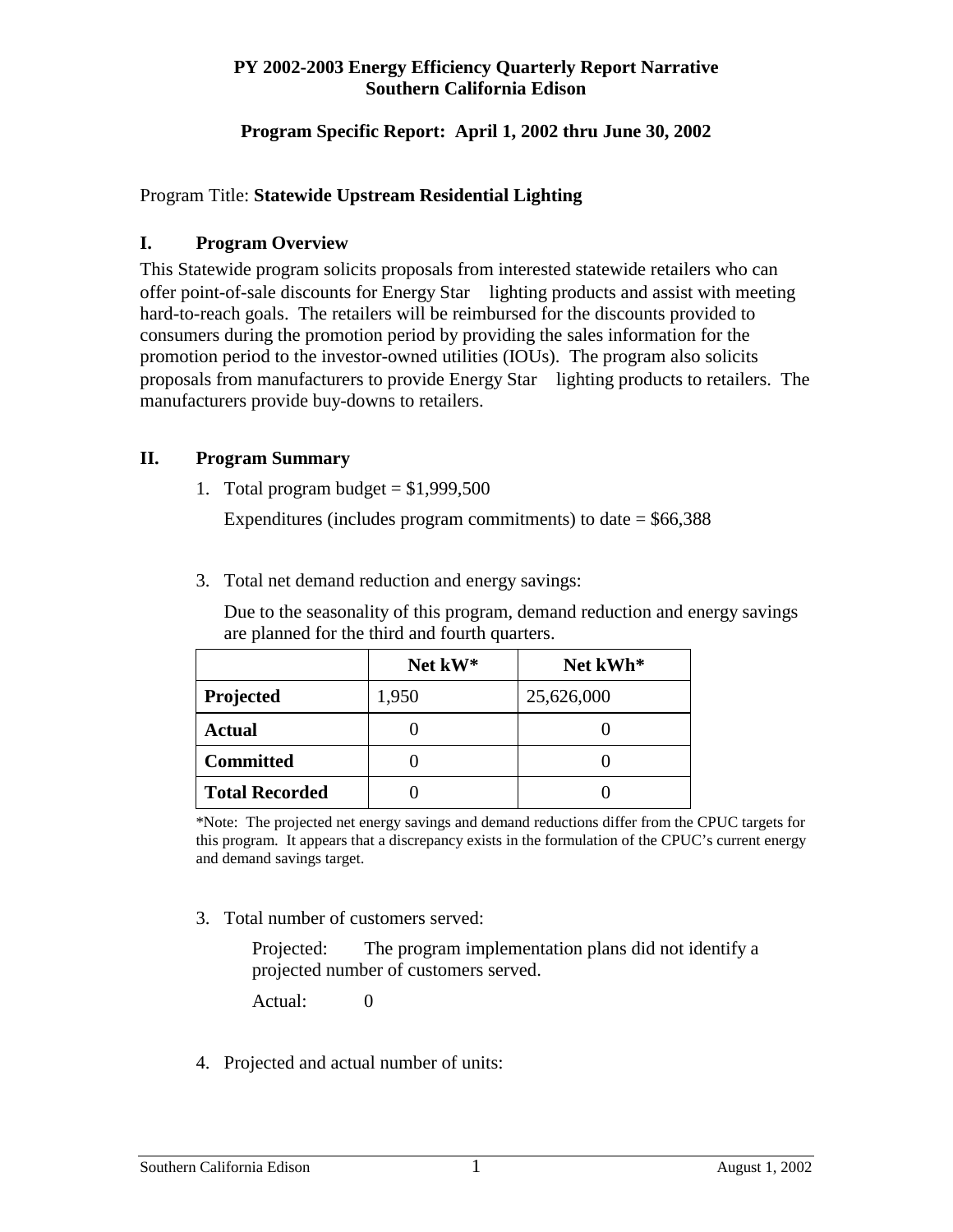**PY 2002-2003 Energy Efficiency Quarterly Report Narrative**
**Southern California Edison**

**Program Specific Report: April 1, 2002 thru June 30, 2002**

Program Title: **Statewide Upstream Residential Lighting**

## I. Program Overview

This Statewide program solicits proposals from interested statewide retailers who can offer point-of-sale discounts for Energy Star lighting products and assist with meeting hard-to-reach goals. The retailers will be reimbursed for the discounts provided to consumers during the promotion period by providing the sales information for the promotion period to the investor-owned utilities (IOUs). The program also solicits proposals from manufacturers to provide Energy Star lighting products to retailers. The manufacturers provide buy-downs to retailers.

## II. Program Summary

1. Total program budget = $1,999,500

   Expenditures (includes program commitments) to date = $66,388

3. Total net demand reduction and energy savings:

   Due to the seasonality of this program, demand reduction and energy savings are planned for the third and fourth quarters.

|  | Net kW* | Net kWh* |
|---|---|---|
| **Projected** | 1,950 | 25,626,000 |
| **Actual** | 0 | 0 |
| **Committed** | 0 | 0 |
| **Total Recorded** | 0 | 0 |

*Note: The projected net energy savings and demand reductions differ from the CPUC targets for this program. It appears that a discrepancy exists in the formulation of the CPUC's current energy and demand savings target.

3. Total number of customers served:

   Projected: The program implementation plans did not identify a projected number of customers served.

   Actual: 0

4. Projected and actual number of units: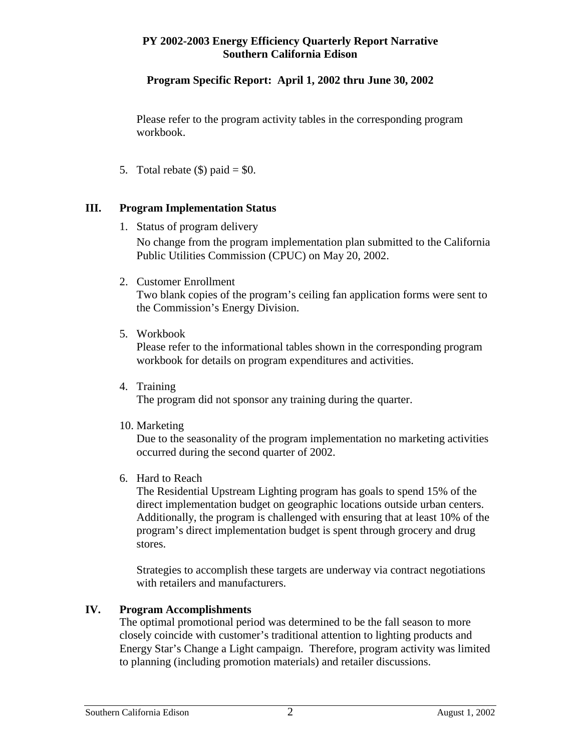**PY 2002-2003 Energy Efficiency Quarterly Report Narrative**
**Southern California Edison**

**Program Specific Report: April 1, 2002 thru June 30, 2002**

Please refer to the program activity tables in the corresponding program workbook.

5. Total rebate ($) paid = $0.

## III. Program Implementation Status

1. Status of program delivery
   No change from the program implementation plan submitted to the California Public Utilities Commission (CPUC) on May 20, 2002.

2. Customer Enrollment
   Two blank copies of the program's ceiling fan application forms were sent to the Commission's Energy Division.

5. Workbook
   Please refer to the informational tables shown in the corresponding program workbook for details on program expenditures and activities.

4. Training
   The program did not sponsor any training during the quarter.

10. Marketing
    Due to the seasonality of the program implementation no marketing activities occurred during the second quarter of 2002.

6. Hard to Reach
   The Residential Upstream Lighting program has goals to spend 15% of the direct implementation budget on geographic locations outside urban centers. Additionally, the program is challenged with ensuring that at least 10% of the program's direct implementation budget is spent through grocery and drug stores.

   Strategies to accomplish these targets are underway via contract negotiations with retailers and manufacturers.

## IV. Program Accomplishments

The optimal promotional period was determined to be the fall season to more closely coincide with customer's traditional attention to lighting products and Energy Star's Change a Light campaign. Therefore, program activity was limited to planning (including promotion materials) and retailer discussions.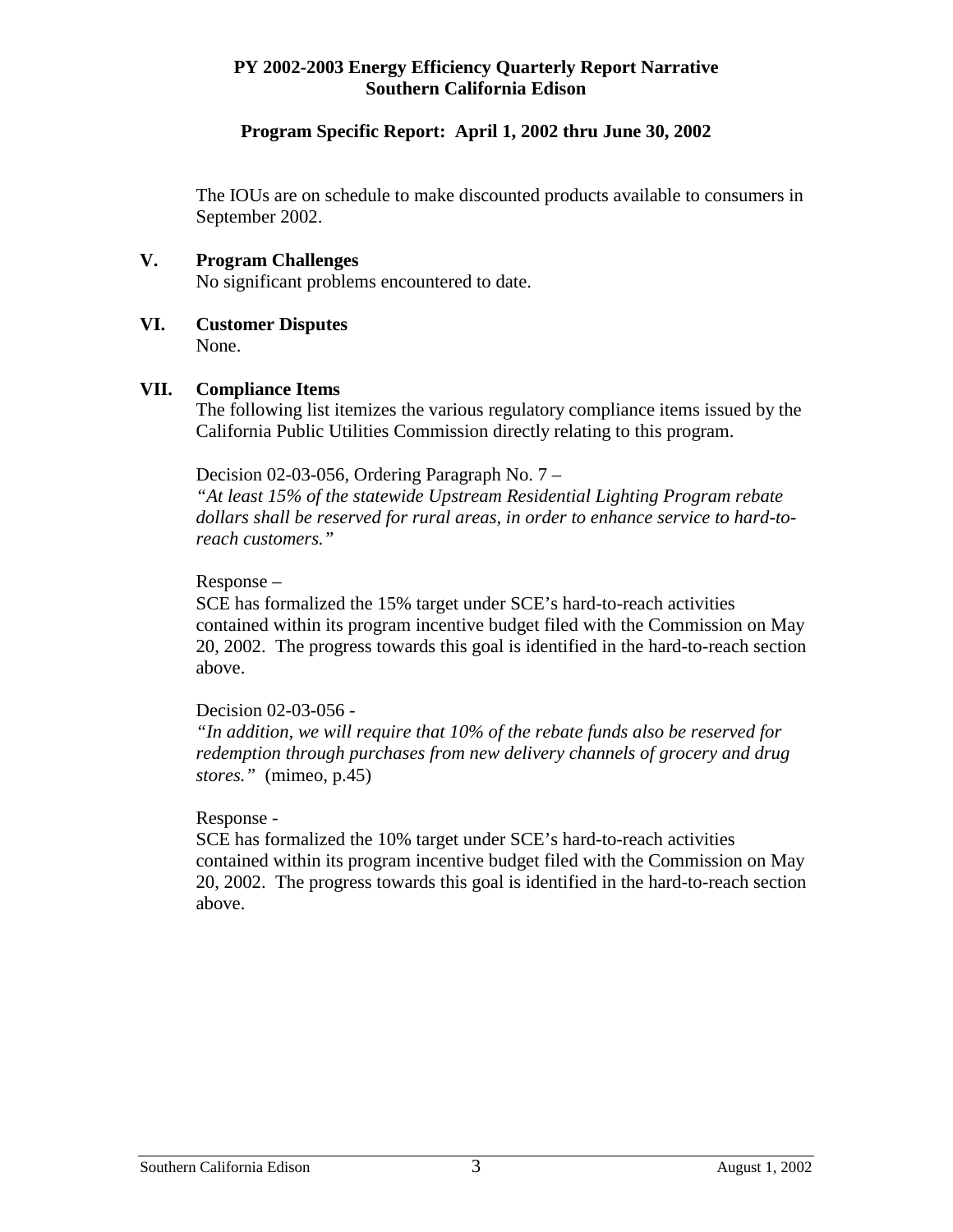The IOUs are on schedule to make discounted products available to consumers in September 2002.

## V. Program Challenges

No significant problems encountered to date.

## VI. Customer Disputes

None.

## VII. Compliance Items

The following list itemizes the various regulatory compliance items issued by the California Public Utilities Commission directly relating to this program.

Decision 02-03-056, Ordering Paragraph No. 7 –
*"At least 15% of the statewide Upstream Residential Lighting Program rebate dollars shall be reserved for rural areas, in order to enhance service to hard-to-reach customers."*

Response –
SCE has formalized the 15% target under SCE's hard-to-reach activities contained within its program incentive budget filed with the Commission on May 20, 2002. The progress towards this goal is identified in the hard-to-reach section above.

Decision 02-03-056 -
*"In addition, we will require that 10% of the rebate funds also be reserved for redemption through purchases from new delivery channels of grocery and drug stores."* (mimeo, p.45)

Response -
SCE has formalized the 10% target under SCE's hard-to-reach activities contained within its program incentive budget filed with the Commission on May 20, 2002. The progress towards this goal is identified in the hard-to-reach section above.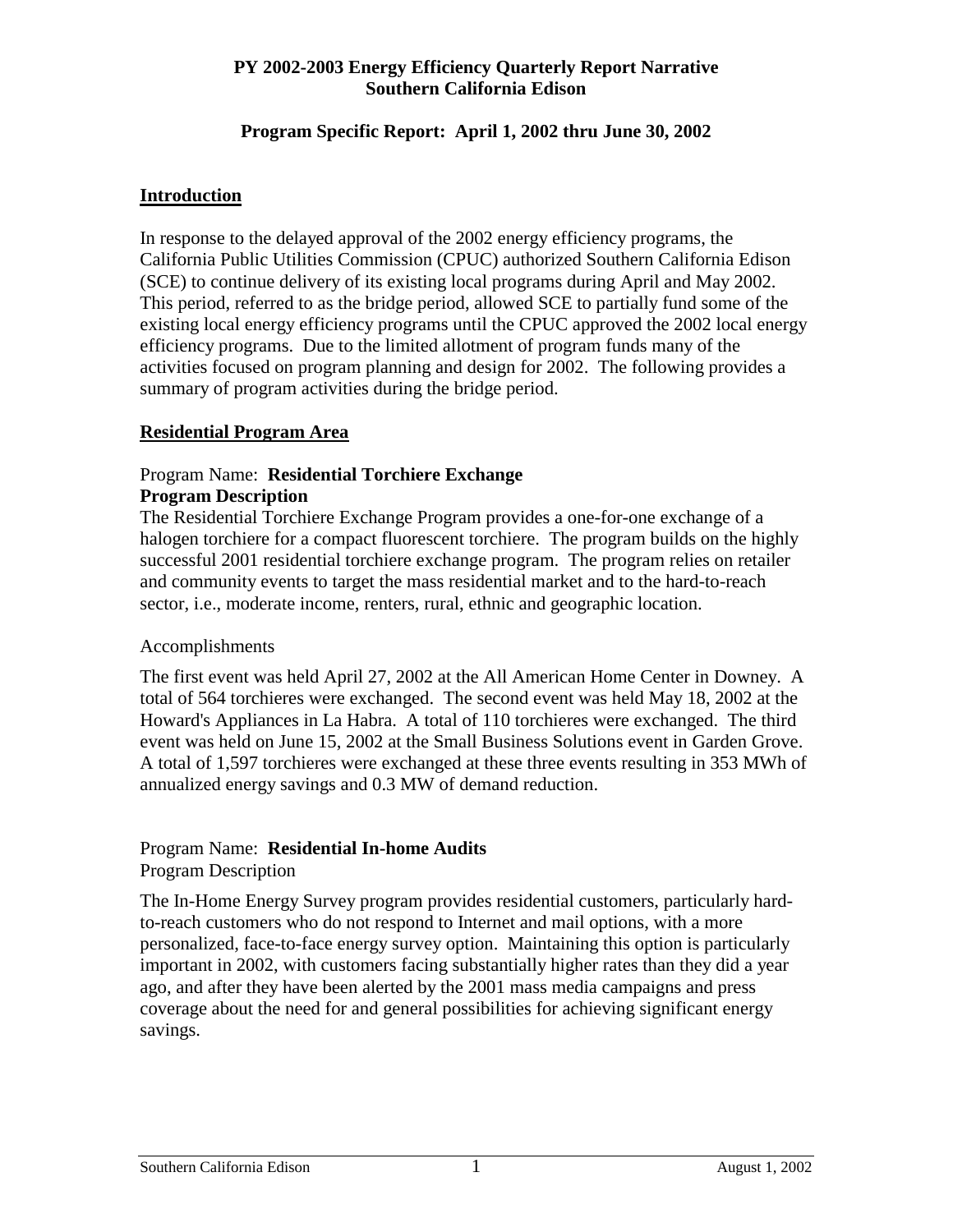**PY 2002-2003 Energy Efficiency Quarterly Report Narrative**
**Southern California Edison**

**Program Specific Report: April 1, 2002 thru June 30, 2002**

## Introduction

In response to the delayed approval of the 2002 energy efficiency programs, the California Public Utilities Commission (CPUC) authorized Southern California Edison (SCE) to continue delivery of its existing local programs during April and May 2002. This period, referred to as the bridge period, allowed SCE to partially fund some of the existing local energy efficiency programs until the CPUC approved the 2002 local energy efficiency programs. Due to the limited allotment of program funds many of the activities focused on program planning and design for 2002. The following provides a summary of program activities during the bridge period.

## Residential Program Area

Program Name: **Residential Torchiere Exchange**
**Program Description**

The Residential Torchiere Exchange Program provides a one-for-one exchange of a halogen torchiere for a compact fluorescent torchiere. The program builds on the highly successful 2001 residential torchiere exchange program. The program relies on retailer and community events to target the mass residential market and to the hard-to-reach sector, i.e., moderate income, renters, rural, ethnic and geographic location.

Accomplishments

The first event was held April 27, 2002 at the All American Home Center in Downey. A total of 564 torchieres were exchanged. The second event was held May 18, 2002 at the Howard's Appliances in La Habra. A total of 110 torchieres were exchanged. The third event was held on June 15, 2002 at the Small Business Solutions event in Garden Grove. A total of 1,597 torchieres were exchanged at these three events resulting in 353 MWh of annualized energy savings and 0.3 MW of demand reduction.

Program Name: **Residential In-home Audits**
Program Description

The In-Home Energy Survey program provides residential customers, particularly hard-to-reach customers who do not respond to Internet and mail options, with a more personalized, face-to-face energy survey option. Maintaining this option is particularly important in 2002, with customers facing substantially higher rates than they did a year ago, and after they have been alerted by the 2001 mass media campaigns and press coverage about the need for and general possibilities for achieving significant energy savings.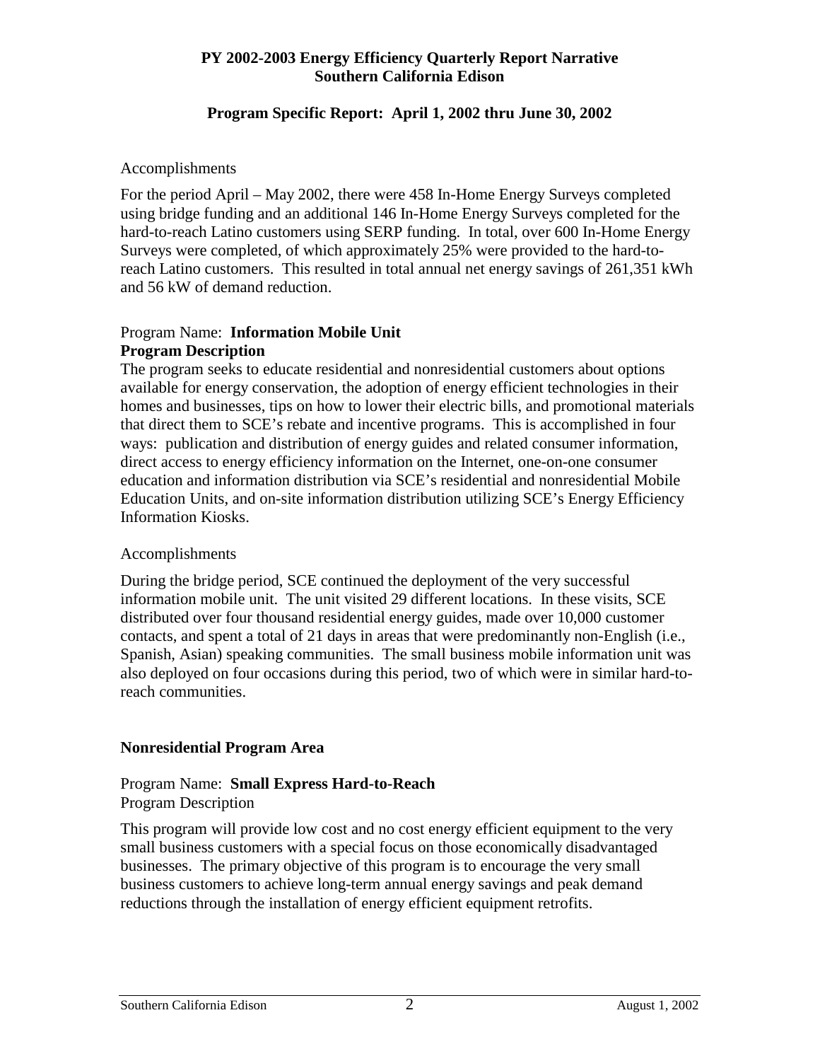**PY 2002-2003 Energy Efficiency Quarterly Report Narrative**
**Southern California Edison**

**Program Specific Report: April 1, 2002 thru June 30, 2002**

Accomplishments

For the period April – May 2002, there were 458 In-Home Energy Surveys completed using bridge funding and an additional 146 In-Home Energy Surveys completed for the hard-to-reach Latino customers using SERP funding. In total, over 600 In-Home Energy Surveys were completed, of which approximately 25% were provided to the hard-to-reach Latino customers. This resulted in total annual net energy savings of 261,351 kWh and 56 kW of demand reduction.

Program Name: **Information Mobile Unit**

**Program Description**

The program seeks to educate residential and nonresidential customers about options available for energy conservation, the adoption of energy efficient technologies in their homes and businesses, tips on how to lower their electric bills, and promotional materials that direct them to SCE's rebate and incentive programs. This is accomplished in four ways: publication and distribution of energy guides and related consumer information, direct access to energy efficiency information on the Internet, one-on-one consumer education and information distribution via SCE's residential and nonresidential Mobile Education Units, and on-site information distribution utilizing SCE's Energy Efficiency Information Kiosks.

Accomplishments

During the bridge period, SCE continued the deployment of the very successful information mobile unit. The unit visited 29 different locations. In these visits, SCE distributed over four thousand residential energy guides, made over 10,000 customer contacts, and spent a total of 21 days in areas that were predominantly non-English (i.e., Spanish, Asian) speaking communities. The small business mobile information unit was also deployed on four occasions during this period, two of which were in similar hard-to-reach communities.

## Nonresidential Program Area

Program Name: **Small Express Hard-to-Reach**

Program Description

This program will provide low cost and no cost energy efficient equipment to the very small business customers with a special focus on those economically disadvantaged businesses. The primary objective of this program is to encourage the very small business customers to achieve long-term annual energy savings and peak demand reductions through the installation of energy efficient equipment retrofits.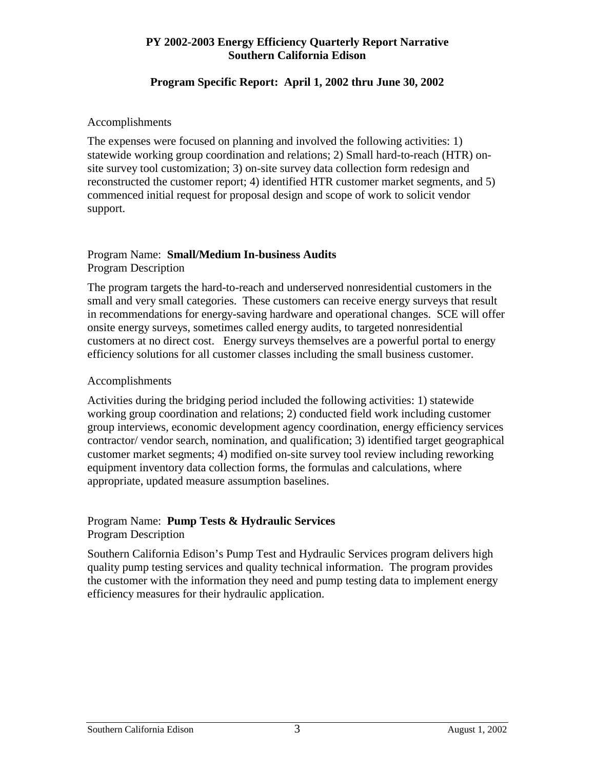# PY 2002-2003 Energy Efficiency Quarterly Report Narrative
# Southern California Edison

## Program Specific Report: April 1, 2002 thru June 30, 2002

Accomplishments

The expenses were focused on planning and involved the following activities: 1) statewide working group coordination and relations; 2) Small hard-to-reach (HTR) on-site survey tool customization; 3) on-site survey data collection form redesign and reconstructed the customer report; 4) identified HTR customer market segments, and 5) commenced initial request for proposal design and scope of work to solicit vendor support.

Program Name: **Small/Medium In-business Audits**

Program Description

The program targets the hard-to-reach and underserved nonresidential customers in the small and very small categories. These customers can receive energy surveys that result in recommendations for energy-saving hardware and operational changes. SCE will offer onsite energy surveys, sometimes called energy audits, to targeted nonresidential customers at no direct cost. Energy surveys themselves are a powerful portal to energy efficiency solutions for all customer classes including the small business customer.

Accomplishments

Activities during the bridging period included the following activities: 1) statewide working group coordination and relations; 2) conducted field work including customer group interviews, economic development agency coordination, energy efficiency services contractor/ vendor search, nomination, and qualification; 3) identified target geographical customer market segments; 4) modified on-site survey tool review including reworking equipment inventory data collection forms, the formulas and calculations, where appropriate, updated measure assumption baselines.

Program Name: **Pump Tests & Hydraulic Services**

Program Description

Southern California Edison's Pump Test and Hydraulic Services program delivers high quality pump testing services and quality technical information. The program provides the customer with the information they need and pump testing data to implement energy efficiency measures for their hydraulic application.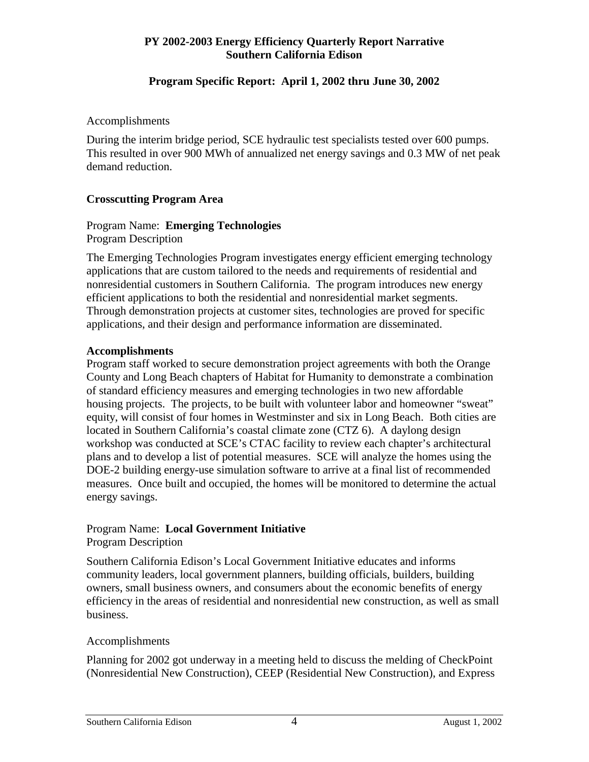Accomplishments

During the interim bridge period, SCE hydraulic test specialists tested over 600 pumps. This resulted in over 900 MWh of annualized net energy savings and 0.3 MW of net peak demand reduction.

## Crosscutting Program Area

Program Name: **Emerging Technologies**
Program Description

The Emerging Technologies Program investigates energy efficient emerging technology applications that are custom tailored to the needs and requirements of residential and nonresidential customers in Southern California. The program introduces new energy efficient applications to both the residential and nonresidential market segments. Through demonstration projects at customer sites, technologies are proved for specific applications, and their design and performance information are disseminated.

**Accomplishments**
Program staff worked to secure demonstration project agreements with both the Orange County and Long Beach chapters of Habitat for Humanity to demonstrate a combination of standard efficiency measures and emerging technologies in two new affordable housing projects. The projects, to be built with volunteer labor and homeowner "sweat" equity, will consist of four homes in Westminster and six in Long Beach. Both cities are located in Southern California's coastal climate zone (CTZ 6). A daylong design workshop was conducted at SCE's CTAC facility to review each chapter's architectural plans and to develop a list of potential measures. SCE will analyze the homes using the DOE-2 building energy-use simulation software to arrive at a final list of recommended measures. Once built and occupied, the homes will be monitored to determine the actual energy savings.

Program Name: **Local Government Initiative**
Program Description

Southern California Edison's Local Government Initiative educates and informs community leaders, local government planners, building officials, builders, building owners, small business owners, and consumers about the economic benefits of energy efficiency in the areas of residential and nonresidential new construction, as well as small business.

Accomplishments

Planning for 2002 got underway in a meeting held to discuss the melding of CheckPoint (Nonresidential New Construction), CEEP (Residential New Construction), and Express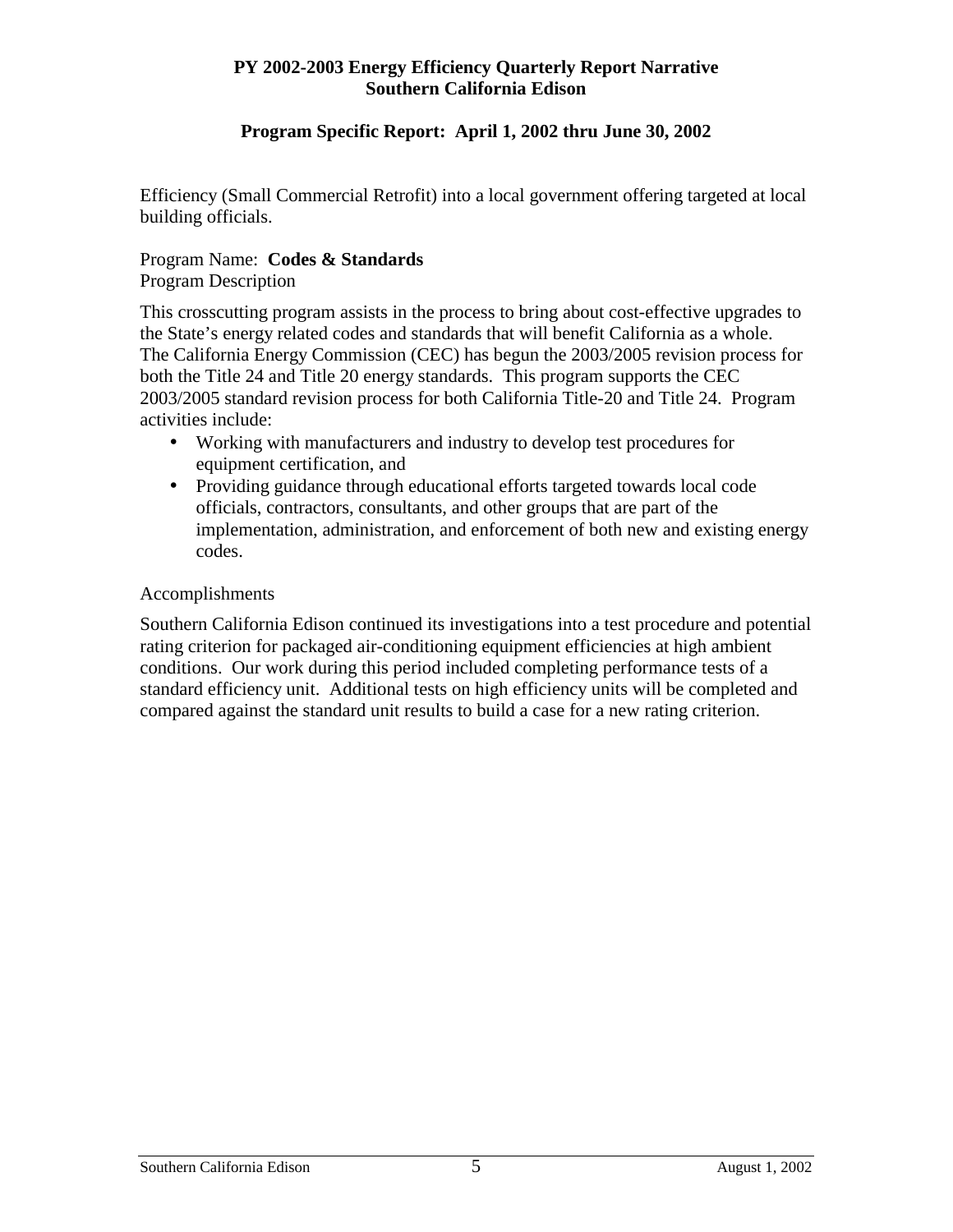Efficiency (Small Commercial Retrofit) into a local government offering targeted at local building officials.

Program Name: **Codes & Standards**
Program Description

This crosscutting program assists in the process to bring about cost-effective upgrades to the State's energy related codes and standards that will benefit California as a whole. The California Energy Commission (CEC) has begun the 2003/2005 revision process for both the Title 24 and Title 20 energy standards. This program supports the CEC 2003/2005 standard revision process for both California Title-20 and Title 24. Program activities include:

- Working with manufacturers and industry to develop test procedures for equipment certification, and
- Providing guidance through educational efforts targeted towards local code officials, contractors, consultants, and other groups that are part of the implementation, administration, and enforcement of both new and existing energy codes.

Accomplishments

Southern California Edison continued its investigations into a test procedure and potential rating criterion for packaged air-conditioning equipment efficiencies at high ambient conditions. Our work during this period included completing performance tests of a standard efficiency unit. Additional tests on high efficiency units will be completed and compared against the standard unit results to build a case for a new rating criterion.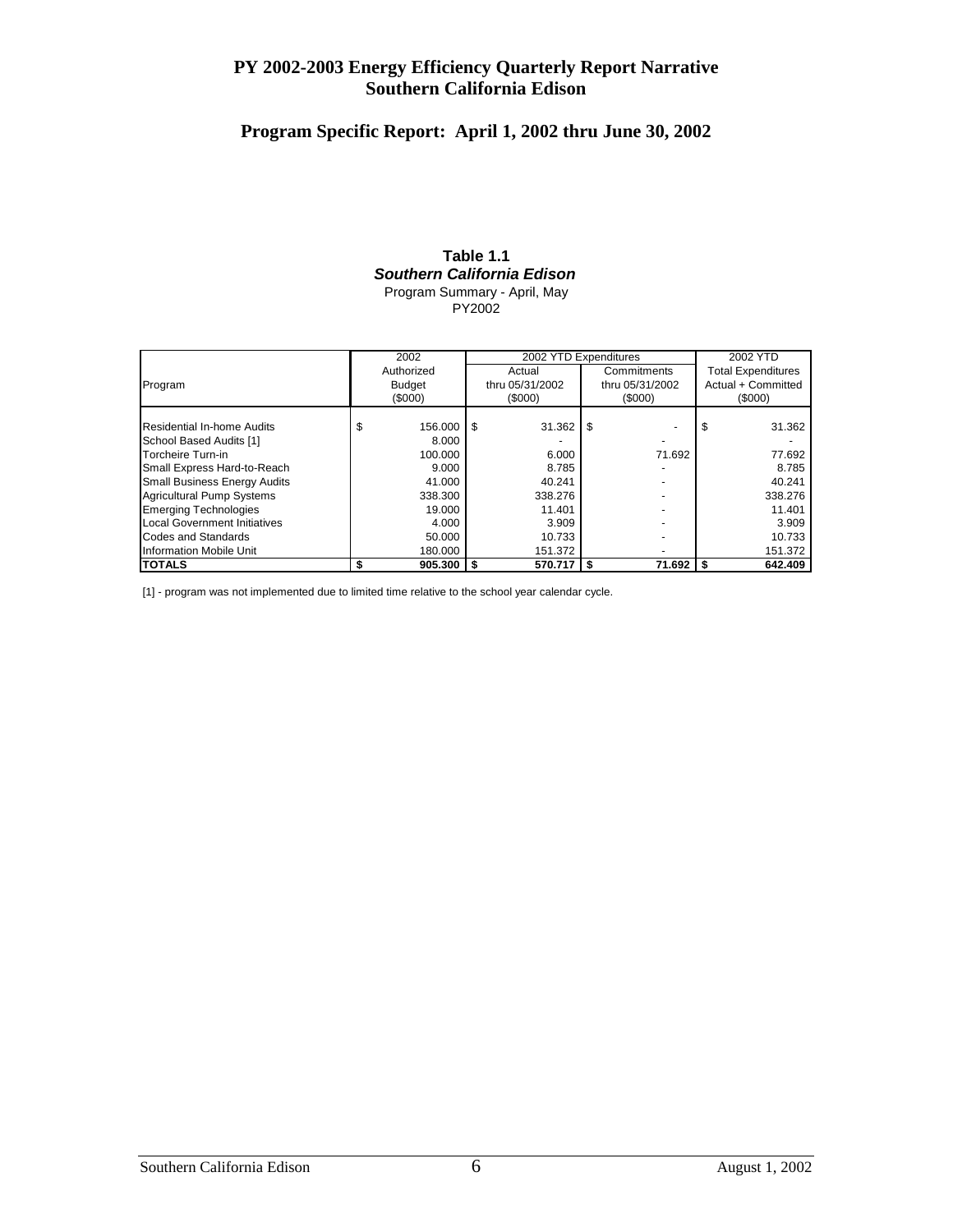# PY 2002-2003 Energy Efficiency Quarterly Report Narrative
# Southern California Edison

## Program Specific Report: April 1, 2002 thru June 30, 2002

**Table 1.1**
***Southern California Edison***
Program Summary - April, May
PY2002

| Program | 2002 Authorized Budget ($000) | 2002 YTD Expenditures | | 2002 YTD Total Expenditures Actual + Committed ($000) |
|---|---|---|---|---|
| | | Actual thru 05/31/2002 ($000) | Commitments thru 05/31/2002 ($000) | |
| Residential In-home Audits | $ 156.000 | $ 31.362 | $ - | $ 31.362 |
| School Based Audits [1] | 8.000 | - | - | - |
| Torcheire Turn-in | 100.000 | 6.000 | 71.692 | 77.692 |
| Small Express Hard-to-Reach | 9.000 | 8.785 | - | 8.785 |
| Small Business Energy Audits | 41.000 | 40.241 | - | 40.241 |
| Agricultural Pump Systems | 338.300 | 338.276 | - | 338.276 |
| Emerging Technologies | 19.000 | 11.401 | - | 11.401 |
| Local Government Initiatives | 4.000 | 3.909 | - | 3.909 |
| Codes and Standards | 50.000 | 10.733 | - | 10.733 |
| Information Mobile Unit | 180.000 | 151.372 | - | 151.372 |
| **TOTALS** | **$ 905.300** | **$ 570.717** | **$ 71.692** | **$ 642.409** |

[1] - program was not implemented due to limited time relative to the school year calendar cycle.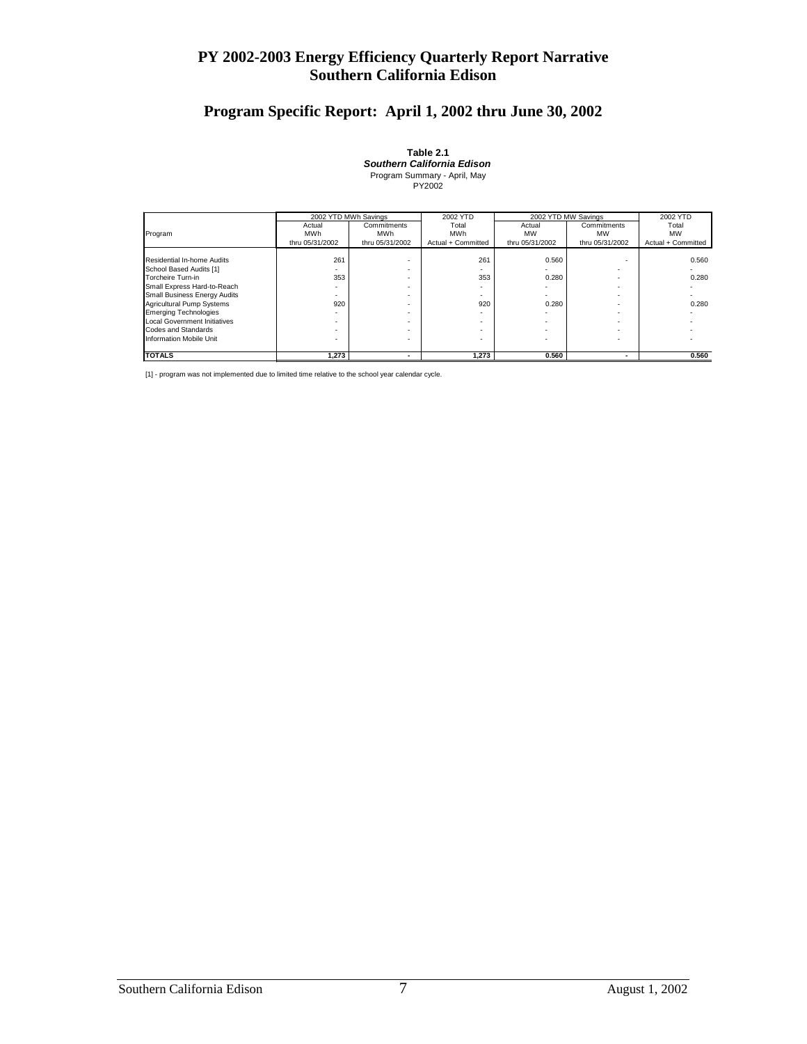# PY 2002-2003 Energy Efficiency Quarterly Report Narrative
# Southern California Edison

## Program Specific Report: April 1, 2002 thru June 30, 2002

**Table 2.1**
***Southern California Edison***
Program Summary - April, May
PY2002

| Program | 2002 YTD MWh Savings | | 2002 YTD | 2002 YTD MW Savings | | 2002 YTD |
|---|---|---|---|---|---|---|
| | Actual MWh thru 05/31/2002 | Commitments MWh thru 05/31/2002 | Total MWh Actual + Committed | Actual MW thru 05/31/2002 | Commitments MW thru 05/31/2002 | Total MW Actual + Committed |
| Residential In-home Audits | 261 | - | 261 | 0.560 | - | 0.560 |
| School Based Audits [1] | - | - | - | - | - | - |
| Torcheire Turn-in | 353 | - | 353 | 0.280 | - | 0.280 |
| Small Express Hard-to-Reach | - | - | - | - | - | - |
| Small Business Energy Audits | - | - | - | - | - | - |
| Agricultural Pump Systems | 920 | - | 920 | 0.280 | - | 0.280 |
| Emerging Technologies | - | - | - | - | - | - |
| Local Government Initiatives | - | - | - | - | - | - |
| Codes and Standards | - | - | - | - | - | - |
| Information Mobile Unit | - | - | - | - | - | - |
| **TOTALS** | **1,273** | **-** | **1,273** | **0.560** | **-** | **0.560** |

[1] - program was not implemented due to limited time relative to the school year calendar cycle.